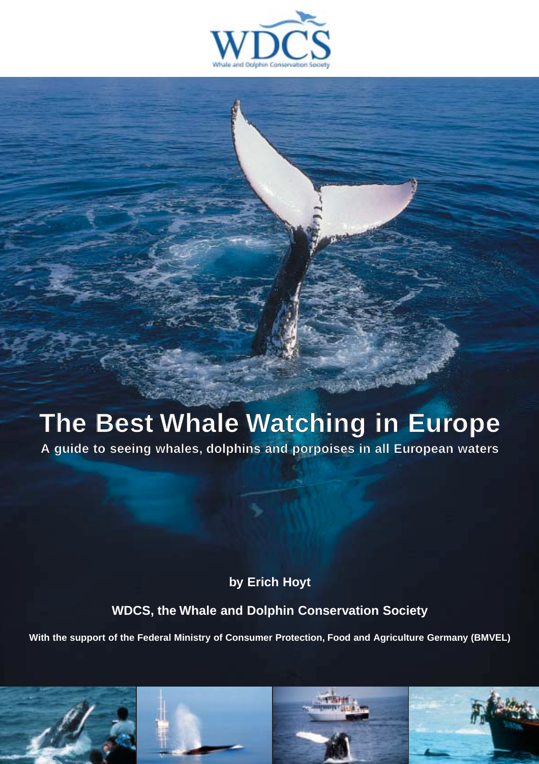WDCS

Whale and Dolphin Conservation Society

# The Best Whale Watching in Europe

## A guide to seeing whales, dolphins and porpoises in all European waters

**by Erich Hoyt**

**WDCS, the Whale and Dolphin Conservation Society**

**With the support of the Federal Ministry of Consumer Protection, Food and Agriculture Germany (BMVEL)**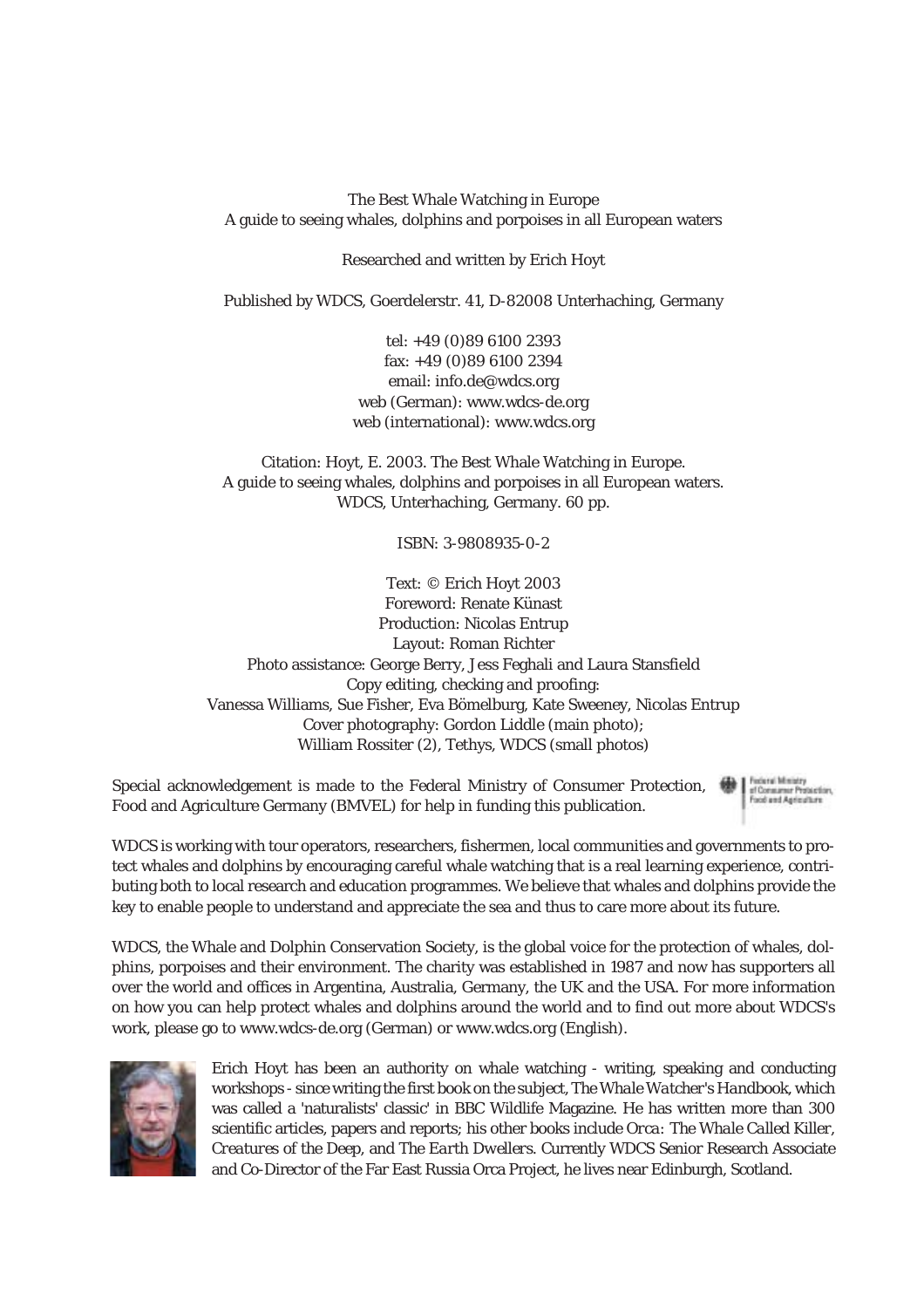The Best Whale Watching in Europe
A guide to seeing whales, dolphins and porpoises in all European waters

Researched and written by Erich Hoyt

Published by WDCS, Goerdelerstr. 41, D-82008 Unterhaching, Germany

tel: +49 (0)89 6100 2393
fax: +49 (0)89 6100 2394
email: info.de@wdcs.org
web (German): www.wdcs-de.org
web (international): www.wdcs.org

Citation: Hoyt, E. 2003. The Best Whale Watching in Europe.
A guide to seeing whales, dolphins and porpoises in all European waters.
WDCS, Unterhaching, Germany. 60 pp.

ISBN: 3-9808935-0-2

Text: © Erich Hoyt 2003
Foreword: Renate Künast
Production: Nicolas Entrup
Layout: Roman Richter
Photo assistance: George Berry, Jess Feghali and Laura Stansfield
Copy editing, checking and proofing:
Vanessa Williams, Sue Fisher, Eva Bömelburg, Kate Sweeney, Nicolas Entrup
Cover photography: Gordon Liddle (main photo);
William Rossiter (2), Tethys, WDCS (small photos)

Special acknowledgement is made to the Federal Ministry of Consumer Protection, Food and Agriculture Germany (BMVEL) for help in funding this publication.

Federal Ministry of Consumer Protection, Food and Agriculture

WDCS is working with tour operators, researchers, fishermen, local communities and governments to protect whales and dolphins by encouraging careful whale watching that is a real learning experience, contributing both to local research and education programmes. We believe that whales and dolphins provide the key to enable people to understand and appreciate the sea and thus to care more about its future.

WDCS, the Whale and Dolphin Conservation Society, is the global voice for the protection of whales, dolphins, porpoises and their environment. The charity was established in 1987 and now has supporters all over the world and offices in Argentina, Australia, Germany, the UK and the USA. For more information on how you can help protect whales and dolphins around the world and to find out more about WDCS's work, please go to www.wdcs-de.org (German) or www.wdcs.org (English).

Erich Hoyt has been an authority on whale watching - writing, speaking and conducting workshops - since writing the first book on the subject, *The Whale Watcher's Handbook*, which was called a 'naturalists' classic' in BBC Wildlife Magazine. He has written more than 300 scientific articles, papers and reports; his other books include *Orca: The Whale Called Killer*, *Creatures of the Deep*, and *The Earth Dwellers*. Currently WDCS Senior Research Associate and Co-Director of the Far East Russia Orca Project, he lives near Edinburgh, Scotland.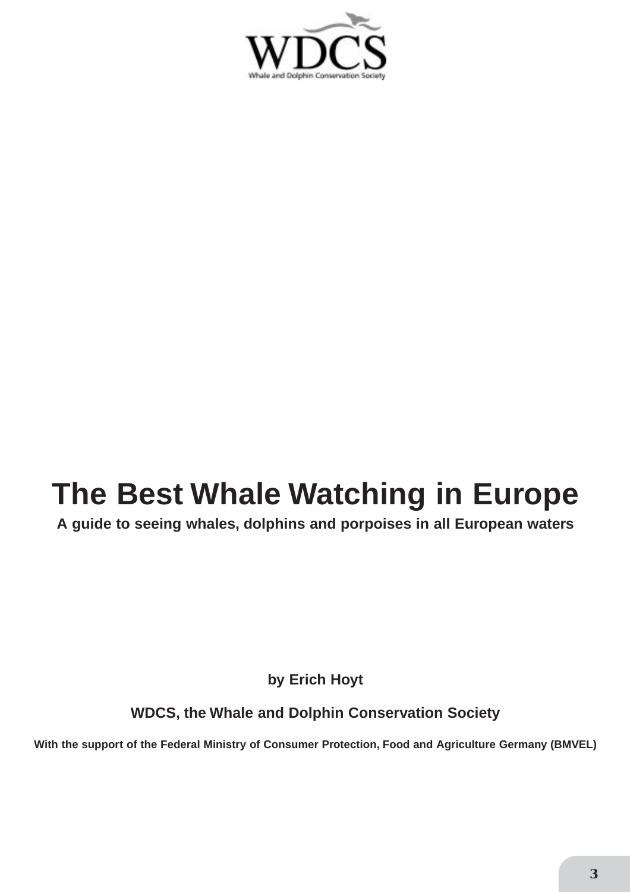WDCS

Whale and Dolphin Conservation Society

# The Best Whale Watching in Europe

**A guide to seeing whales, dolphins and porpoises in all European waters**

**by Erich Hoyt**

**WDCS, the Whale and Dolphin Conservation Society**

**With the support of the Federal Ministry of Consumer Protection, Food and Agriculture Germany (BMVEL)**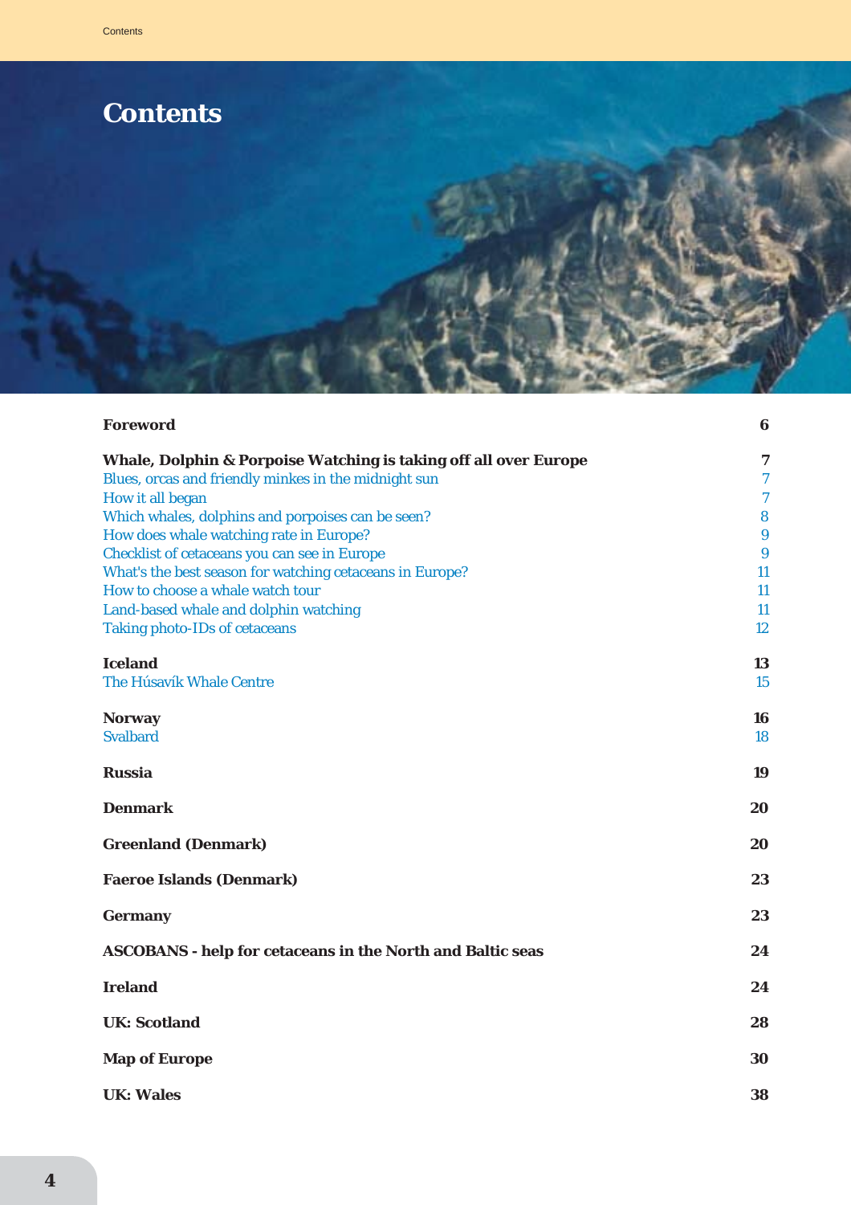# Contents

| | |
|---|---|
| **Foreword** | **6** |
| **Whale, Dolphin & Porpoise Watching is taking off all over Europe** | **7** |
| Blues, orcas and friendly minkes in the midnight sun | 7 |
| How it all began | 7 |
| Which whales, dolphins and porpoises can be seen? | 8 |
| How does whale watching rate in Europe? | 9 |
| Checklist of cetaceans you can see in Europe | 9 |
| What's the best season for watching cetaceans in Europe? | 11 |
| How to choose a whale watch tour | 11 |
| Land-based whale and dolphin watching | 11 |
| Taking photo-IDs of cetaceans | 12 |
| **Iceland** | **13** |
| The Húsavík Whale Centre | 15 |
| **Norway** | **16** |
| Svalbard | 18 |
| **Russia** | **19** |
| **Denmark** | **20** |
| **Greenland (Denmark)** | **20** |
| **Faeroe Islands (Denmark)** | **23** |
| **Germany** | **23** |
| **ASCOBANS - help for cetaceans in the North and Baltic seas** | **24** |
| **Ireland** | **24** |
| **UK: Scotland** | **28** |
| **Map of Europe** | **30** |
| **UK: Wales** | **38** |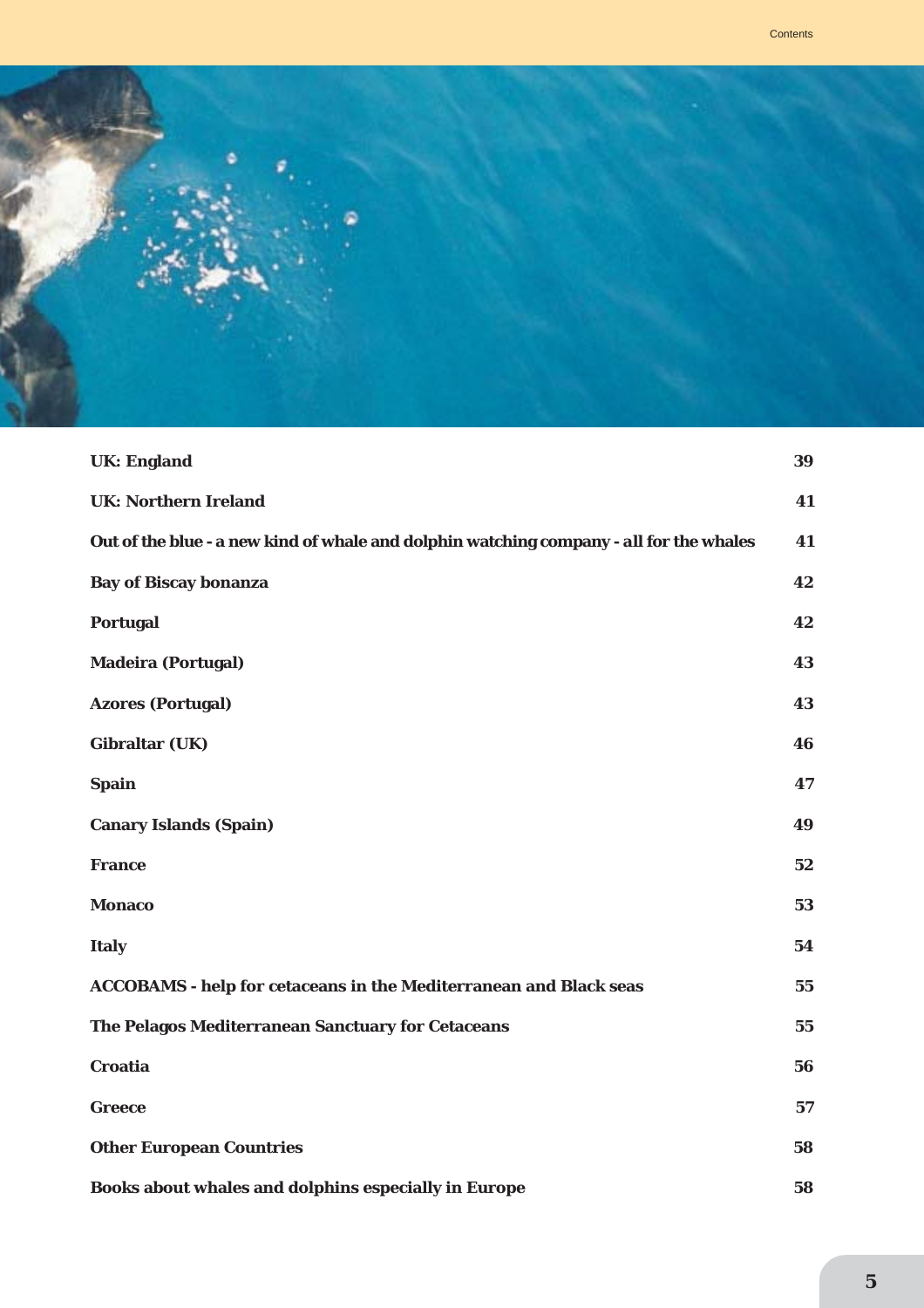| | |
|---|---|
| **UK: England** | **39** |
| **UK: Northern Ireland** | **41** |
| **Out of the blue - a new kind of whale and dolphin watching company - all for the whales** | **41** |
| **Bay of Biscay bonanza** | **42** |
| **Portugal** | **42** |
| **Madeira (Portugal)** | **43** |
| **Azores (Portugal)** | **43** |
| **Gibraltar (UK)** | **46** |
| **Spain** | **47** |
| **Canary Islands (Spain)** | **49** |
| **France** | **52** |
| **Monaco** | **53** |
| **Italy** | **54** |
| **ACCOBAMS - help for cetaceans in the Mediterranean and Black seas** | **55** |
| **The Pelagos Mediterranean Sanctuary for Cetaceans** | **55** |
| **Croatia** | **56** |
| **Greece** | **57** |
| **Other European Countries** | **58** |
| **Books about whales and dolphins especially in Europe** | **58** |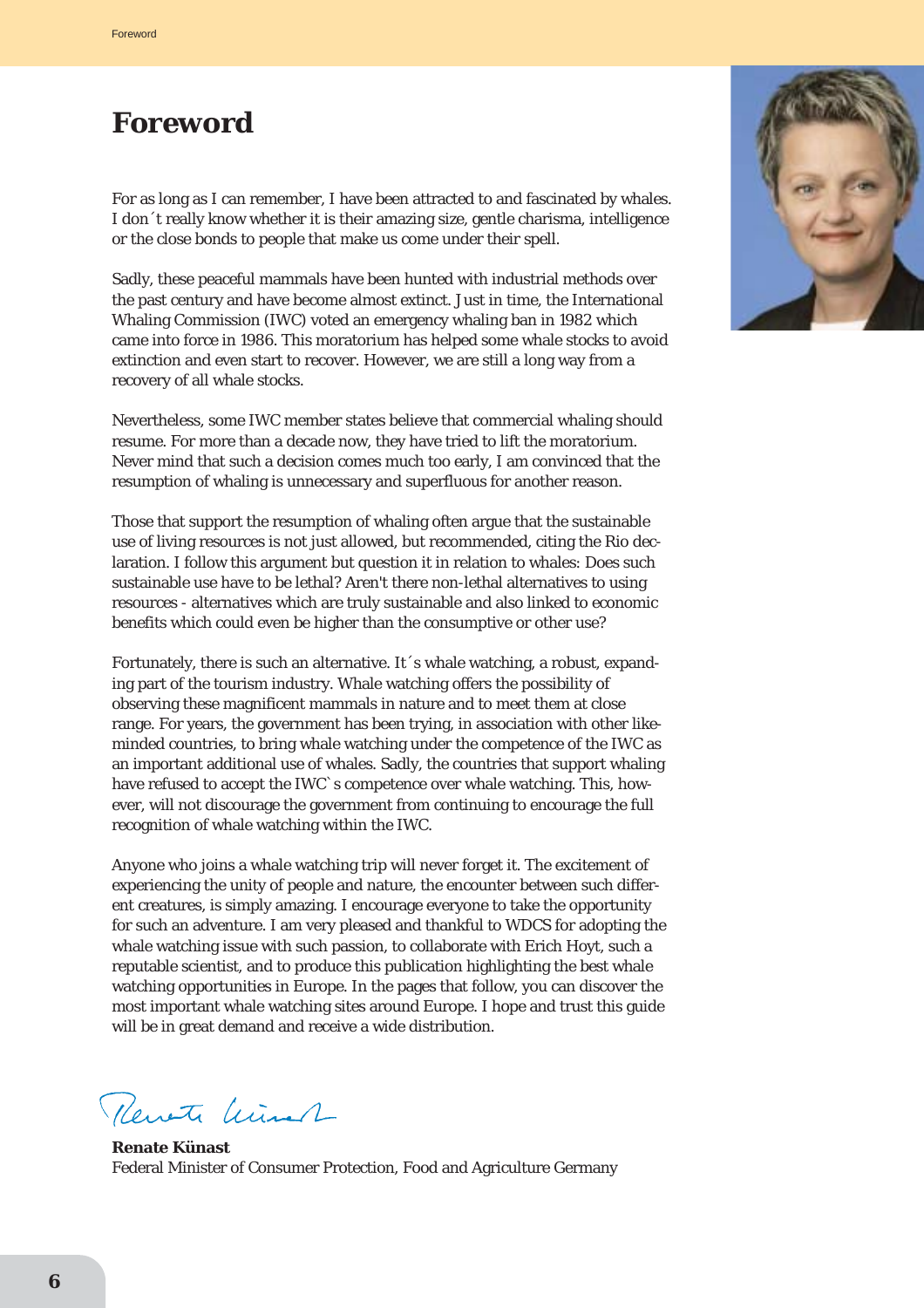# Foreword

For as long as I can remember, I have been attracted to and fascinated by whales. I don´t really know whether it is their amazing size, gentle charisma, intelligence or the close bonds to people that make us come under their spell.

Sadly, these peaceful mammals have been hunted with industrial methods over the past century and have become almost extinct. Just in time, the International Whaling Commission (IWC) voted an emergency whaling ban in 1982 which came into force in 1986. This moratorium has helped some whale stocks to avoid extinction and even start to recover. However, we are still a long way from a recovery of all whale stocks.

Nevertheless, some IWC member states believe that commercial whaling should resume. For more than a decade now, they have tried to lift the moratorium. Never mind that such a decision comes much too early, I am convinced that the resumption of whaling is unnecessary and superfluous for another reason.

Those that support the resumption of whaling often argue that the sustainable use of living resources is not just allowed, but recommended, citing the Rio declaration. I follow this argument but question it in relation to whales: Does such sustainable use have to be lethal? Aren't there non-lethal alternatives to using resources - alternatives which are truly sustainable and also linked to economic benefits which could even be higher than the consumptive or other use?

Fortunately, there is such an alternative. It´s whale watching, a robust, expanding part of the tourism industry. Whale watching offers the possibility of observing these magnificent mammals in nature and to meet them at close range. For years, the government has been trying, in association with other like-minded countries, to bring whale watching under the competence of the IWC as an important additional use of whales. Sadly, the countries that support whaling have refused to accept the IWC`s competence over whale watching. This, however, will not discourage the government from continuing to encourage the full recognition of whale watching within the IWC.

Anyone who joins a whale watching trip will never forget it. The excitement of experiencing the unity of people and nature, the encounter between such different creatures, is simply amazing. I encourage everyone to take the opportunity for such an adventure. I am very pleased and thankful to WDCS for adopting the whale watching issue with such passion, to collaborate with Erich Hoyt, such a reputable scientist, and to produce this publication highlighting the best whale watching opportunities in Europe. In the pages that follow, you can discover the most important whale watching sites around Europe. I hope and trust this guide will be in great demand and receive a wide distribution.

**Renate Künast**
Federal Minister of Consumer Protection, Food and Agriculture Germany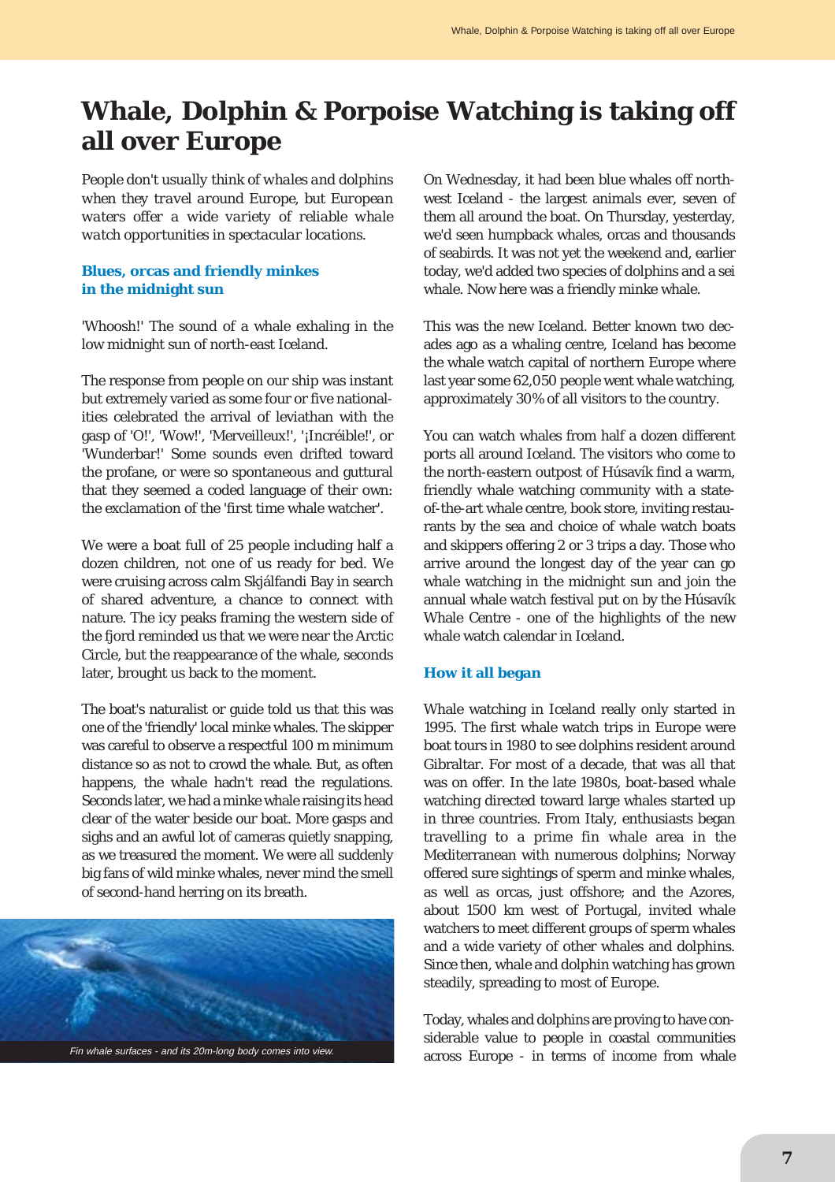# Whale, Dolphin & Porpoise Watching is taking off all over Europe

*People don't usually think of whales and dolphins when they travel around Europe, but European waters offer a wide variety of reliable whale watch opportunities in spectacular locations.*

### Blues, orcas and friendly minkes in the midnight sun

'Whoosh!' The sound of a whale exhaling in the low midnight sun of north-east Iceland.

The response from people on our ship was instant but extremely varied as some four or five nationalities celebrated the arrival of leviathan with the gasp of 'O!', 'Wow!', 'Merveilleux!', '¡Incréible!', or 'Wunderbar!' Some sounds even drifted toward the profane, or were so spontaneous and guttural that they seemed a coded language of their own: the exclamation of the 'first time whale watcher'.

We were a boat full of 25 people including half a dozen children, not one of us ready for bed. We were cruising across calm Skjálfandi Bay in search of shared adventure, a chance to connect with nature. The icy peaks framing the western side of the fjord reminded us that we were near the Arctic Circle, but the reappearance of the whale, seconds later, brought us back to the moment.

The boat's naturalist or guide told us that this was one of the 'friendly' local minke whales. The skipper was careful to observe a respectful 100 m minimum distance so as not to crowd the whale. But, as often happens, the whale hadn't read the regulations. Seconds later, we had a minke whale raising its head clear of the water beside our boat. More gasps and sighs and an awful lot of cameras quietly snapping, as we treasured the moment. We were all suddenly big fans of wild minke whales, never mind the smell of second-hand herring on its breath.

Fin whale surfaces - and its 20m-long body comes into view.

On Wednesday, it had been blue whales off northwest Iceland - the largest animals ever, seven of them all around the boat. On Thursday, yesterday, we'd seen humpback whales, orcas and thousands of seabirds. It was not yet the weekend and, earlier today, we'd added two species of dolphins and a sei whale. Now here was a friendly minke whale.

This was the new Iceland. Better known two decades ago as a whaling centre, Iceland has become the whale watch capital of northern Europe where last year some 62,050 people went whale watching, approximately 30% of all visitors to the country.

You can watch whales from half a dozen different ports all around Iceland. The visitors who come to the north-eastern outpost of Húsavík find a warm, friendly whale watching community with a state-of-the-art whale centre, book store, inviting restaurants by the sea and choice of whale watch boats and skippers offering 2 or 3 trips a day. Those who arrive around the longest day of the year can go whale watching in the midnight sun and join the annual whale watch festival put on by the Húsavík Whale Centre - one of the highlights of the new whale watch calendar in Iceland.

### How it all began

Whale watching in Iceland really only started in 1995. The first whale watch trips in Europe were boat tours in 1980 to see dolphins resident around Gibraltar. For most of a decade, that was all that was on offer. In the late 1980s, boat-based whale watching directed toward large whales started up in three countries. From Italy, enthusiasts began travelling to a prime fin whale area in the Mediterranean with numerous dolphins; Norway offered sure sightings of sperm and minke whales, as well as orcas, just offshore; and the Azores, about 1500 km west of Portugal, invited whale watchers to meet different groups of sperm whales and a wide variety of other whales and dolphins. Since then, whale and dolphin watching has grown steadily, spreading to most of Europe.

Today, whales and dolphins are proving to have considerable value to people in coastal communities across Europe - in terms of income from whale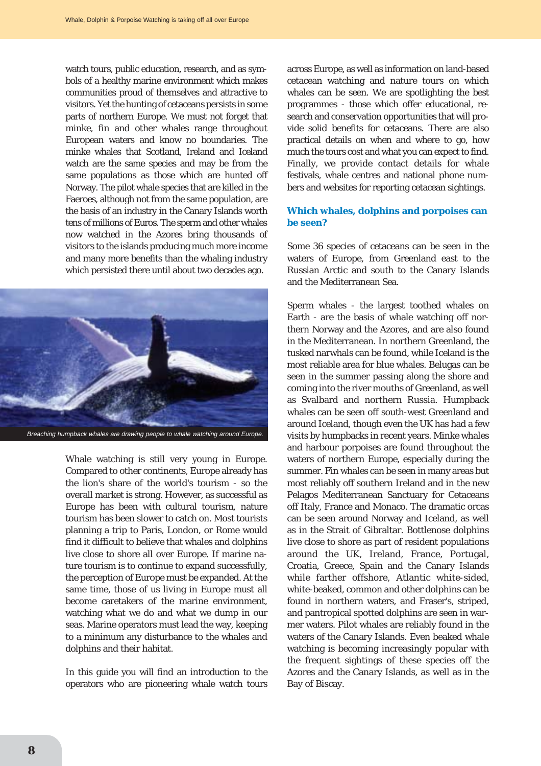watch tours, public education, research, and as symbols of a healthy marine environment which makes communities proud of themselves and attractive to visitors. Yet the hunting of cetaceans persists in some parts of northern Europe. We must not forget that minke, fin and other whales range throughout European waters and know no boundaries. The minke whales that Scotland, Ireland and Iceland watch are the same species and may be from the same populations as those which are hunted off Norway. The pilot whale species that are killed in the Faeroes, although not from the same population, are the basis of an industry in the Canary Islands worth tens of millions of Euros. The sperm and other whales now watched in the Azores bring thousands of visitors to the islands producing much more income and many more benefits than the whaling industry which persisted there until about two decades ago.

*Breaching humpback whales are drawing people to whale watching around Europe.*

Whale watching is still very young in Europe. Compared to other continents, Europe already has the lion's share of the world's tourism - so the overall market is strong. However, as successful as Europe has been with cultural tourism, nature tourism has been slower to catch on. Most tourists planning a trip to Paris, London, or Rome would find it difficult to believe that whales and dolphins live close to shore all over Europe. If marine nature tourism is to continue to expand successfully, the perception of Europe must be expanded. At the same time, those of us living in Europe must all become caretakers of the marine environment, watching what we do and what we dump in our seas. Marine operators must lead the way, keeping to a minimum any disturbance to the whales and dolphins and their habitat.

In this guide you will find an introduction to the operators who are pioneering whale watch tours across Europe, as well as information on land-based cetacean watching and nature tours on which whales can be seen. We are spotlighting the best programmes - those which offer educational, research and conservation opportunities that will provide solid benefits for cetaceans. There are also practical details on when and where to go, how much the tours cost and what you can expect to find. Finally, we provide contact details for whale festivals, whale centres and national phone numbers and websites for reporting cetacean sightings.

## Which whales, dolphins and porpoises can be seen?

Some 36 species of cetaceans can be seen in the waters of Europe, from Greenland east to the Russian Arctic and south to the Canary Islands and the Mediterranean Sea.

Sperm whales - the largest toothed whales on Earth - are the basis of whale watching off northern Norway and the Azores, and are also found in the Mediterranean. In northern Greenland, the tusked narwhals can be found, while Iceland is the most reliable area for blue whales. Belugas can be seen in the summer passing along the shore and coming into the river mouths of Greenland, as well as Svalbard and northern Russia. Humpback whales can be seen off south-west Greenland and around Iceland, though even the UK has had a few visits by humpbacks in recent years. Minke whales and harbour porpoises are found throughout the waters of northern Europe, especially during the summer. Fin whales can be seen in many areas but most reliably off southern Ireland and in the new Pelagos Mediterranean Sanctuary for Cetaceans off Italy, France and Monaco. The dramatic orcas can be seen around Norway and Iceland, as well as in the Strait of Gibraltar. Bottlenose dolphins live close to shore as part of resident populations around the UK, Ireland, France, Portugal, Croatia, Greece, Spain and the Canary Islands while farther offshore, Atlantic white-sided, white-beaked, common and other dolphins can be found in northern waters, and Fraser's, striped, and pantropical spotted dolphins are seen in warmer waters. Pilot whales are reliably found in the waters of the Canary Islands. Even beaked whale watching is becoming increasingly popular with the frequent sightings of these species off the Azores and the Canary Islands, as well as in the Bay of Biscay.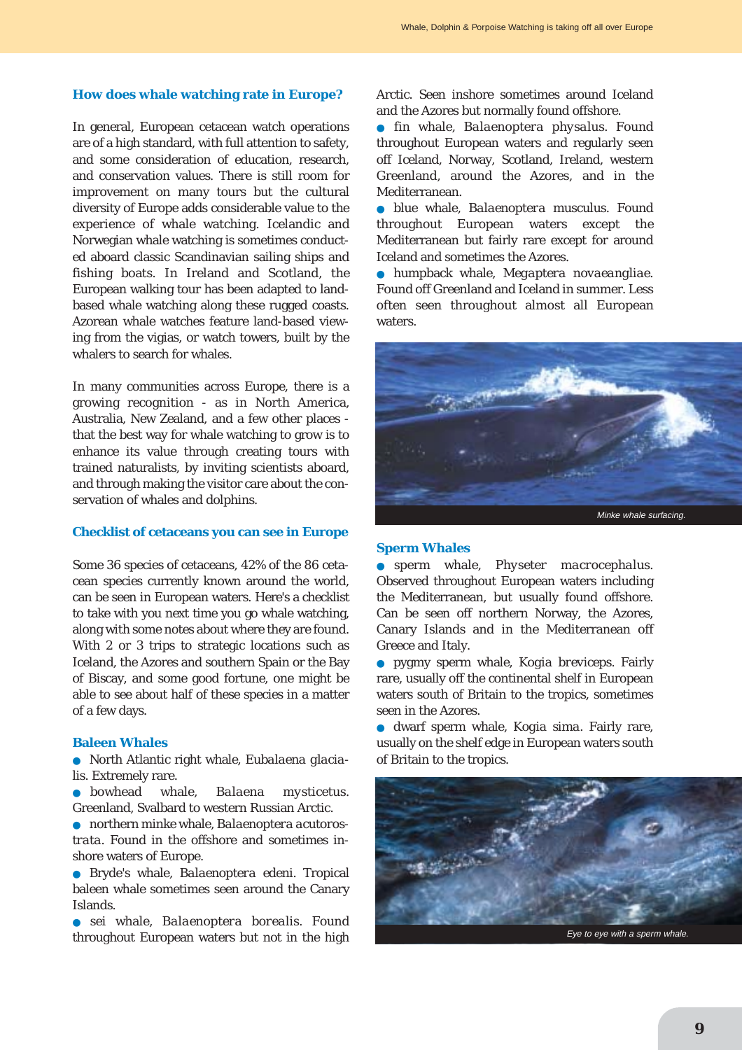## How does whale watching rate in Europe?

In general, European cetacean watch operations are of a high standard, with full attention to safety, and some consideration of education, research, and conservation values. There is still room for improvement on many tours but the cultural diversity of Europe adds considerable value to the experience of whale watching. Icelandic and Norwegian whale watching is sometimes conducted aboard classic Scandinavian sailing ships and fishing boats. In Ireland and Scotland, the European walking tour has been adapted to land-based whale watching along these rugged coasts. Azorean whale watches feature land-based viewing from the vigias, or watch towers, built by the whalers to search for whales.

In many communities across Europe, there is a growing recognition - as in North America, Australia, New Zealand, and a few other places - that the best way for whale watching to grow is to enhance its value through creating tours with trained naturalists, by inviting scientists aboard, and through making the visitor care about the conservation of whales and dolphins.

## Checklist of cetaceans you can see in Europe

Some 36 species of cetaceans, 42% of the 86 cetacean species currently known around the world, can be seen in European waters. Here's a checklist to take with you next time you go whale watching, along with some notes about where they are found. With 2 or 3 trips to strategic locations such as Iceland, the Azores and southern Spain or the Bay of Biscay, and some good fortune, one might be able to see about half of these species in a matter of a few days.

### Baleen Whales

- North Atlantic right whale, *Eubalaena glacialis*. Extremely rare.
- bowhead whale, *Balaena mysticetus*. Greenland, Svalbard to western Russian Arctic.
- northern minke whale, *Balaenoptera acutorostrata*. Found in the offshore and sometimes inshore waters of Europe.
- Bryde's whale, *Balaenoptera edeni*. Tropical baleen whale sometimes seen around the Canary Islands.
- sei whale, *Balaenoptera borealis*. Found throughout European waters but not in the high Arctic. Seen inshore sometimes around Iceland and the Azores but normally found offshore.
- fin whale, *Balaenoptera physalus*. Found throughout European waters and regularly seen off Iceland, Norway, Scotland, Ireland, western Greenland, around the Azores, and in the Mediterranean.
- blue whale, *Balaenoptera musculus*. Found throughout European waters except the Mediterranean but fairly rare except for around Iceland and sometimes the Azores.
- humpback whale, *Megaptera novaeangliae*. Found off Greenland and Iceland in summer. Less often seen throughout almost all European waters.

*Minke whale surfacing.*

### Sperm Whales

- sperm whale, *Physeter macrocephalus*. Observed throughout European waters including the Mediterranean, but usually found offshore. Can be seen off northern Norway, the Azores, Canary Islands and in the Mediterranean off Greece and Italy.
- pygmy sperm whale, *Kogia breviceps*. Fairly rare, usually off the continental shelf in European waters south of Britain to the tropics, sometimes seen in the Azores.
- dwarf sperm whale, *Kogia sima*. Fairly rare, usually on the shelf edge in European waters south of Britain to the tropics.

*Eye to eye with a sperm whale.*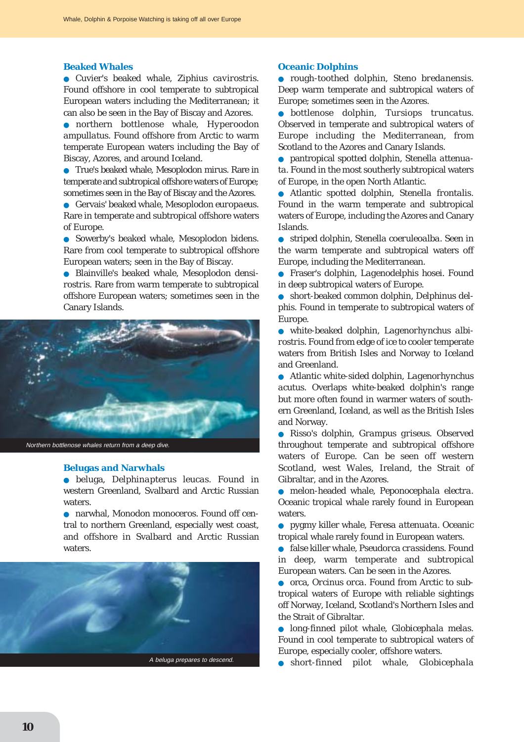### Beaked Whales

- Cuvier's beaked whale, *Ziphius cavirostris.* Found offshore in cool temperate to subtropical European waters including the Mediterranean; it can also be seen in the Bay of Biscay and Azores.
- northern bottlenose whale, *Hyperoodon ampullatus.* Found offshore from Arctic to warm temperate European waters including the Bay of Biscay, Azores, and around Iceland.
- True's beaked whale, *Mesoplodon mirus.* Rare in temperate and subtropical offshore waters of Europe; sometimes seen in the Bay of Biscay and the Azores.
- Gervais' beaked whale, *Mesoplodon europaeus.* Rare in temperate and subtropical offshore waters of Europe.
- Sowerby's beaked whale, *Mesoplodon bidens.* Rare from cool temperate to subtropical offshore European waters; seen in the Bay of Biscay.
- Blainville's beaked whale, *Mesoplodon densirostris.* Rare from warm temperate to subtropical offshore European waters; sometimes seen in the Canary Islands.

*Northern bottlenose whales return from a deep dive.*

### Belugas and Narwhals

- beluga, *Delphinapterus leucas.* Found in western Greenland, Svalbard and Arctic Russian waters.
- narwhal, *Monodon monoceros.* Found off central to northern Greenland, especially west coast, and offshore in Svalbard and Arctic Russian waters.

*A beluga prepares to descend.*

### Oceanic Dolphins

- rough-toothed dolphin, *Steno bredanensis.* Deep warm temperate and subtropical waters of Europe; sometimes seen in the Azores.
- bottlenose dolphin, *Tursiops truncatus.* Observed in temperate and subtropical waters of Europe including the Mediterranean, from Scotland to the Azores and Canary Islands.
- pantropical spotted dolphin, *Stenella attenuata.* Found in the most southerly subtropical waters of Europe, in the open North Atlantic.
- Atlantic spotted dolphin, *Stenella frontalis.* Found in the warm temperate and subtropical waters of Europe, including the Azores and Canary Islands.
- striped dolphin, *Stenella coeruleoalba.* Seen in the warm temperate and subtropical waters off Europe, including the Mediterranean.
- Fraser's dolphin, *Lagenodelphis hosei.* Found in deep subtropical waters of Europe.
- short-beaked common dolphin, *Delphinus delphis.* Found in temperate to subtropical waters of Europe.
- white-beaked dolphin, *Lagenorhynchus albirostris.* Found from edge of ice to cooler temperate waters from British Isles and Norway to Iceland and Greenland.
- Atlantic white-sided dolphin, *Lagenorhynchus acutus.* Overlaps white-beaked dolphin's range but more often found in warmer waters of southern Greenland, Iceland, as well as the British Isles and Norway.
- Risso's dolphin, *Grampus griseus.* Observed throughout temperate and subtropical offshore waters of Europe. Can be seen off western Scotland, west Wales, Ireland, the Strait of Gibraltar, and in the Azores.
- melon-headed whale, *Peponocephala electra.* Oceanic tropical whale rarely found in European waters.
- pygmy killer whale, *Feresa attenuata.* Oceanic tropical whale rarely found in European waters.
- false killer whale, *Pseudorca crassidens.* Found in deep, warm temperate and subtropical European waters. Can be seen in the Azores.
- orca, *Orcinus orca.* Found from Arctic to subtropical waters of Europe with reliable sightings off Norway, Iceland, Scotland's Northern Isles and the Strait of Gibraltar.
- long-finned pilot whale, *Globicephala melas.* Found in cool temperate to subtropical waters of Europe, especially cooler, offshore waters.
- short-finned pilot whale, *Globicephala*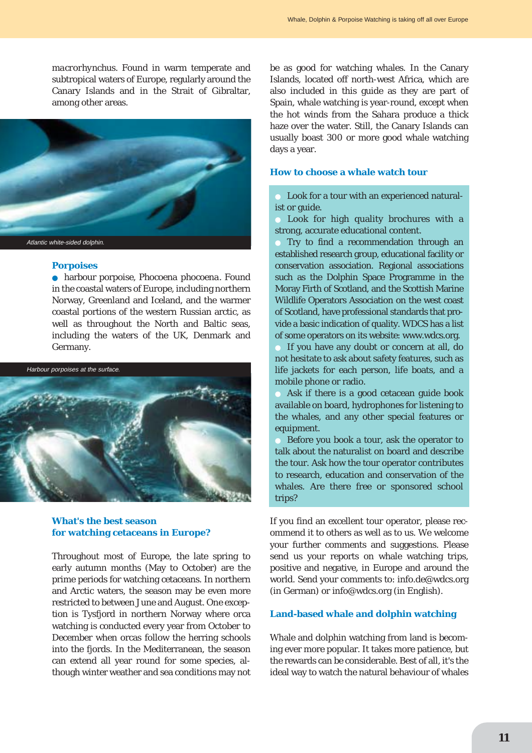*macrorhynchus*. Found in warm temperate and subtropical waters of Europe, regularly around the Canary Islands and in the Strait of Gibraltar, among other areas.

*Atlantic white-sided dolphin.*

### Porpoises

- harbour porpoise, *Phocoena phocoena*. Found in the coastal waters of Europe, including northern Norway, Greenland and Iceland, and the warmer coastal portions of the western Russian arctic, as well as throughout the North and Baltic seas, including the waters of the UK, Denmark and Germany.

*Harbour porpoises at the surface.*

### What's the best season for watching cetaceans in Europe?

Throughout most of Europe, the late spring to early autumn months (May to October) are the prime periods for watching cetaceans. In northern and Arctic waters, the season may be even more restricted to between June and August. One exception is Tysfjord in northern Norway where orca watching is conducted every year from October to December when orcas follow the herring schools into the fjords. In the Mediterranean, the season can extend all year round for some species, although winter weather and sea conditions may not be as good for watching whales. In the Canary Islands, located off north-west Africa, which are also included in this guide as they are part of Spain, whale watching is year-round, except when the hot winds from the Sahara produce a thick haze over the water. Still, the Canary Islands can usually boast 300 or more good whale watching days a year.

### How to choose a whale watch tour

- Look for a tour with an experienced naturalist or guide.
- Look for high quality brochures with a strong, accurate educational content.
- Try to find a recommendation through an established research group, educational facility or conservation association. Regional associations such as the Dolphin Space Programme in the Moray Firth of Scotland, and the Scottish Marine Wildlife Operators Association on the west coast of Scotland, have professional standards that provide a basic indication of quality. WDCS has a list of some operators on its website: www.wdcs.org.
- If you have any doubt or concern at all, do not hesitate to ask about safety features, such as life jackets for each person, life boats, and a mobile phone or radio.
- Ask if there is a good cetacean guide book available on board, hydrophones for listening to the whales, and any other special features or equipment.
- Before you book a tour, ask the operator to talk about the naturalist on board and describe the tour. Ask how the tour operator contributes to research, education and conservation of the whales. Are there free or sponsored school trips?

If you find an excellent tour operator, please recommend it to others as well as to us. We welcome your further comments and suggestions. Please send us your reports on whale watching trips, positive and negative, in Europe and around the world. Send your comments to: info.de@wdcs.org (in German) or info@wdcs.org (in English).

### Land-based whale and dolphin watching

Whale and dolphin watching from land is becoming ever more popular. It takes more patience, but the rewards can be considerable. Best of all, it's the ideal way to watch the natural behaviour of whales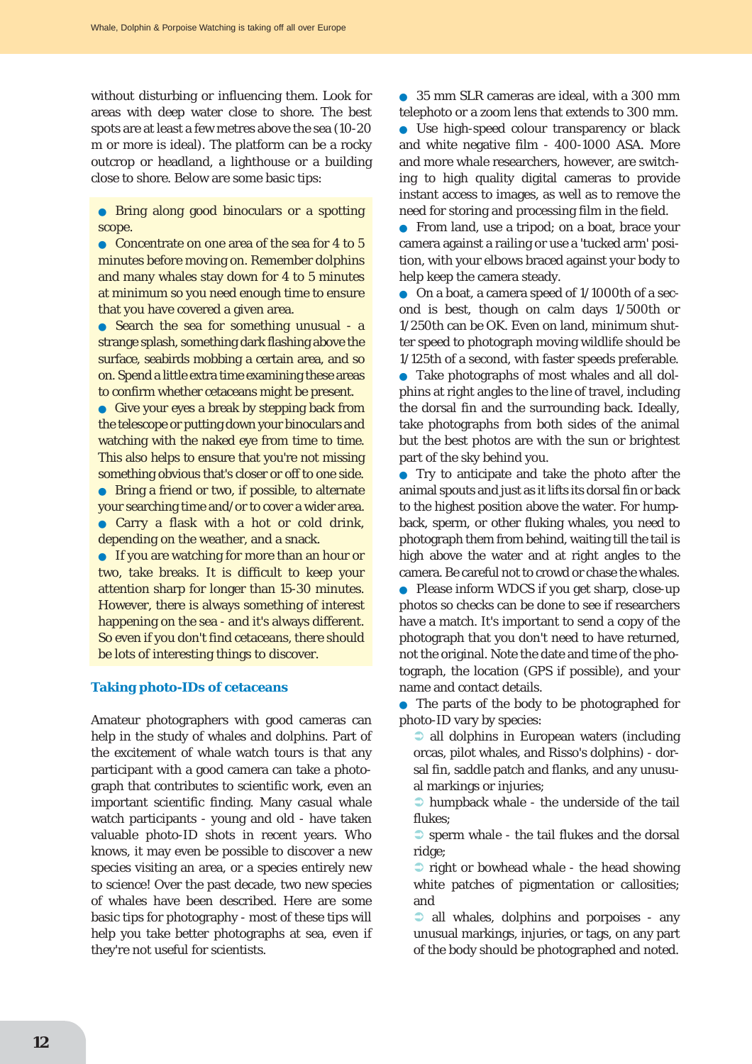without disturbing or influencing them. Look for areas with deep water close to shore. The best spots are at least a few metres above the sea (10-20 m or more is ideal). The platform can be a rocky outcrop or headland, a lighthouse or a building close to shore. Below are some basic tips:

- Bring along good binoculars or a spotting scope.
- Concentrate on one area of the sea for 4 to 5 minutes before moving on. Remember dolphins and many whales stay down for 4 to 5 minutes at minimum so you need enough time to ensure that you have covered a given area.
- Search the sea for something unusual - a strange splash, something dark flashing above the surface, seabirds mobbing a certain area, and so on. Spend a little extra time examining these areas to confirm whether cetaceans might be present.
- Give your eyes a break by stepping back from the telescope or putting down your binoculars and watching with the naked eye from time to time. This also helps to ensure that you're not missing something obvious that's closer or off to one side.
- Bring a friend or two, if possible, to alternate your searching time and/or to cover a wider area.
- Carry a flask with a hot or cold drink, depending on the weather, and a snack.
- If you are watching for more than an hour or two, take breaks. It is difficult to keep your attention sharp for longer than 15-30 minutes. However, there is always something of interest happening on the sea - and it's always different. So even if you don't find cetaceans, there should be lots of interesting things to discover.

### Taking photo-IDs of cetaceans

Amateur photographers with good cameras can help in the study of whales and dolphins. Part of the excitement of whale watch tours is that any participant with a good camera can take a photograph that contributes to scientific work, even an important scientific finding. Many casual whale watch participants - young and old - have taken valuable photo-ID shots in recent years. Who knows, it may even be possible to discover a new species visiting an area, or a species entirely new to science! Over the past decade, two new species of whales have been described. Here are some basic tips for photography - most of these tips will help you take better photographs at sea, even if they're not useful for scientists.

- 35 mm SLR cameras are ideal, with a 300 mm telephoto or a zoom lens that extends to 300 mm.
- Use high-speed colour transparency or black and white negative film - 400-1000 ASA. More and more whale researchers, however, are switching to high quality digital cameras to provide instant access to images, as well as to remove the need for storing and processing film in the field.
- From land, use a tripod; on a boat, brace your camera against a railing or use a 'tucked arm' position, with your elbows braced against your body to help keep the camera steady.
- On a boat, a camera speed of 1/1000th of a second is best, though on calm days 1/500th or 1/250th can be OK. Even on land, minimum shutter speed to photograph moving wildlife should be 1/125th of a second, with faster speeds preferable.
- Take photographs of most whales and all dolphins at right angles to the line of travel, including the dorsal fin and the surrounding back. Ideally, take photographs from both sides of the animal but the best photos are with the sun or brightest part of the sky behind you.
- Try to anticipate and take the photo after the animal spouts and just as it lifts its dorsal fin or back to the highest position above the water. For humpback, sperm, or other fluking whales, you need to photograph them from behind, waiting till the tail is high above the water and at right angles to the camera. Be careful not to crowd or chase the whales.
- Please inform WDCS if you get sharp, close-up photos so checks can be done to see if researchers have a match. It's important to send a copy of the photograph that you don't need to have returned, not the original. Note the date and time of the photograph, the location (GPS if possible), and your name and contact details.
- The parts of the body to be photographed for photo-ID vary by species:
  - all dolphins in European waters (including orcas, pilot whales, and Risso's dolphins) - dorsal fin, saddle patch and flanks, and any unusual markings or injuries;
  - humpback whale - the underside of the tail flukes;
  - sperm whale - the tail flukes and the dorsal ridge;
  - right or bowhead whale - the head showing white patches of pigmentation or callosities; and
  - all whales, dolphins and porpoises - any unusual markings, injuries, or tags, on any part of the body should be photographed and noted.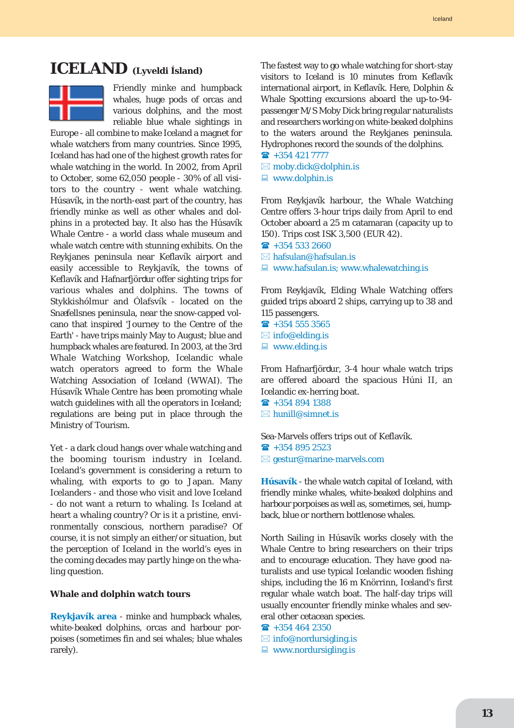# ICELAND (Lyveldi Ísland)

Friendly minke and humpback whales, huge pods of orcas and various dolphins, and the most reliable blue whale sightings in Europe - all combine to make Iceland a magnet for whale watchers from many countries. Since 1995, Iceland has had one of the highest growth rates for whale watching in the world. In 2002, from April to October, some 62,050 people - 30% of all visitors to the country - went whale watching. Húsavík, in the north-east part of the country, has friendly minke as well as other whales and dolphins in a protected bay. It also has the Húsavík Whale Centre - a world class whale museum and whale watch centre with stunning exhibits. On the Reykjanes peninsula near Keflavík airport and easily accessible to Reykjavík, the towns of Keflavík and Hafnarfjördur offer sighting trips for various whales and dolphins. The towns of Stykkishólmur and Ólafsvík - located on the Snæfellsnes peninsula, near the snow-capped volcano that inspired 'Journey to the Centre of the Earth' - have trips mainly May to August; blue and humpback whales are featured. In 2003, at the 3rd Whale Watching Workshop, Icelandic whale watch operators agreed to form the Whale Watching Association of Iceland (WWAI). The Húsavík Whale Centre has been promoting whale watch guidelines with all the operators in Iceland; regulations are being put in place through the Ministry of Tourism.

Yet - a dark cloud hangs over whale watching and the booming tourism industry in Iceland. Iceland's government is considering a return to whaling, with exports to go to Japan. Many Icelanders - and those who visit and love Iceland - do not want a return to whaling. Is Iceland at heart a whaling country? Or is it a pristine, environmentally conscious, northern paradise? Of course, it is not simply an either/or situation, but the perception of Iceland in the world's eyes in the coming decades may partly hinge on the whaling question.

### Whale and dolphin watch tours

**Reykjavík area** - minke and humpback whales, white-beaked dolphins, orcas and harbour porpoises (sometimes fin and sei whales; blue whales rarely).

The fastest way to go whale watching for short-stay visitors to Iceland is 10 minutes from Keflavík international airport, in Keflavík. Here, Dolphin & Whale Spotting excursions aboard the up-to-94-passenger M/S Moby Dick bring regular naturalists and researchers working on white-beaked dolphins to the waters around the Reykjanes peninsula. Hydrophones record the sounds of the dolphins.

☎ +354 421 7777
✉ moby.dick@dolphin.is
💻 www.dolphin.is

From Reykjavík harbour, the Whale Watching Centre offers 3-hour trips daily from April to end October aboard a 25 m catamaran (capacity up to 150). Trips cost ISK 3,500 (EUR 42).

☎ +354 533 2660
✉ hafsulan@hafsulan.is
💻 www.hafsulan.is; www.whalewatching.is

From Reykjavík, Elding Whale Watching offers guided trips aboard 2 ships, carrying up to 38 and 115 passengers.

☎ +354 555 3565
✉ info@elding.is
💻 www.elding.is

From Hafnarfjördur, 3-4 hour whale watch trips are offered aboard the spacious Húni II, an Icelandic ex-herring boat.

☎ +354 894 1388
✉ hunill@simnet.is

Sea-Marvels offers trips out of Keflavík.

☎ +354 895 2523
✉ gestur@marine-marvels.com

**Húsavík** - the whale watch capital of Iceland, with friendly minke whales, white-beaked dolphins and harbour porpoises as well as, sometimes, sei, humpback, blue or northern bottlenose whales.

North Sailing in Húsavík works closely with the Whale Centre to bring researchers on their trips and to encourage education. They have good naturalists and use typical Icelandic wooden fishing ships, including the 16 m Knörrinn, Iceland's first regular whale watch boat. The half-day trips will usually encounter friendly minke whales and several other cetacean species.

☎ +354 464 2350
✉ info@nordursigling.is
💻 www.nordursigling.is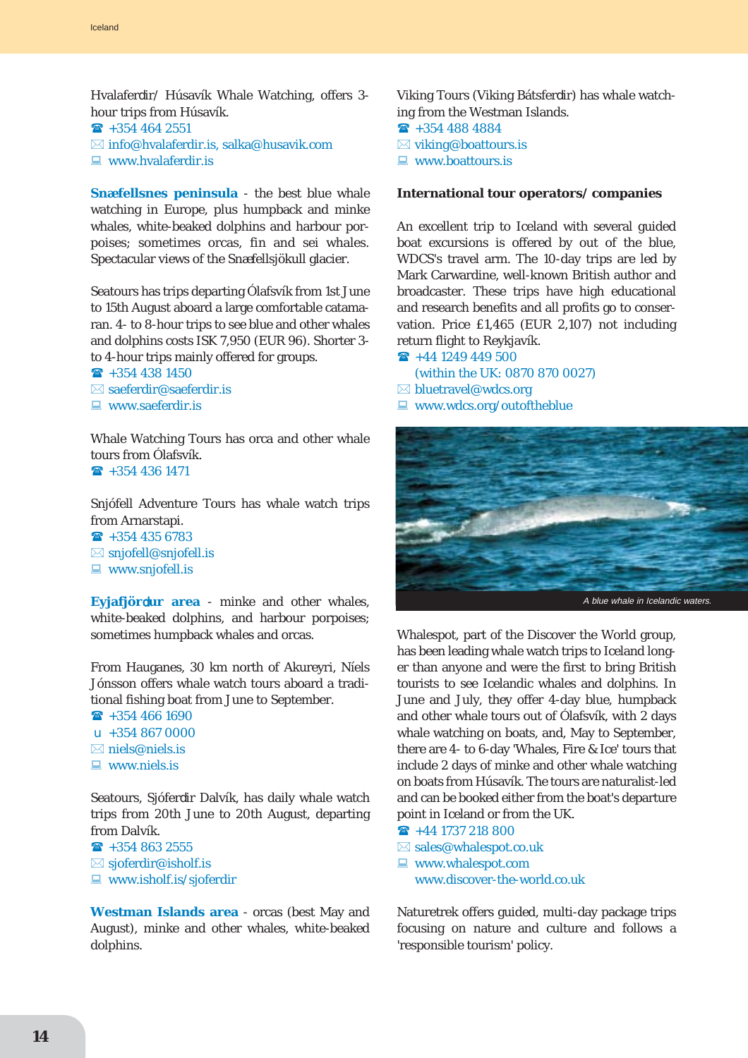Hvalaferdir/ Húsavík Whale Watching, offers 3-hour trips from Húsavík.
☎ +354 464 2551
✉ info@hvalaferdir.is, salka@husavik.com
💻 www.hvalaferdir.is

**Snæfellsnes peninsula** - the best blue whale watching in Europe, plus humpback and minke whales, white-beaked dolphins and harbour porpoises; sometimes orcas, fin and sei whales. Spectacular views of the Snæfellsjökull glacier.

Seatours has trips departing Ólafsvík from 1st June to 15th August aboard a large comfortable catamaran. 4- to 8-hour trips to see blue and other whales and dolphins costs ISK 7,950 (EUR 96). Shorter 3- to 4-hour trips mainly offered for groups.
☎ +354 438 1450
✉ saeferdir@saeferdir.is
💻 www.saeferdir.is

Whale Watching Tours has orca and other whale tours from Ólafsvík.
☎ +354 436 1471

Snjófell Adventure Tours has whale watch trips from Arnarstapi.
☎ +354 435 6783
✉ snjofell@snjofell.is
💻 www.snjofell.is

**Eyjafjördur area** - minke and other whales, white-beaked dolphins, and harbour porpoises; sometimes humpback whales and orcas.

From Hauganes, 30 km north of Akureyri, Níels Jónsson offers whale watch tours aboard a traditional fishing boat from June to September.
☎ +354 466 1690
u +354 867 0000
✉ niels@niels.is
💻 www.niels.is

Seatours, Sjóferdir Dalvík, has daily whale watch trips from 20th June to 20th August, departing from Dalvík.
☎ +354 863 2555
✉ sjoferdir@isholf.is
💻 www.isholf.is/sjoferdir

**Westman Islands area** - orcas (best May and August), minke and other whales, white-beaked dolphins.

Viking Tours (Viking Bátsferdir) has whale watching from the Westman Islands.
☎ +354 488 4884
✉ viking@boattours.is
💻 www.boattours.is

**International tour operators/ companies**

An excellent trip to Iceland with several guided boat excursions is offered by out of the blue, WDCS's travel arm. The 10-day trips are led by Mark Carwardine, well-known British author and broadcaster. These trips have high educational and research benefits and all profits go to conservation. Price £1,465 (EUR 2,107) not including return flight to Reykjavík.
☎ +44 1249 449 500
(within the UK: 0870 870 0027)
✉ bluetravel@wdcs.org
💻 www.wdcs.org/outoftheblue

*A blue whale in Icelandic waters.*

Whalespot, part of the Discover the World group, has been leading whale watch trips to Iceland longer than anyone and were the first to bring British tourists to see Icelandic whales and dolphins. In June and July, they offer 4-day blue, humpback and other whale tours out of Ólafsvík, with 2 days whale watching on boats, and, May to September, there are 4- to 6-day 'Whales, Fire & Ice' tours that include 2 days of minke and other whale watching on boats from Húsavík. The tours are naturalist-led and can be booked either from the boat's departure point in Iceland or from the UK.
☎ +44 1737 218 800
✉ sales@whalespot.co.uk
💻 www.whalespot.com
www.discover-the-world.co.uk

Naturetrek offers guided, multi-day package trips focusing on nature and culture and follows a 'responsible tourism' policy.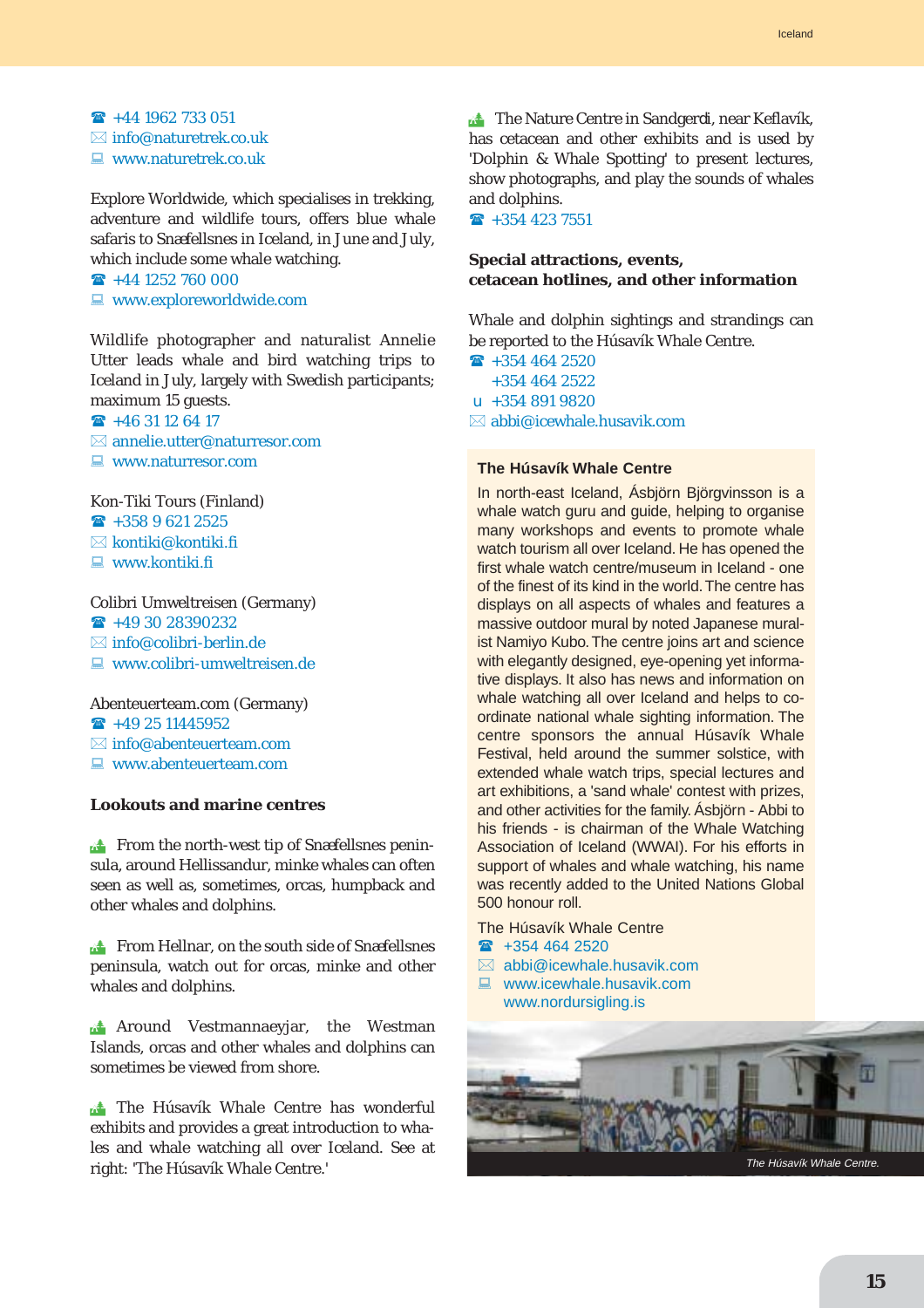☎ +44 1962 733 051
✉ info@naturetrek.co.uk
💻 www.naturetrek.co.uk

Explore Worldwide, which specialises in trekking, adventure and wildlife tours, offers blue whale safaris to Snæfellsnes in Iceland, in June and July, which include some whale watching.
☎ +44 1252 760 000
💻 www.exploreworldwide.com

Wildlife photographer and naturalist Annelie Utter leads whale and bird watching trips to Iceland in July, largely with Swedish participants; maximum 15 guests.
☎ +46 31 12 64 17
✉ annelie.utter@naturresor.com
💻 www.naturresor.com

Kon-Tiki Tours (Finland)
☎ +358 9 621 2525
✉ kontiki@kontiki.fi
💻 www.kontiki.fi

Colibri Umweltreisen (Germany)
☎ +49 30 28390232
✉ info@colibri-berlin.de
💻 www.colibri-umweltreisen.de

Abenteuerteam.com (Germany)
☎ +49 25 11445952
✉ info@abenteuerteam.com
💻 www.abenteuerteam.com

### Lookouts and marine centres

From the north-west tip of Snæfellsnes peninsula, around Hellissandur, minke whales can often seen as well as, sometimes, orcas, humpback and other whales and dolphins.

From Hellnar, on the south side of Snæfellsnes peninsula, watch out for orcas, minke and other whales and dolphins.

Around Vestmannaeyjar, the Westman Islands, orcas and other whales and dolphins can sometimes be viewed from shore.

The Húsavík Whale Centre has wonderful exhibits and provides a great introduction to whales and whale watching all over Iceland. See at right: 'The Húsavík Whale Centre.'

The Nature Centre in Sandgerði, near Keflavík, has cetacean and other exhibits and is used by 'Dolphin & Whale Spotting' to present lectures, show photographs, and play the sounds of whales and dolphins.
☎ +354 423 7551

### Special attractions, events, cetacean hotlines, and other information

Whale and dolphin sightings and strandings can be reported to the Húsavík Whale Centre.
☎ +354 464 2520
+354 464 2522
u +354 891 9820
✉ abbi@icewhale.husavik.com

#### The Húsavík Whale Centre

In north-east Iceland, Ásbjörn Björgvinsson is a whale watch guru and guide, helping to organise many workshops and events to promote whale watch tourism all over Iceland. He has opened the first whale watch centre/museum in Iceland - one of the finest of its kind in the world. The centre has displays on all aspects of whales and features a massive outdoor mural by noted Japanese muralist Namiyo Kubo. The centre joins art and science with elegantly designed, eye-opening yet informative displays. It also has news and information on whale watching all over Iceland and helps to co-ordinate national whale sighting information. The centre sponsors the annual Húsavík Whale Festival, held around the summer solstice, with extended whale watch trips, special lectures and art exhibitions, a 'sand whale' contest with prizes, and other activities for the family. Ásbjörn - Abbi to his friends - is chairman of the Whale Watching Association of Iceland (WWAI). For his efforts in support of whales and whale watching, his name was recently added to the United Nations Global 500 honour roll.

The Húsavík Whale Centre
☎ +354 464 2520
✉ abbi@icewhale.husavik.com
💻 www.icewhale.husavik.com
www.nordursigling.is

*The Húsavík Whale Centre.*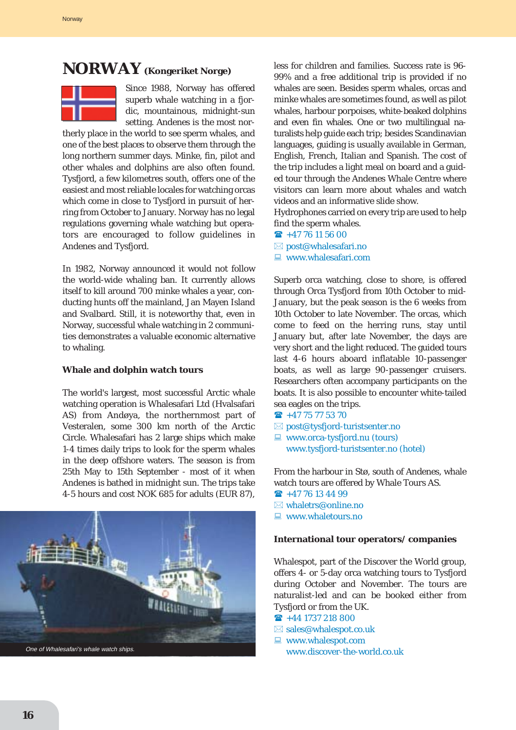# NORWAY (Kongeriket Norge)

Since 1988, Norway has offered superb whale watching in a fjordic, mountainous, midnight-sun setting. Andenes is the most northerly place in the world to see sperm whales, and one of the best places to observe them through the long northern summer days. Minke, fin, pilot and other whales and dolphins are also often found. Tysfjord, a few kilometres south, offers one of the easiest and most reliable locales for watching orcas which come in close to Tysfjord in pursuit of herring from October to January. Norway has no legal regulations governing whale watching but operators are encouraged to follow guidelines in Andenes and Tysfjord.

In 1982, Norway announced it would not follow the world-wide whaling ban. It currently allows itself to kill around 700 minke whales a year, conducting hunts off the mainland, Jan Mayen Island and Svalbard. Still, it is noteworthy that, even in Norway, successful whale watching in 2 communities demonstrates a valuable economic alternative to whaling.

### Whale and dolphin watch tours

The world's largest, most successful Arctic whale watching operation is Whalesafari Ltd (Hvalsafari AS) from Andøya, the northernmost part of Vesteralen, some 300 km north of the Arctic Circle. Whalesafari has 2 large ships which make 1-4 times daily trips to look for the sperm whales in the deep offshore waters. The season is from 25th May to 15th September - most of it when Andenes is bathed in midnight sun. The trips take 4-5 hours and cost NOK 685 for adults (EUR 87), less for children and families. Success rate is 96-99% and a free additional trip is provided if no whales are seen. Besides sperm whales, orcas and minke whales are sometimes found, as well as pilot whales, harbour porpoises, white-beaked dolphins and even fin whales. One or two multilingual naturalists help guide each trip; besides Scandinavian languages, guiding is usually available in German, English, French, Italian and Spanish. The cost of the trip includes a light meal on board and a guided tour through the Andenes Whale Centre where visitors can learn more about whales and watch videos and an informative slide show.

Hydrophones carried on every trip are used to help find the sperm whales.

☎ +47 76 11 56 00
✉ post@whalesafari.no
💻 www.whalesafari.com

*One of Whalesafari's whale watch ships.*

Superb orca watching, close to shore, is offered through Orca Tysfjord from 10th October to mid-January, but the peak season is the 6 weeks from 10th October to late November. The orcas, which come to feed on the herring runs, stay until January but, after late November, the days are very short and the light reduced. The guided tours last 4-6 hours aboard inflatable 10-passenger boats, as well as large 90-passenger cruisers. Researchers often accompany participants on the boats. It is also possible to encounter white-tailed sea eagles on the trips.

☎ +47 75 77 53 70
✉ post@tysfjord-turistsenter.no
💻 www.orca-tysfjord.nu (tours)
www.tysfjord-turistsenter.no (hotel)

From the harbour in Stø, south of Andenes, whale watch tours are offered by Whale Tours AS.

☎ +47 76 13 44 99
✉ whaletrs@online.no
💻 www.whaletours.no

### International tour operators/ companies

Whalespot, part of the Discover the World group, offers 4- or 5-day orca watching tours to Tysfjord during October and November. The tours are naturalist-led and can be booked either from Tysfjord or from the UK.

☎ +44 1737 218 800
✉ sales@whalespot.co.uk
💻 www.whalespot.com
www.discover-the-world.co.uk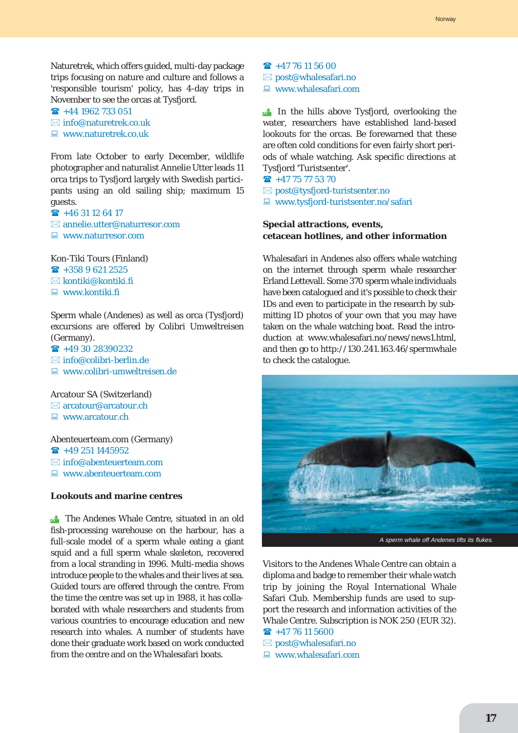Naturetrek, which offers guided, multi-day package trips focusing on nature and culture and follows a 'responsible tourism' policy, has 4-day trips in November to see the orcas at Tysfjord.

☎ +44 1962 733 051
✉ info@naturetrek.co.uk
💻 www.naturetrek.co.uk

From late October to early December, wildlife photographer and naturalist Annelie Utter leads 11 orca trips to Tysfjord largely with Swedish participants using an old sailing ship; maximum 15 guests.

☎ +46 31 12 64 17
✉ annelie.utter@naturresor.com
💻 www.naturresor.com

Kon-Tiki Tours (Finland)
☎ +358 9 621 2525
✉ kontiki@kontiki.fi
💻 www.kontiki.fi

Sperm whale (Andenes) as well as orca (Tysfjord) excursions are offered by Colibri Umweltreisen (Germany).

☎ +49 30 28390232
✉ info@colibri-berlin.de
💻 www.colibri-umweltreisen.de

Arcatour SA (Switzerland)
✉ arcatour@arcatour.ch
💻 www.arcatour.ch

Abenteuerteam.com (Germany)
☎ +49 251 1445952
✉ info@abenteuerteam.com
💻 www.abenteuerteam.com

### Lookouts and marine centres

The Andenes Whale Centre, situated in an old fish-processing warehouse on the harbour, has a full-scale model of a sperm whale eating a giant squid and a full sperm whale skeleton, recovered from a local stranding in 1996. Multi-media shows introduce people to the whales and their lives at sea. Guided tours are offered through the centre. From the time the centre was set up in 1988, it has collaborated with whale researchers and students from various countries to encourage education and new research into whales. A number of students have done their graduate work based on work conducted from the centre and on the Whalesafari boats.

☎ +47 76 11 56 00
✉ post@whalesafari.no
💻 www.whalesafari.com

In the hills above Tysfjord, overlooking the water, researchers have established land-based lookouts for the orcas. Be forewarned that these are often cold conditions for even fairly short periods of whale watching. Ask specific directions at Tysfjord 'Turistsenter'.

☎ +47 75 77 53 70
✉ post@tysfjord-turistsenter.no
💻 www.tysfjord-turistsenter.no/safari

### Special attractions, events, cetacean hotlines, and other information

Whalesafari in Andenes also offers whale watching on the internet through sperm whale researcher Erland Lettevall. Some 370 sperm whale individuals have been catalogued and it's possible to check their IDs and even to participate in the research by submitting ID photos of your own that you may have taken on the whale watching boat. Read the introduction at www.whalesafari.no/news/news1.html, and then go to http://130.241.163.46/spermwhale to check the catalogue.

*A sperm whale off Andenes lifts its flukes.*

Visitors to the Andenes Whale Centre can obtain a diploma and badge to remember their whale watch trip by joining the Royal International Whale Safari Club. Membership funds are used to support the research and information activities of the Whale Centre. Subscription is NOK 250 (EUR 32).

☎ +47 76 11 5600
✉ post@whalesafari.no
💻 www.whalesafari.com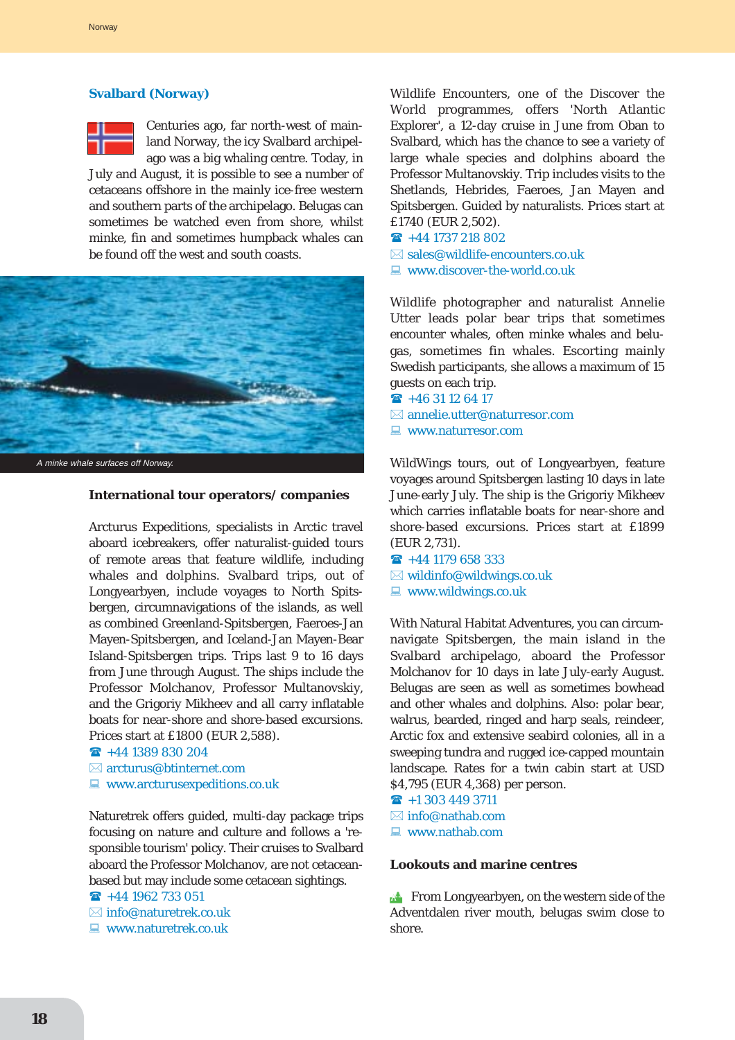## Svalbard (Norway)

Centuries ago, far north-west of mainland Norway, the icy Svalbard archipelago was a big whaling centre. Today, in July and August, it is possible to see a number of cetaceans offshore in the mainly ice-free western and southern parts of the archipelago. Belugas can sometimes be watched even from shore, whilst minke, fin and sometimes humpback whales can be found off the west and south coasts.

*A minke whale surfaces off Norway.*

### International tour operators/ companies

Arcturus Expeditions, specialists in Arctic travel aboard icebreakers, offer naturalist-guided tours of remote areas that feature wildlife, including whales and dolphins. Svalbard trips, out of Longyearbyen, include voyages to North Spitsbergen, circumnavigations of the islands, as well as combined Greenland-Spitsbergen, Faeroes-Jan Mayen-Spitsbergen, and Iceland-Jan Mayen-Bear Island-Spitsbergen trips. Trips last 9 to 16 days from June through August. The ships include the Professor Molchanov, Professor Multanovskiy, and the Grigoriy Mikheev and all carry inflatable boats for near-shore and shore-based excursions. Prices start at £1800 (EUR 2,588).

☎ +44 1389 830 204
✉ arcturus@btinternet.com
💻 www.arcturusexpeditions.co.uk

Naturetrek offers guided, multi-day package trips focusing on nature and culture and follows a 'responsible tourism' policy. Their cruises to Svalbard aboard the Professor Molchanov, are not cetacean-based but may include some cetacean sightings.

☎ +44 1962 733 051
✉ info@naturetrek.co.uk
💻 www.naturetrek.co.uk

Wildlife Encounters, one of the Discover the World programmes, offers 'North Atlantic Explorer', a 12-day cruise in June from Oban to Svalbard, which has the chance to see a variety of large whale species and dolphins aboard the Professor Multanovskiy. Trip includes visits to the Shetlands, Hebrides, Faeroes, Jan Mayen and Spitsbergen. Guided by naturalists. Prices start at £1740 (EUR 2,502).

☎ +44 1737 218 802
✉ sales@wildlife-encounters.co.uk
💻 www.discover-the-world.co.uk

Wildlife photographer and naturalist Annelie Utter leads polar bear trips that sometimes encounter whales, often minke whales and belugas, sometimes fin whales. Escorting mainly Swedish participants, she allows a maximum of 15 guests on each trip.

☎ +46 31 12 64 17
✉ annelie.utter@naturresor.com
💻 www.naturresor.com

WildWings tours, out of Longyearbyen, feature voyages around Spitsbergen lasting 10 days in late June-early July. The ship is the Grigoriy Mikheev which carries inflatable boats for near-shore and shore-based excursions. Prices start at £1899 (EUR 2,731).

☎ +44 1179 658 333
✉ wildinfo@wildwings.co.uk
💻 www.wildwings.co.uk

With Natural Habitat Adventures, you can circumnavigate Spitsbergen, the main island in the Svalbard archipelago, aboard the Professor Molchanov for 10 days in late July-early August. Belugas are seen as well as sometimes bowhead and other whales and dolphins. Also: polar bear, walrus, bearded, ringed and harp seals, reindeer, Arctic fox and extensive seabird colonies, all in a sweeping tundra and rugged ice-capped mountain landscape. Rates for a twin cabin start at USD $4,795 (EUR 4,368) per person.

☎ +1 303 449 3711
✉ info@nathab.com
💻 www.nathab.com

### Lookouts and marine centres

From Longyearbyen, on the western side of the Adventdalen river mouth, belugas swim close to shore.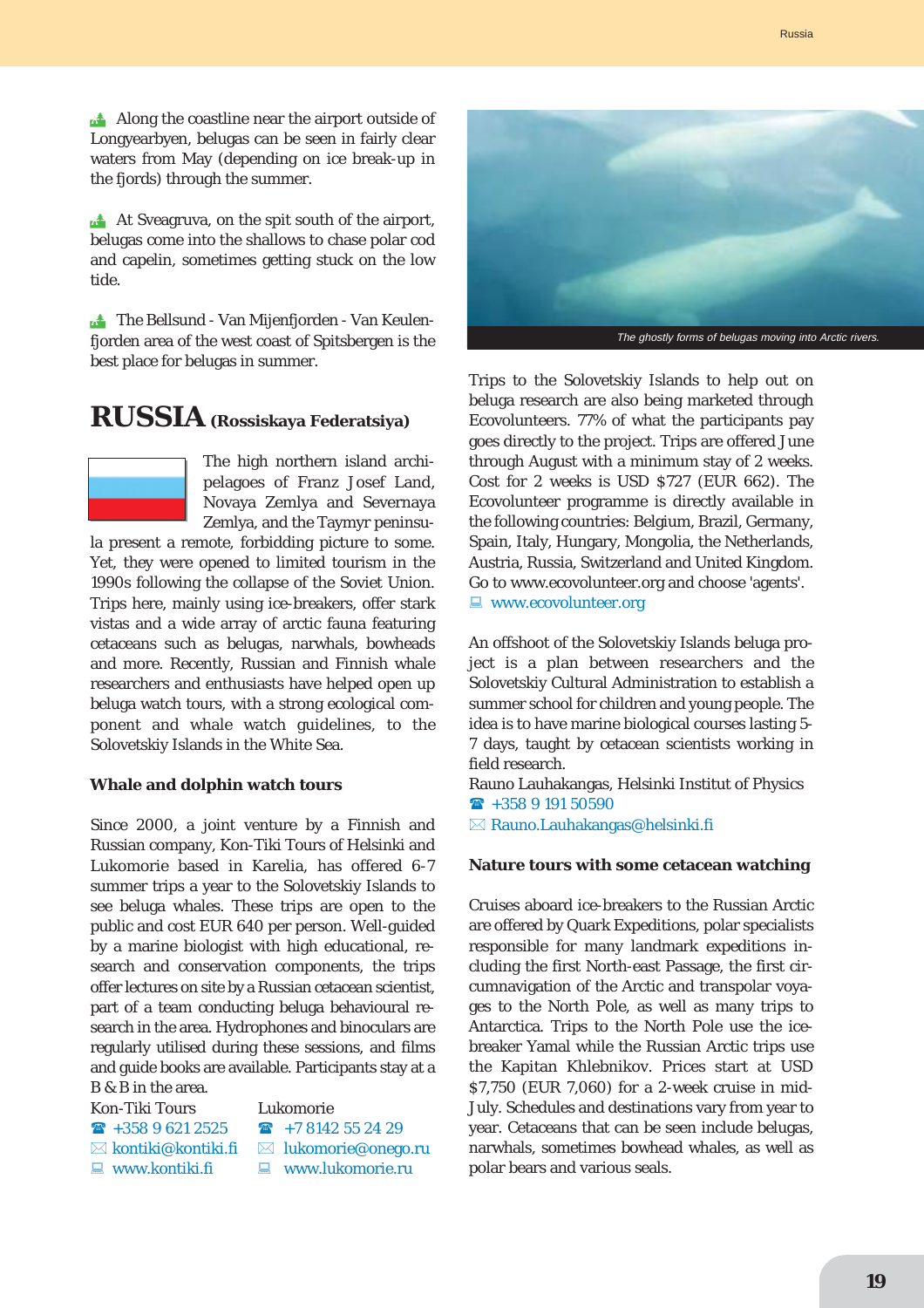Along the coastline near the airport outside of Longyearbyen, belugas can be seen in fairly clear waters from May (depending on ice break-up in the fjords) through the summer.

At Sveagruva, on the spit south of the airport, belugas come into the shallows to chase polar cod and capelin, sometimes getting stuck on the low tide.

The Bellsund - Van Mijenfjorden - Van Keulenfjorden area of the west coast of Spitsbergen is the best place for belugas in summer.

## RUSSIA (Rossiskaya Federatsiya)

The high northern island archipelagoes of Franz Josef Land, Novaya Zemlya and Severnaya Zemlya, and the Taymyr peninsula present a remote, forbidding picture to some. Yet, they were opened to limited tourism in the 1990s following the collapse of the Soviet Union. Trips here, mainly using ice-breakers, offer stark vistas and a wide array of arctic fauna featuring cetaceans such as belugas, narwhals, bowheads and more. Recently, Russian and Finnish whale researchers and enthusiasts have helped open up beluga watch tours, with a strong ecological component and whale watch guidelines, to the Solovetskiy Islands in the White Sea.

### Whale and dolphin watch tours

Since 2000, a joint venture by a Finnish and Russian company, Kon-Tiki Tours of Helsinki and Lukomorie based in Karelia, has offered 6-7 summer trips a year to the Solovetskiy Islands to see beluga whales. These trips are open to the public and cost EUR 640 per person. Well-guided by a marine biologist with high educational, research and conservation components, the trips offer lectures on site by a Russian cetacean scientist, part of a team conducting beluga behavioural research in the area. Hydrophones and binoculars are regularly utilised during these sessions, and films and guide books are available. Participants stay at a B & B in the area.

Kon-Tiki Tours
+358 9 621 2525
kontiki@kontiki.fi
www.kontiki.fi

Lukomorie
+7 8142 55 24 29
lukomorie@onego.ru
www.lukomorie.ru

*The ghostly forms of belugas moving into Arctic rivers.*

Trips to the Solovetskiy Islands to help out on beluga research are also being marketed through Ecovolunteers. 77% of what the participants pay goes directly to the project. Trips are offered June through August with a minimum stay of 2 weeks. Cost for 2 weeks is USD $727 (EUR 662). The Ecovolunteer programme is directly available in the following countries: Belgium, Brazil, Germany, Spain, Italy, Hungary, Mongolia, the Netherlands, Austria, Russia, Switzerland and United Kingdom. Go to www.ecovolunteer.org and choose 'agents'.
www.ecovolunteer.org

An offshoot of the Solovetskiy Islands beluga project is a plan between researchers and the Solovetskiy Cultural Administration to establish a summer school for children and young people. The idea is to have marine biological courses lasting 5-7 days, taught by cetacean scientists working in field research.
Rauno Lauhakangas, Helsinki Institut of Physics
+358 9 191 50590
Rauno.Lauhakangas@helsinki.fi

### Nature tours with some cetacean watching

Cruises aboard ice-breakers to the Russian Arctic are offered by Quark Expeditions, polar specialists responsible for many landmark expeditions including the first North-east Passage, the first circumnavigation of the Arctic and transpolar voyages to the North Pole, as well as many trips to Antarctica. Trips to the North Pole use the ice-breaker Yamal while the Russian Arctic trips use the Kapitan Khlebnikov. Prices start at USD $7,750 (EUR 7,060) for a 2-week cruise in mid-July. Schedules and destinations vary from year to year. Cetaceans that can be seen include belugas, narwhals, sometimes bowhead whales, as well as polar bears and various seals.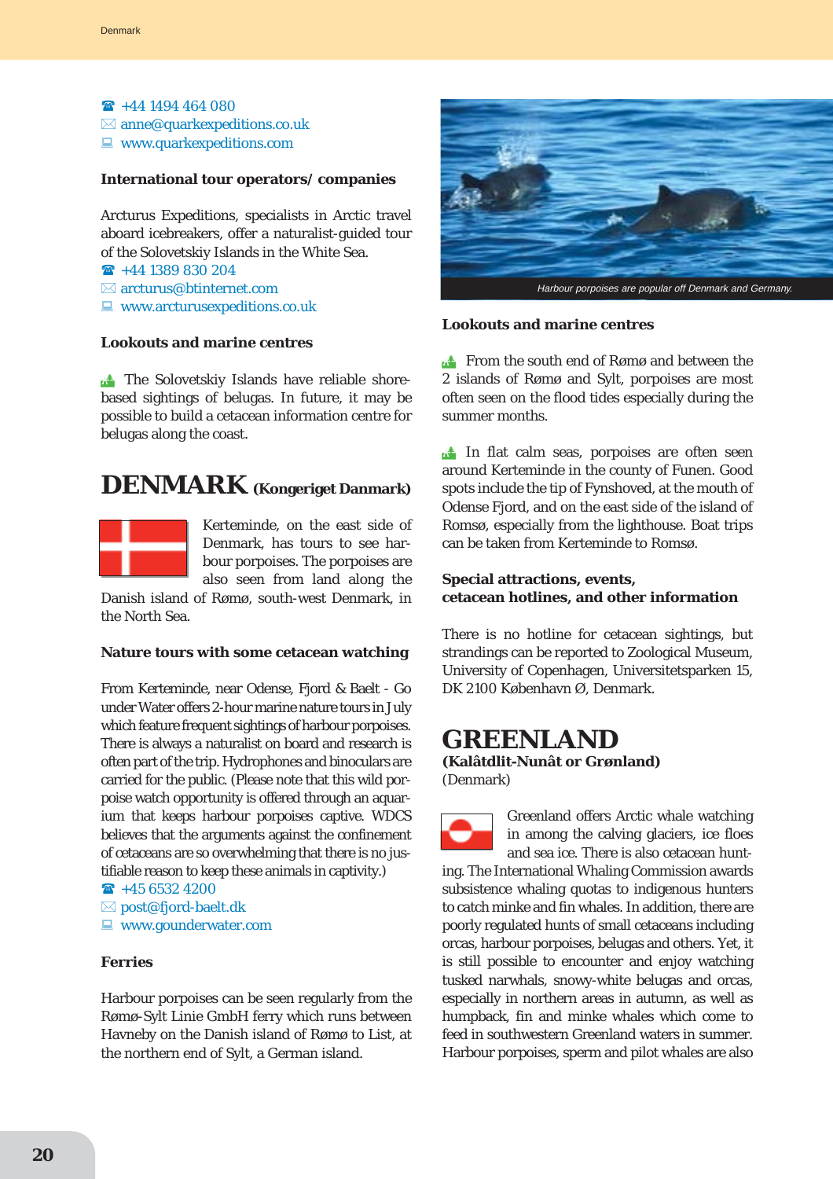☎ +44 1494 464 080
✉ anne@quarkexpeditions.co.uk
💻 www.quarkexpeditions.com

**International tour operators/ companies**

Arcturus Expeditions, specialists in Arctic travel aboard icebreakers, offer a naturalist-guided tour of the Solovetskiy Islands in the White Sea.
☎ +44 1389 830 204
✉ arcturus@btinternet.com
💻 www.arcturusexpeditions.co.uk

**Lookouts and marine centres**

The Solovetskiy Islands have reliable shore-based sightings of belugas. In future, it may be possible to build a cetacean information centre for belugas along the coast.

# DENMARK (Kongeriget Danmark)

Kerteminde, on the east side of Denmark, has tours to see harbour porpoises. The porpoises are also seen from land along the Danish island of Rømø, south-west Denmark, in the North Sea.

**Nature tours with some cetacean watching**

From Kerteminde, near Odense, Fjord & Baelt - Go under Water offers 2-hour marine nature tours in July which feature frequent sightings of harbour porpoises. There is always a naturalist on board and research is often part of the trip. Hydrophones and binoculars are carried for the public. (Please note that this wild porpoise watch opportunity is offered through an aquarium that keeps harbour porpoises captive. WDCS believes that the arguments against the confinement of cetaceans are so overwhelming that there is no justifiable reason to keep these animals in captivity.)
☎ +45 6532 4200
✉ post@fjord-baelt.dk
💻 www.gounderwater.com

**Ferries**

Harbour porpoises can be seen regularly from the Rømø-Sylt Linie GmbH ferry which runs between Havneby on the Danish island of Rømø to List, at the northern end of Sylt, a German island.

*Harbour porpoises are popular off Denmark and Germany.*

**Lookouts and marine centres**

From the south end of Rømø and between the 2 islands of Rømø and Sylt, porpoises are most often seen on the flood tides especially during the summer months.

In flat calm seas, porpoises are often seen around Kerteminde in the county of Funen. Good spots include the tip of Fynshoved, at the mouth of Odense Fjord, and on the east side of the island of Romsø, especially from the lighthouse. Boat trips can be taken from Kerteminde to Romsø.

**Special attractions, events, cetacean hotlines, and other information**

There is no hotline for cetacean sightings, but strandings can be reported to Zoological Museum, University of Copenhagen, Universitetsparken 15, DK 2100 København Ø, Denmark.

# GREENLAND

**(Kalâtdlit-Nunât or Grønland)**
(Denmark)

Greenland offers Arctic whale watching in among the calving glaciers, ice floes and sea ice. There is also cetacean hunting. The International Whaling Commission awards subsistence whaling quotas to indigenous hunters to catch minke and fin whales. In addition, there are poorly regulated hunts of small cetaceans including orcas, harbour porpoises, belugas and others. Yet, it is still possible to encounter and enjoy watching tusked narwhals, snowy-white belugas and orcas, especially in northern areas in autumn, as well as humpback, fin and minke whales which come to feed in southwestern Greenland waters in summer. Harbour porpoises, sperm and pilot whales are also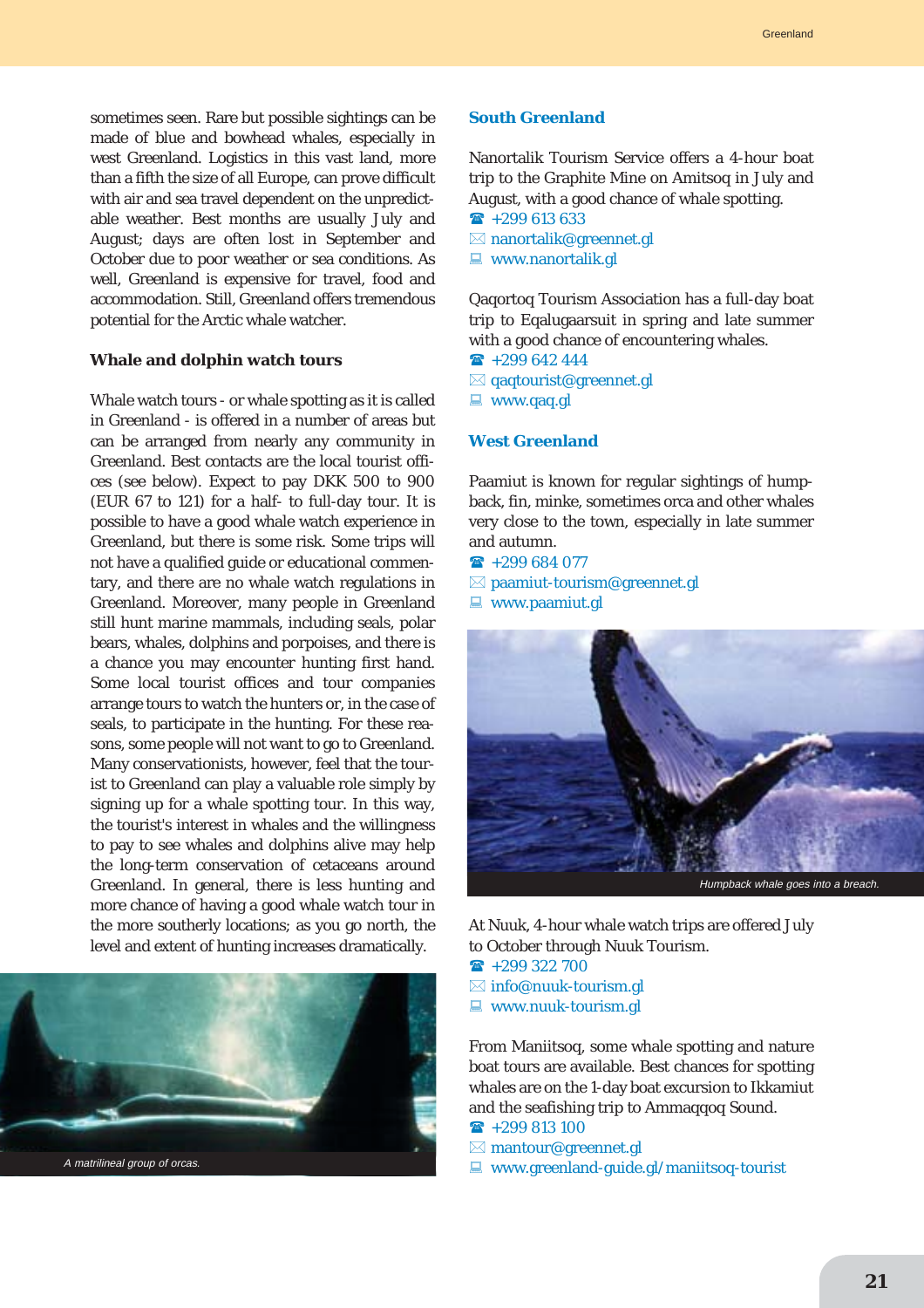sometimes seen. Rare but possible sightings can be made of blue and bowhead whales, especially in west Greenland. Logistics in this vast land, more than a fifth the size of all Europe, can prove difficult with air and sea travel dependent on the unpredictable weather. Best months are usually July and August; days are often lost in September and October due to poor weather or sea conditions. As well, Greenland is expensive for travel, food and accommodation. Still, Greenland offers tremendous potential for the Arctic whale watcher.

### Whale and dolphin watch tours

Whale watch tours - or whale spotting as it is called in Greenland - is offered in a number of areas but can be arranged from nearly any community in Greenland. Best contacts are the local tourist offices (see below). Expect to pay DKK 500 to 900 (EUR 67 to 121) for a half- to full-day tour. It is possible to have a good whale watch experience in Greenland, but there is some risk. Some trips will not have a qualified guide or educational commentary, and there are no whale watch regulations in Greenland. Moreover, many people in Greenland still hunt marine mammals, including seals, polar bears, whales, dolphins and porpoises, and there is a chance you may encounter hunting first hand. Some local tourist offices and tour companies arrange tours to watch the hunters or, in the case of seals, to participate in the hunting. For these reasons, some people will not want to go to Greenland. Many conservationists, however, feel that the tourist to Greenland can play a valuable role simply by signing up for a whale spotting tour. In this way, the tourist's interest in whales and the willingness to pay to see whales and dolphins alive may help the long-term conservation of cetaceans around Greenland. In general, there is less hunting and more chance of having a good whale watch tour in the more southerly locations; as you go north, the level and extent of hunting increases dramatically.

A matrilineal group of orcas.

### South Greenland

Nanortalik Tourism Service offers a 4-hour boat trip to the Graphite Mine on Amitsoq in July and August, with a good chance of whale spotting.
☎ +299 613 633
✉ nanortalik@greennet.gl
💻 www.nanortalik.gl

Qaqortoq Tourism Association has a full-day boat trip to Eqalugaarsuit in spring and late summer with a good chance of encountering whales.
☎ +299 642 444
✉ qaqtourist@greennet.gl
💻 www.qaq.gl

### West Greenland

Paamiut is known for regular sightings of humpback, fin, minke, sometimes orca and other whales very close to the town, especially in late summer and autumn.
☎ +299 684 077
✉ paamiut-tourism@greennet.gl
💻 www.paamiut.gl

Humpback whale goes into a breach.

At Nuuk, 4-hour whale watch trips are offered July to October through Nuuk Tourism.
☎ +299 322 700
✉ info@nuuk-tourism.gl
💻 www.nuuk-tourism.gl

From Maniitsoq, some whale spotting and nature boat tours are available. Best chances for spotting whales are on the 1-day boat excursion to Ikkamiut and the seafishing trip to Ammaqqoq Sound.
☎ +299 813 100
✉ mantour@greennet.gl
💻 www.greenland-guide.gl/maniitsoq-tourist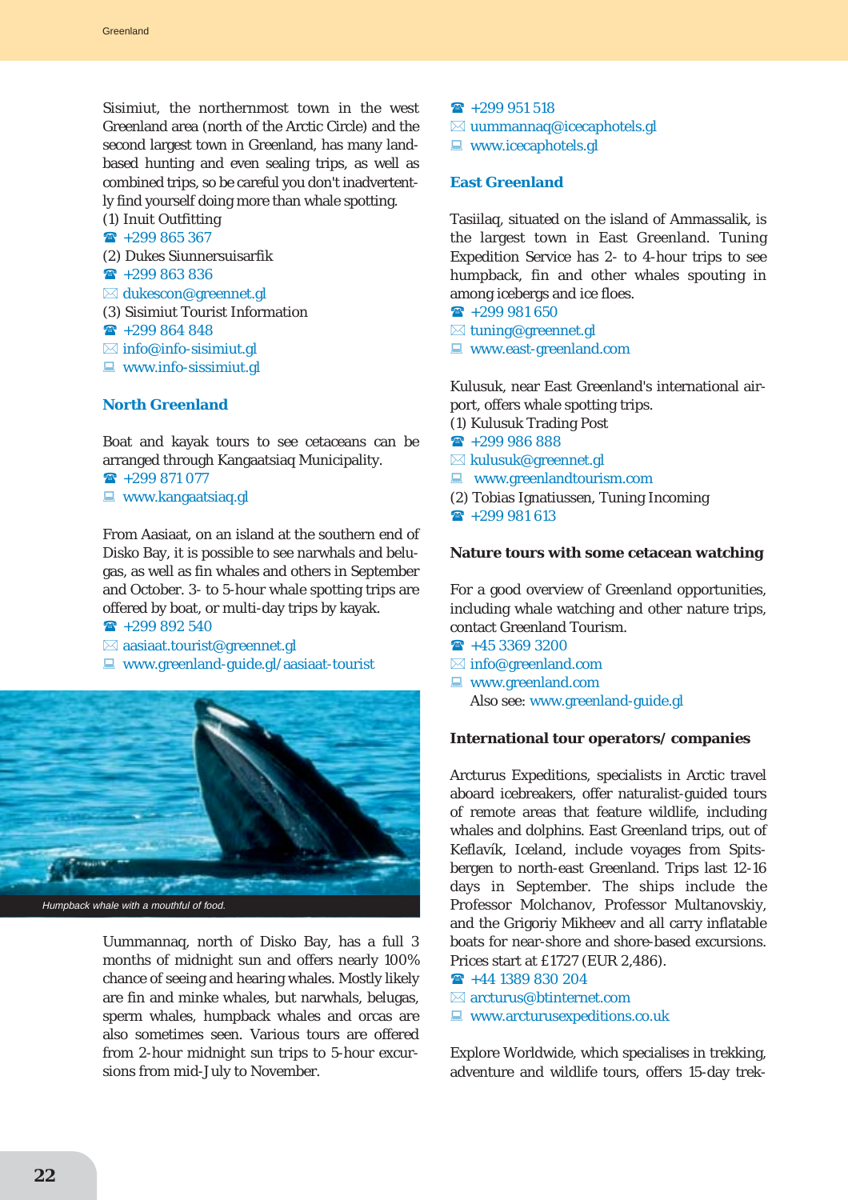Sisimiut, the northernmost town in the west Greenland area (north of the Arctic Circle) and the second largest town in Greenland, has many land-based hunting and even sealing trips, as well as combined trips, so be careful you don't inadvertently find yourself doing more than whale spotting.

(1) Inuit Outfitting
☎ +299 865 367

(2) Dukes Siunnersuisarfik
☎ +299 863 836
✉ dukescon@greennet.gl

(3) Sisimiut Tourist Information
☎ +299 864 848
✉ info@info-sisimiut.gl
💻 www.info-sissimiut.gl

## North Greenland

Boat and kayak tours to see cetaceans can be arranged through Kangaatsiaq Municipality.
☎ +299 871 077
💻 www.kangaatsiaq.gl

From Aasiaat, on an island at the southern end of Disko Bay, it is possible to see narwhals and belugas, as well as fin whales and others in September and October. 3- to 5-hour whale spotting trips are offered by boat, or multi-day trips by kayak.
☎ +299 892 540
✉ aasiaat.tourist@greennet.gl
💻 www.greenland-guide.gl/aasiaat-tourist

*Humpback whale with a mouthful of food.*

Uummannaq, north of Disko Bay, has a full 3 months of midnight sun and offers nearly 100% chance of seeing and hearing whales. Mostly likely are fin and minke whales, but narwhals, belugas, sperm whales, humpback whales and orcas are also sometimes seen. Various tours are offered from 2-hour midnight sun trips to 5-hour excursions from mid-July to November.
☎ +299 951 518
✉ uummannaq@icecaphotels.gl
💻 www.icecaphotels.gl

## East Greenland

Tasiilaq, situated on the island of Ammassalik, is the largest town in East Greenland. Tuning Expedition Service has 2- to 4-hour trips to see humpback, fin and other whales spouting in among icebergs and ice floes.
☎ +299 981 650
✉ tuning@greennet.gl
💻 www.east-greenland.com

Kulusuk, near East Greenland's international airport, offers whale spotting trips.

(1) Kulusuk Trading Post
☎ +299 986 888
✉ kulusuk@greennet.gl
💻 www.greenlandtourism.com

(2) Tobias Ignatiussen, Tuning Incoming
☎ +299 981 613

### Nature tours with some cetacean watching

For a good overview of Greenland opportunities, including whale watching and other nature trips, contact Greenland Tourism.
☎ +45 3369 3200
✉ info@greenland.com
💻 www.greenland.com
Also see: www.greenland-guide.gl

### International tour operators/ companies

Arcturus Expeditions, specialists in Arctic travel aboard icebreakers, offer naturalist-guided tours of remote areas that feature wildlife, including whales and dolphins. East Greenland trips, out of Keflavík, Iceland, include voyages from Spitsbergen to north-east Greenland. Trips last 12-16 days in September. The ships include the Professor Molchanov, Professor Multanovskiy, and the Grigoriy Mikheev and all carry inflatable boats for near-shore and shore-based excursions. Prices start at £1727 (EUR 2,486).
☎ +44 1389 830 204
✉ arcturus@btinternet.com
💻 www.arcturusexpeditions.co.uk

Explore Worldwide, which specialises in trekking, adventure and wildlife tours, offers 15-day trek-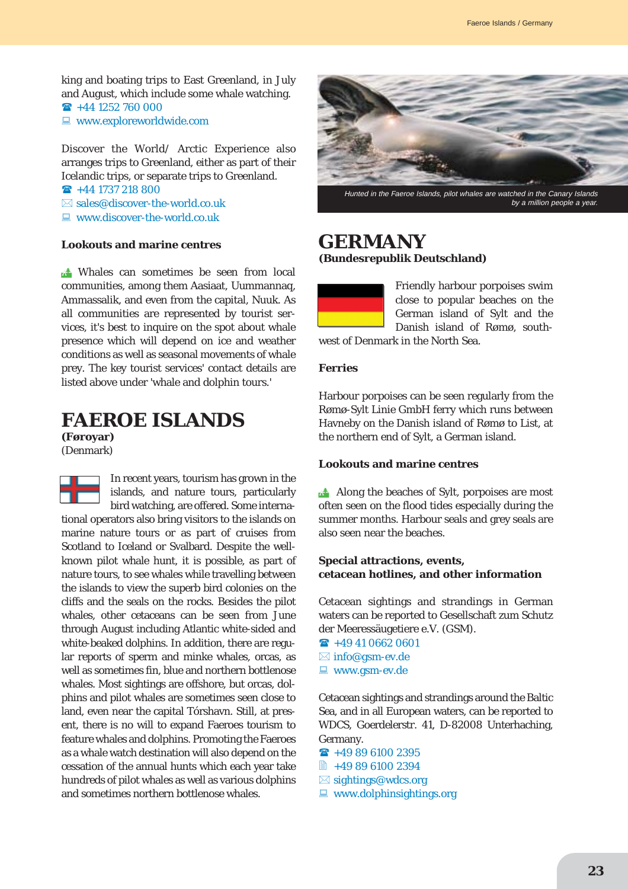king and boating trips to East Greenland, in July and August, which include some whale watching.
☎ +44 1252 760 000
💻 www.exploreworldwide.com

Discover the World/ Arctic Experience also arranges trips to Greenland, either as part of their Icelandic trips, or separate trips to Greenland.
☎ +44 1737 218 800
✉ sales@discover-the-world.co.uk
💻 www.discover-the-world.co.uk

**Lookouts and marine centres**

Whales can sometimes be seen from local communities, among them Aasiaat, Uummannaq, Ammassalik, and even from the capital, Nuuk. As all communities are represented by tourist services, it's best to inquire on the spot about whale presence which will depend on ice and weather conditions as well as seasonal movements of whale prey. The key tourist services' contact details are listed above under 'whale and dolphin tours.'

# FAEROE ISLANDS

**(Føroyar)**
(Denmark)

In recent years, tourism has grown in the islands, and nature tours, particularly bird watching, are offered. Some international operators also bring visitors to the islands on marine nature tours or as part of cruises from Scotland to Iceland or Svalbard. Despite the well-known pilot whale hunt, it is possible, as part of nature tours, to see whales while travelling between the islands to view the superb bird colonies on the cliffs and the seals on the rocks. Besides the pilot whales, other cetaceans can be seen from June through August including Atlantic white-sided and white-beaked dolphins. In addition, there are regular reports of sperm and minke whales, orcas, as well as sometimes fin, blue and northern bottlenose whales. Most sightings are offshore, but orcas, dolphins and pilot whales are sometimes seen close to land, even near the capital Tórshavn. Still, at present, there is no will to expand Faeroes tourism to feature whales and dolphins. Promoting the Faeroes as a whale watch destination will also depend on the cessation of the annual hunts which each year take hundreds of pilot whales as well as various dolphins and sometimes northern bottlenose whales.

*Hunted in the Faeroe Islands, pilot whales are watched in the Canary Islands by a million people a year.*

# GERMANY

**(Bundesrepublik Deutschland)**

Friendly harbour porpoises swim close to popular beaches on the German island of Sylt and the Danish island of Rømø, south-west of Denmark in the North Sea.

**Ferries**

Harbour porpoises can be seen regularly from the Rømø-Sylt Linie GmbH ferry which runs between Havneby on the Danish island of Rømø to List, at the northern end of Sylt, a German island.

**Lookouts and marine centres**

Along the beaches of Sylt, porpoises are most often seen on the flood tides especially during the summer months. Harbour seals and grey seals are also seen near the beaches.

**Special attractions, events, cetacean hotlines, and other information**

Cetacean sightings and strandings in German waters can be reported to Gesellschaft zum Schutz der Meeressäugetiere e.V. (GSM).
☎ +49 41 0662 0601
✉ info@gsm-ev.de
💻 www.gsm-ev.de

Cetacean sightings and strandings around the Baltic Sea, and in all European waters, can be reported to WDCS, Goerdelerstr. 41, D-82008 Unterhaching, Germany.
☎ +49 89 6100 2395
📠 +49 89 6100 2394
✉ sightings@wdcs.org
💻 www.dolphinsightings.org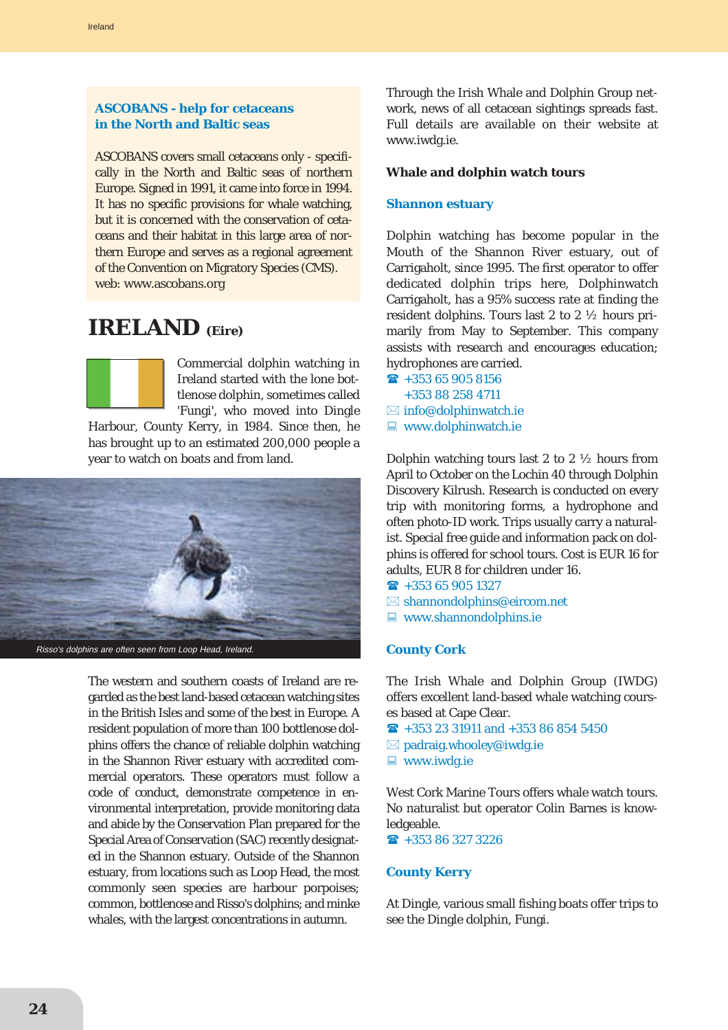### ASCOBANS - help for cetaceans in the North and Baltic seas

ASCOBANS covers small cetaceans only - specifically in the North and Baltic seas of northern Europe. Signed in 1991, it came into force in 1994. It has no specific provisions for whale watching, but it is concerned with the conservation of cetaceans and their habitat in this large area of northern Europe and serves as a regional agreement of the Convention on Migratory Species (CMS).
web: www.ascobans.org

# IRELAND (Eire)

Commercial dolphin watching in Ireland started with the lone bottlenose dolphin, sometimes called 'Fungi', who moved into Dingle Harbour, County Kerry, in 1984. Since then, he has brought up to an estimated 200,000 people a year to watch on boats and from land.

Risso's dolphins are often seen from Loop Head, Ireland.

The western and southern coasts of Ireland are regarded as the best land-based cetacean watching sites in the British Isles and some of the best in Europe. A resident population of more than 100 bottlenose dolphins offers the chance of reliable dolphin watching in the Shannon River estuary with accredited commercial operators. These operators must follow a code of conduct, demonstrate competence in environmental interpretation, provide monitoring data and abide by the Conservation Plan prepared for the Special Area of Conservation (SAC) recently designated in the Shannon estuary. Outside of the Shannon estuary, from locations such as Loop Head, the most commonly seen species are harbour porpoises; common, bottlenose and Risso's dolphins; and minke whales, with the largest concentrations in autumn.

Through the Irish Whale and Dolphin Group network, news of all cetacean sightings spreads fast. Full details are available on their website at www.iwdg.ie.

### Whale and dolphin watch tours

#### Shannon estuary

Dolphin watching has become popular in the Mouth of the Shannon River estuary, out of Carrigaholt, since 1995. The first operator to offer dedicated dolphin trips here, Dolphinwatch Carrigaholt, has a 95% success rate at finding the resident dolphins. Tours last 2 to 2 ½ hours primarily from May to September. This company assists with research and encourages education; hydrophones are carried.

☎ +353 65 905 8156
+353 88 258 4711
✉ info@dolphinwatch.ie
💻 www.dolphinwatch.ie

Dolphin watching tours last 2 to 2 ½ hours from April to October on the Lochin 40 through Dolphin Discovery Kilrush. Research is conducted on every trip with monitoring forms, a hydrophone and often photo-ID work. Trips usually carry a naturalist. Special free guide and information pack on dolphins is offered for school tours. Cost is EUR 16 for adults, EUR 8 for children under 16.

☎ +353 65 905 1327
✉ shannondolphins@eircom.net
💻 www.shannondolphins.ie

#### County Cork

The Irish Whale and Dolphin Group (IWDG) offers excellent land-based whale watching courses based at Cape Clear.

☎ +353 23 31911 and +353 86 854 5450
✉ padraig.whooley@iwdg.ie
💻 www.iwdg.ie

West Cork Marine Tours offers whale watch tours. No naturalist but operator Colin Barnes is knowledgeable.

☎ +353 86 327 3226

#### County Kerry

At Dingle, various small fishing boats offer trips to see the Dingle dolphin, Fungi.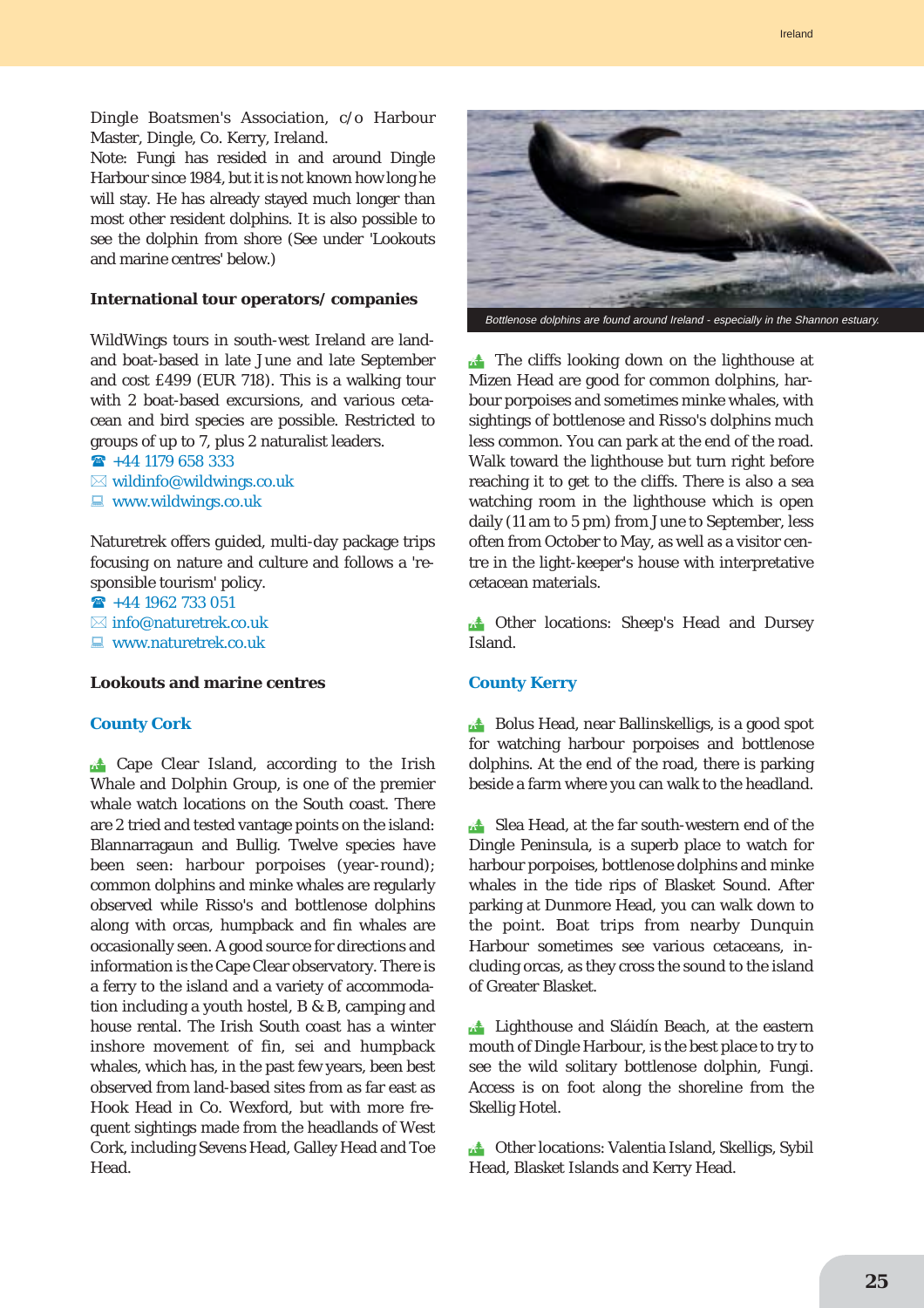Dingle Boatsmen's Association, c/o Harbour Master, Dingle, Co. Kerry, Ireland.
Note: Fungi has resided in and around Dingle Harbour since 1984, but it is not known how long he will stay. He has already stayed much longer than most other resident dolphins. It is also possible to see the dolphin from shore (See under 'Lookouts and marine centres' below.)

### International tour operators/ companies

WildWings tours in south-west Ireland are land- and boat-based in late June and late September and cost £499 (EUR 718). This is a walking tour with 2 boat-based excursions, and various cetacean and bird species are possible. Restricted to groups of up to 7, plus 2 naturalist leaders.
☎ +44 1179 658 333
✉ wildinfo@wildwings.co.uk
💻 www.wildwings.co.uk

Naturetrek offers guided, multi-day package trips focusing on nature and culture and follows a 'responsible tourism' policy.
☎ +44 1962 733 051
✉ info@naturetrek.co.uk
💻 www.naturetrek.co.uk

### Lookouts and marine centres

#### County Cork

Cape Clear Island, according to the Irish Whale and Dolphin Group, is one of the premier whale watch locations on the South coast. There are 2 tried and tested vantage points on the island: Blannarragaun and Bullig. Twelve species have been seen: harbour porpoises (year-round); common dolphins and minke whales are regularly observed while Risso's and bottlenose dolphins along with orcas, humpback and fin whales are occasionally seen. A good source for directions and information is the Cape Clear observatory. There is a ferry to the island and a variety of accommodation including a youth hostel, B & B, camping and house rental. The Irish South coast has a winter inshore movement of fin, sei and humpback whales, which has, in the past few years, been best observed from land-based sites from as far east as Hook Head in Co. Wexford, but with more frequent sightings made from the headlands of West Cork, including Sevens Head, Galley Head and Toe Head.

*Bottlenose dolphins are found around Ireland - especially in the Shannon estuary.*

The cliffs looking down on the lighthouse at Mizen Head are good for common dolphins, harbour porpoises and sometimes minke whales, with sightings of bottlenose and Risso's dolphins much less common. You can park at the end of the road. Walk toward the lighthouse but turn right before reaching it to get to the cliffs. There is also a sea watching room in the lighthouse which is open daily (11 am to 5 pm) from June to September, less often from October to May, as well as a visitor centre in the light-keeper's house with interpretative cetacean materials.

Other locations: Sheep's Head and Dursey Island.

#### County Kerry

Bolus Head, near Ballinskelligs, is a good spot for watching harbour porpoises and bottlenose dolphins. At the end of the road, there is parking beside a farm where you can walk to the headland.

Slea Head, at the far south-western end of the Dingle Peninsula, is a superb place to watch for harbour porpoises, bottlenose dolphins and minke whales in the tide rips of Blasket Sound. After parking at Dunmore Head, you can walk down to the point. Boat trips from nearby Dunquin Harbour sometimes see various cetaceans, including orcas, as they cross the sound to the island of Greater Blasket.

Lighthouse and Sláidín Beach, at the eastern mouth of Dingle Harbour, is the best place to try to see the wild solitary bottlenose dolphin, Fungi. Access is on foot along the shoreline from the Skellig Hotel.

Other locations: Valentia Island, Skelligs, Sybil Head, Blasket Islands and Kerry Head.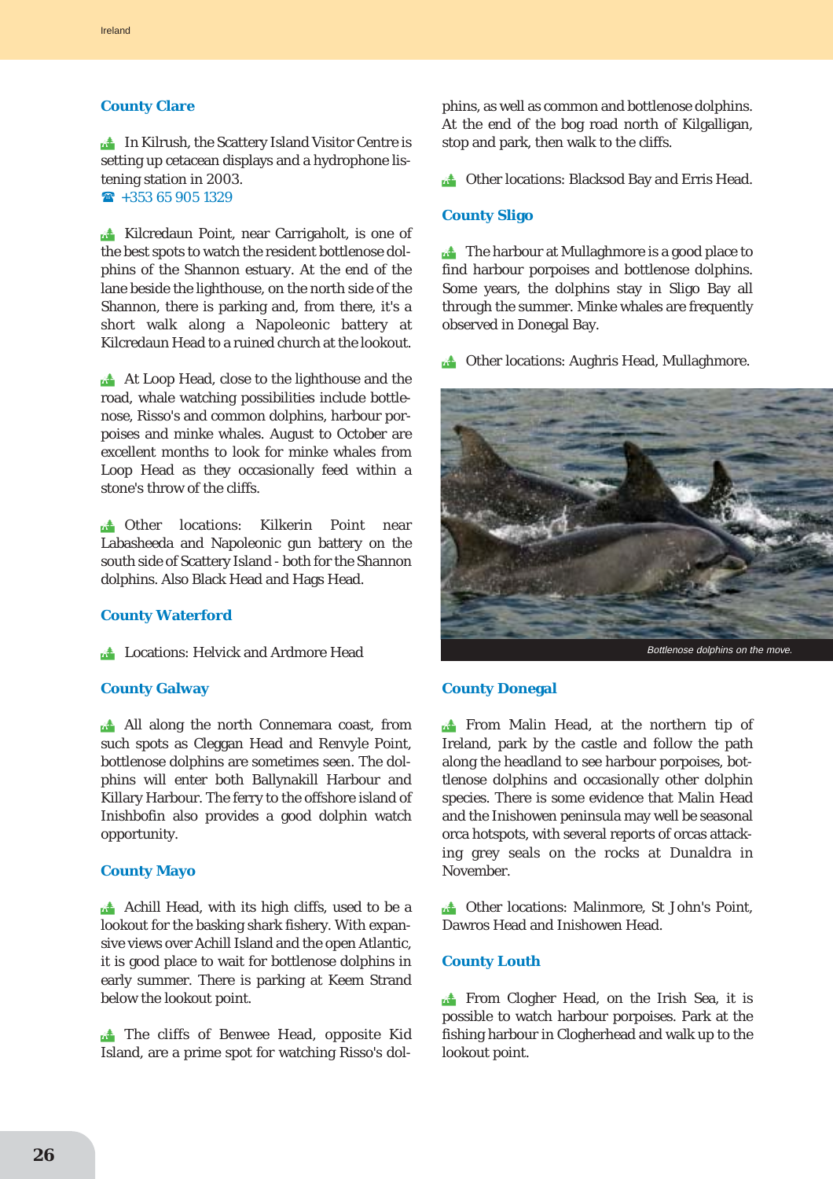### County Clare

In Kilrush, the Scattery Island Visitor Centre is setting up cetacean displays and a hydrophone listening station in 2003.
☎ +353 65 905 1329

Kilcredaun Point, near Carrigaholt, is one of the best spots to watch the resident bottlenose dolphins of the Shannon estuary. At the end of the lane beside the lighthouse, on the north side of the Shannon, there is parking and, from there, it's a short walk along a Napoleonic battery at Kilcredaun Head to a ruined church at the lookout.

At Loop Head, close to the lighthouse and the road, whale watching possibilities include bottlenose, Risso's and common dolphins, harbour porpoises and minke whales. August to October are excellent months to look for minke whales from Loop Head as they occasionally feed within a stone's throw of the cliffs.

Other locations: Kilkerin Point near Labasheeda and Napoleonic gun battery on the south side of Scattery Island - both for the Shannon dolphins. Also Black Head and Hags Head.

### County Waterford

Locations: Helvick and Ardmore Head

### County Galway

All along the north Connemara coast, from such spots as Cleggan Head and Renvyle Point, bottlenose dolphins are sometimes seen. The dolphins will enter both Ballynakill Harbour and Killary Harbour. The ferry to the offshore island of Inishbofin also provides a good dolphin watch opportunity.

### County Mayo

Achill Head, with its high cliffs, used to be a lookout for the basking shark fishery. With expansive views over Achill Island and the open Atlantic, it is good place to wait for bottlenose dolphins in early summer. There is parking at Keem Strand below the lookout point.

The cliffs of Benwee Head, opposite Kid Island, are a prime spot for watching Risso's dolphins, as well as common and bottlenose dolphins. At the end of the bog road north of Kilgalligan, stop and park, then walk to the cliffs.

Other locations: Blacksod Bay and Erris Head.

### County Sligo

The harbour at Mullaghmore is a good place to find harbour porpoises and bottlenose dolphins. Some years, the dolphins stay in Sligo Bay all through the summer. Minke whales are frequently observed in Donegal Bay.

Other locations: Aughris Head, Mullaghmore.

*Bottlenose dolphins on the move.*

### County Donegal

From Malin Head, at the northern tip of Ireland, park by the castle and follow the path along the headland to see harbour porpoises, bottlenose dolphins and occasionally other dolphin species. There is some evidence that Malin Head and the Inishowen peninsula may well be seasonal orca hotspots, with several reports of orcas attacking grey seals on the rocks at Dunaldra in November.

Other locations: Malinmore, St John's Point, Dawros Head and Inishowen Head.

### County Louth

From Clogher Head, on the Irish Sea, it is possible to watch harbour porpoises. Park at the fishing harbour in Clogherhead and walk up to the lookout point.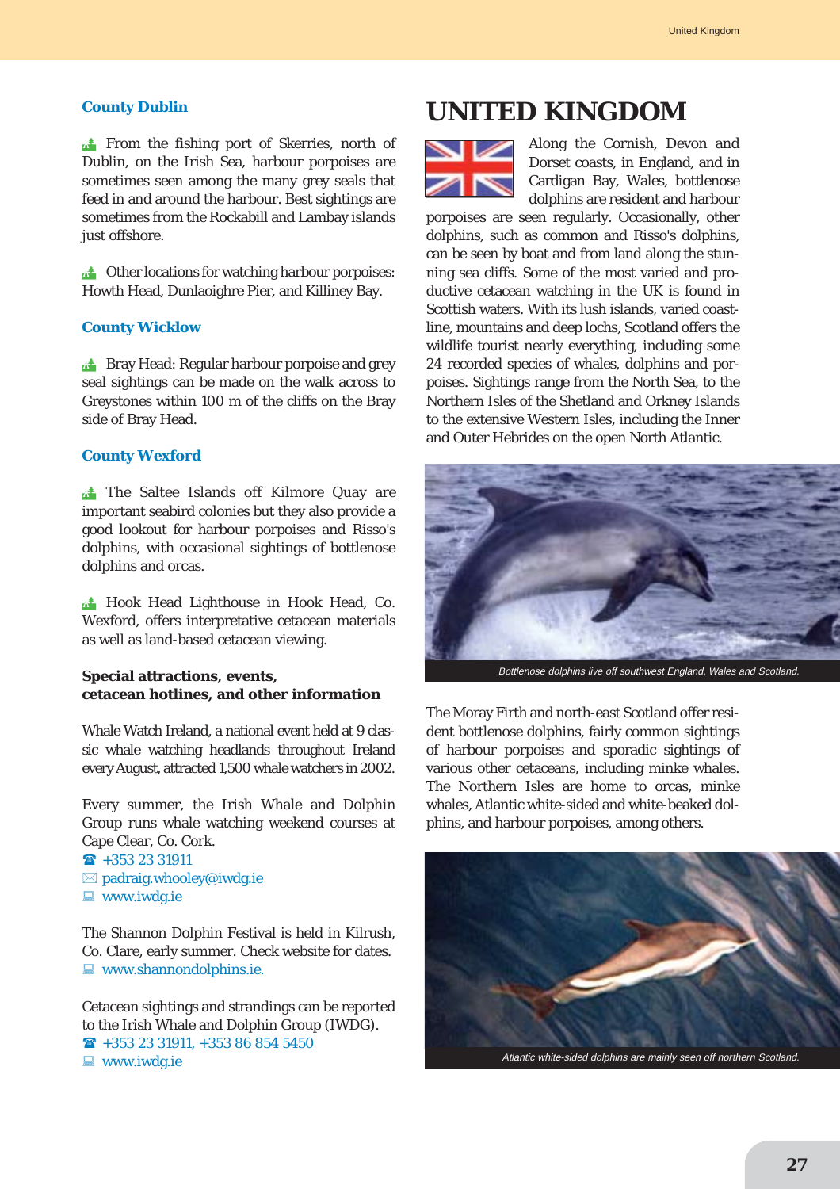### County Dublin

From the fishing port of Skerries, north of Dublin, on the Irish Sea, harbour porpoises are sometimes seen among the many grey seals that feed in and around the harbour. Best sightings are sometimes from the Rockabill and Lambay islands just offshore.

Other locations for watching harbour porpoises: Howth Head, Dunlaoighre Pier, and Killiney Bay.

### County Wicklow

Bray Head: Regular harbour porpoise and grey seal sightings can be made on the walk across to Greystones within 100 m of the cliffs on the Bray side of Bray Head.

### County Wexford

The Saltee Islands off Kilmore Quay are important seabird colonies but they also provide a good lookout for harbour porpoises and Risso's dolphins, with occasional sightings of bottlenose dolphins and orcas.

Hook Head Lighthouse in Hook Head, Co. Wexford, offers interpretative cetacean materials as well as land-based cetacean viewing.

**Special attractions, events, cetacean hotlines, and other information**

Whale Watch Ireland, a national event held at 9 classic whale watching headlands throughout Ireland every August, attracted 1,500 whale watchers in 2002.

Every summer, the Irish Whale and Dolphin Group runs whale watching weekend courses at Cape Clear, Co. Cork.
☎ +353 23 31911
✉ padraig.whooley@iwdg.ie
💻 www.iwdg.ie

The Shannon Dolphin Festival is held in Kilrush, Co. Clare, early summer. Check website for dates.
💻 www.shannondolphins.ie.

Cetacean sightings and strandings can be reported to the Irish Whale and Dolphin Group (IWDG).
☎ +353 23 31911, +353 86 854 5450
💻 www.iwdg.ie

# UNITED KINGDOM

Along the Cornish, Devon and Dorset coasts, in England, and in Cardigan Bay, Wales, bottlenose dolphins are resident and harbour porpoises are seen regularly. Occasionally, other dolphins, such as common and Risso's dolphins, can be seen by boat and from land along the stunning sea cliffs. Some of the most varied and productive cetacean watching in the UK is found in Scottish waters. With its lush islands, varied coastline, mountains and deep lochs, Scotland offers the wildlife tourist nearly everything, including some 24 recorded species of whales, dolphins and porpoises. Sightings range from the North Sea, to the Northern Isles of the Shetland and Orkney Islands to the extensive Western Isles, including the Inner and Outer Hebrides on the open North Atlantic.

*Bottlenose dolphins live off southwest England, Wales and Scotland.*

The Moray Firth and north-east Scotland offer resident bottlenose dolphins, fairly common sightings of harbour porpoises and sporadic sightings of various other cetaceans, including minke whales. The Northern Isles are home to orcas, minke whales, Atlantic white-sided and white-beaked dolphins, and harbour porpoises, among others.

*Atlantic white-sided dolphins are mainly seen off northern Scotland.*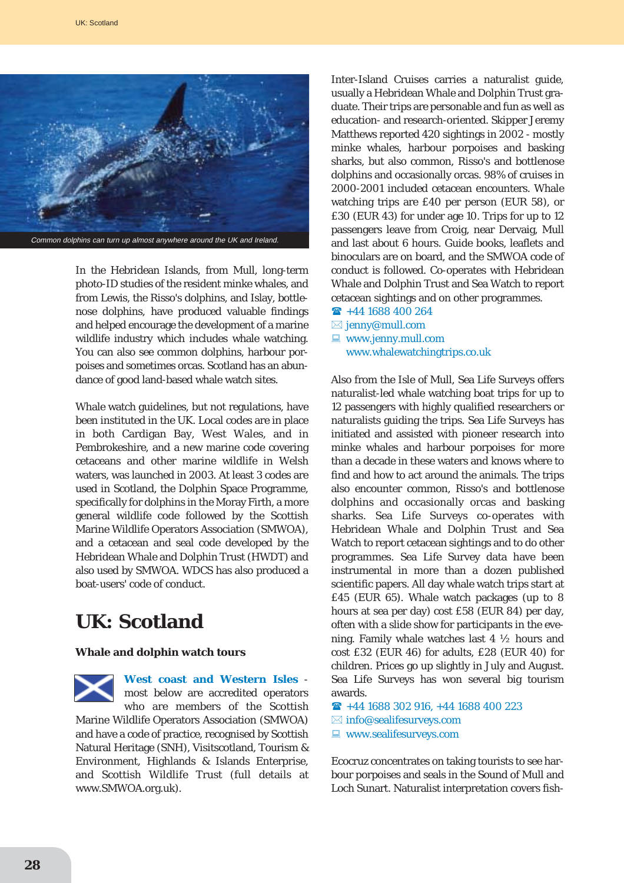Common dolphins can turn up almost anywhere around the UK and Ireland.

In the Hebridean Islands, from Mull, long-term photo-ID studies of the resident minke whales, and from Lewis, the Risso's dolphins, and Islay, bottlenose dolphins, have produced valuable findings and helped encourage the development of a marine wildlife industry which includes whale watching. You can also see common dolphins, harbour porpoises and sometimes orcas. Scotland has an abundance of good land-based whale watch sites.

Whale watch guidelines, but not regulations, have been instituted in the UK. Local codes are in place in both Cardigan Bay, West Wales, and in Pembrokeshire, and a new marine code covering cetaceans and other marine wildlife in Welsh waters, was launched in 2003. At least 3 codes are used in Scotland, the Dolphin Space Programme, specifically for dolphins in the Moray Firth, a more general wildlife code followed by the Scottish Marine Wildlife Operators Association (SMWOA), and a cetacean and seal code developed by the Hebridean Whale and Dolphin Trust (HWDT) and also used by SMWOA. WDCS has also produced a boat-users' code of conduct.

# UK: Scotland

### Whale and dolphin watch tours

**West coast and Western Isles** - most below are accredited operators who are members of the Scottish Marine Wildlife Operators Association (SMWOA) and have a code of practice, recognised by Scottish Natural Heritage (SNH), Visitscotland, Tourism & Environment, Highlands & Islands Enterprise, and Scottish Wildlife Trust (full details at www.SMWOA.org.uk).

Inter-Island Cruises carries a naturalist guide, usually a Hebridean Whale and Dolphin Trust graduate. Their trips are personable and fun as well as education- and research-oriented. Skipper Jeremy Matthews reported 420 sightings in 2002 - mostly minke whales, harbour porpoises and basking sharks, but also common, Risso's and bottlenose dolphins and occasionally orcas. 98% of cruises in 2000-2001 included cetacean encounters. Whale watching trips are £40 per person (EUR 58), or £30 (EUR 43) for under age 10. Trips for up to 12 passengers leave from Croig, near Dervaig, Mull and last about 6 hours. Guide books, leaflets and binoculars are on board, and the SMWOA code of conduct is followed. Co-operates with Hebridean Whale and Dolphin Trust and Sea Watch to report cetacean sightings and on other programmes.

☎ +44 1688 400 264
✉ jenny@mull.com
💻 www.jenny.mull.com
www.whalewatchingtrips.co.uk

Also from the Isle of Mull, Sea Life Surveys offers naturalist-led whale watching boat trips for up to 12 passengers with highly qualified researchers or naturalists guiding the trips. Sea Life Surveys has initiated and assisted with pioneer research into minke whales and harbour porpoises for more than a decade in these waters and knows where to find and how to act around the animals. The trips also encounter common, Risso's and bottlenose dolphins and occasionally orcas and basking sharks. Sea Life Surveys co-operates with Hebridean Whale and Dolphin Trust and Sea Watch to report cetacean sightings and to do other programmes. Sea Life Survey data have been instrumental in more than a dozen published scientific papers. All day whale watch trips start at £45 (EUR 65). Whale watch packages (up to 8 hours at sea per day) cost £58 (EUR 84) per day, often with a slide show for participants in the evening. Family whale watches last 4 ½ hours and cost £32 (EUR 46) for adults, £28 (EUR 40) for children. Prices go up slightly in July and August. Sea Life Surveys has won several big tourism awards.

☎ +44 1688 302 916, +44 1688 400 223
✉ info@sealifesurveys.com
💻 www.sealifesurveys.com

Ecocruz concentrates on taking tourists to see harbour porpoises and seals in the Sound of Mull and Loch Sunart. Naturalist interpretation covers fish-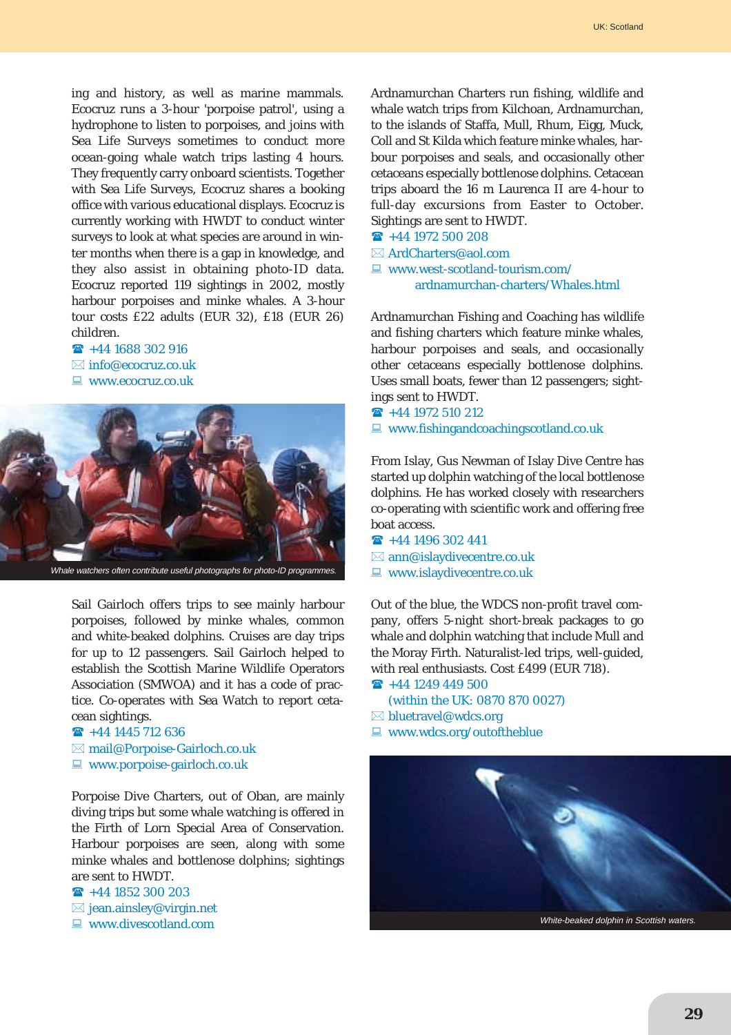ing and history, as well as marine mammals. Ecocruz runs a 3-hour 'porpoise patrol', using a hydrophone to listen to porpoises, and joins with Sea Life Surveys sometimes to conduct more ocean-going whale watch trips lasting 4 hours. They frequently carry onboard scientists. Together with Sea Life Surveys, Ecocruz shares a booking office with various educational displays. Ecocruz is currently working with HWDT to conduct winter surveys to look at what species are around in winter months when there is a gap in knowledge, and they also assist in obtaining photo-ID data. Ecocruz reported 119 sightings in 2002, mostly harbour porpoises and minke whales. A 3-hour tour costs £22 adults (EUR 32), £18 (EUR 26) children.

☎ +44 1688 302 916
✉ info@ecocruz.co.uk
💻 www.ecocruz.co.uk

Whale watchers often contribute useful photographs for photo-ID programmes.

Sail Gairloch offers trips to see mainly harbour porpoises, followed by minke whales, common and white-beaked dolphins. Cruises are day trips for up to 12 passengers. Sail Gairloch helped to establish the Scottish Marine Wildlife Operators Association (SMWOA) and it has a code of practice. Co-operates with Sea Watch to report cetacean sightings.

☎ +44 1445 712 636
✉ mail@Porpoise-Gairloch.co.uk
💻 www.porpoise-gairloch.co.uk

Porpoise Dive Charters, out of Oban, are mainly diving trips but some whale watching is offered in the Firth of Lorn Special Area of Conservation. Harbour porpoises are seen, along with some minke whales and bottlenose dolphins; sightings are sent to HWDT.

☎ +44 1852 300 203
✉ jean.ainsley@virgin.net
💻 www.divescotland.com

Ardnamurchan Charters run fishing, wildlife and whale watch trips from Kilchoan, Ardnamurchan, to the islands of Staffa, Mull, Rhum, Eigg, Muck, Coll and St Kilda which feature minke whales, harbour porpoises and seals, and occasionally other cetaceans especially bottlenose dolphins. Cetacean trips aboard the 16 m Laurenca II are 4-hour to full-day excursions from Easter to October. Sightings are sent to HWDT.

☎ +44 1972 500 208
✉ ArdCharters@aol.com
💻 www.west-scotland-tourism.com/ardnamurchan-charters/Whales.html

Ardnamurchan Fishing and Coaching has wildlife and fishing charters which feature minke whales, harbour porpoises and seals, and occasionally other cetaceans especially bottlenose dolphins. Uses small boats, fewer than 12 passengers; sightings sent to HWDT.

☎ +44 1972 510 212
💻 www.fishingandcoachingscotland.co.uk

From Islay, Gus Newman of Islay Dive Centre has started up dolphin watching of the local bottlenose dolphins. He has worked closely with researchers co-operating with scientific work and offering free boat access.

☎ +44 1496 302 441
✉ ann@islaydivecentre.co.uk
💻 www.islaydivecentre.co.uk

Out of the blue, the WDCS non-profit travel company, offers 5-night short-break packages to go whale and dolphin watching that include Mull and the Moray Firth. Naturalist-led trips, well-guided, with real enthusiasts. Cost £499 (EUR 718).

☎ +44 1249 449 500
(within the UK: 0870 870 0027)
✉ bluetravel@wdcs.org
💻 www.wdcs.org/outoftheblue

White-beaked dolphin in Scottish waters.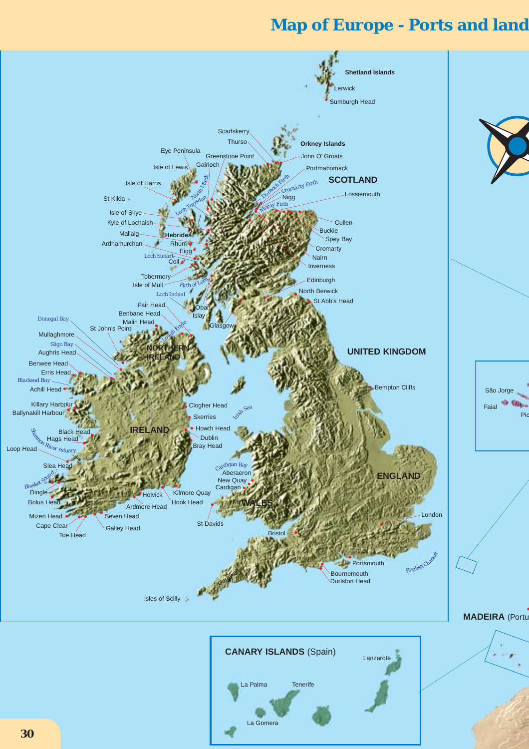# Map of Europe - Ports and land

Shetland Islands
Lerwick
Sumburgh Head

Scarfskerry
Thurso
Orkney Islands
John O' Groats
Eye Peninsula
Greenstone Point
Isle of Lewis
Gairloch
Portmahomack
SCOTLAND
Isle of Harris
North Minch
Dornoch Firth
Cromarty Firth
Lossiemouth
St Kilda
Loch Torridon
Nigg
Moray Firth
Isle of Skye
Kyle of Lochalsh
Cullen
Buckie
Mallaig
Hebrides
Spey Bay
Ardnamurchan
Rhum
Cromarty
Eigg
Nairn
Loch Sunart
Coll
Inverness
Tobermory
Firth of Lorn
Edinburgh
Isle of Mull
North Berwick
Loch Indaal
St Abb's Head
Fair Head
Oban
Benbane Head
Islay
Donegal Bay
Malin Head
Glasgow
St John's Point
Lough Foyle
Mullaghmore
NORTHERN IRELAND
Sligo Bay
Aughris Head
UNITED KINGDOM
Benwee Head
Erris Head
Blacksod Bay
Bempton Cliffs
Achill Head
Killary Harbour
Clogher Head
Ballynakill Harbour
Irish Sea
Skerries
Black Head
IRELAND
Howth Head
Shannon River estuary
Hags Head
Dublin
Loop Head
Bray Head
Slea Head
Cardigan Bay
Aberaeron
ENGLAND
Blasket Sound
New Quay
Cardigan
Dingle
Helvick
Kilmore Quay
WALES
Bolus Head
Hook Head
Ardmore Head
London
Mizen Head
Seven Head
St Davids
Cape Clear
Galley Head
Bristol
Toe Head
Portsmouth
English Channel
Bournemouth
Cornwall
Durlston Head
Isles of Scilly

São Jorge
Faial
Pic

MADEIRA (Portu

CANARY ISLANDS (Spain)
Lanzarote
La Palma
Tenerife
La Gomera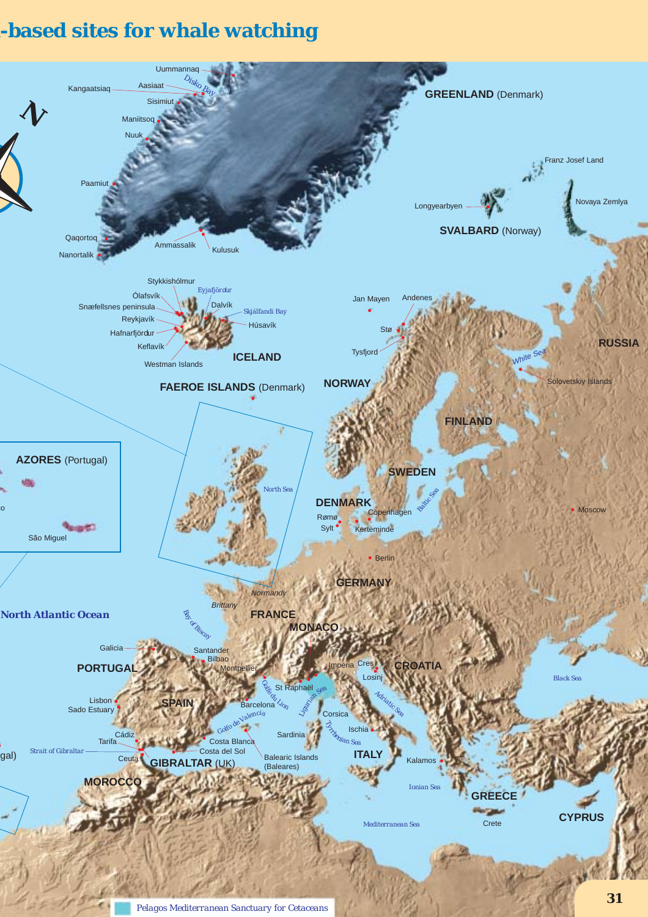## -based sites for whale watching

GREENLAND (Denmark)

Uummannaq, Disko Bay, Kangaatsiaq, Aasiaat, Sisimiut, Maniitsoq, Nuuk, Paamiut, Qaqortoq, Nanortalik, Ammassalik, Kulusuk

Franz Josef Land, Novaya Zemlya, Longyearbyen

SVALBARD (Norway)

ICELAND: Stykkishólmur, Ólafsvík, Eyjafjörður, Dalvík, Snæfellsnes peninsula, Skjálfandi Bay, Reykjavík, Húsavík, Hafnarfjördur, Keflavík, Westman Islands

FAEROE ISLANDS (Denmark)

NORWAY: Jan Mayen, Andenes, Stø, Tysfjord

RUSSIA: White Sea, Solovetskiy Islands, Moscow

FINLAND

SWEDEN

AZORES (Portugal): São Miguel

DENMARK: Copenhagen, Rømø, Sylt, Kerteminde

North Sea, Baltic Sea

GERMANY: Berlin

Normandy, Brittany

North Atlantic Ocean

Bay of Biscay

FRANCE

MONACO

PORTUGAL: Galicia, Lisbon, Sado Estuary

SPAIN: Santander, Bilbao, Montpellier, Barcelona, Golfo de Valencia, Costa Blanca, Costa del Sol, Cádiz, Tarifa, Ceuta

Strait of Gibraltar

GIBRALTAR (UK)

MOROCCO

Golfe du Lion, Ligurian Sea, St Raphaël, Imperia

CROATIA: Cres, Losinj

Adriatic Sea, Black Sea

Corsica, Sardinia, Balearic Islands (Baleares)

Tyrrhenian Sea

ITALY: Ischia

Kalamos

Ionian Sea

GREECE: Crete

CYPRUS

Mediterranean Sea

Pelagos Mediterranean Sanctuary for Cetaceans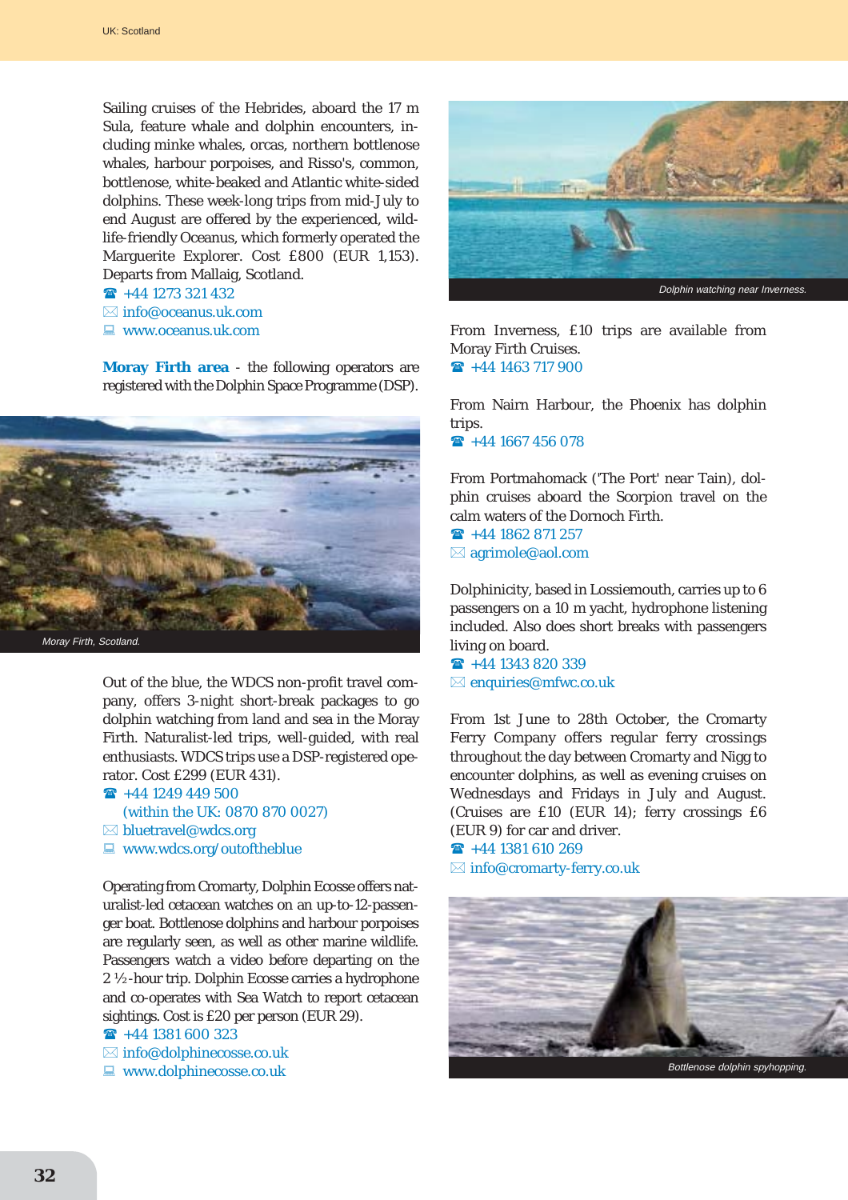Sailing cruises of the Hebrides, aboard the 17 m Sula, feature whale and dolphin encounters, including minke whales, orcas, northern bottlenose whales, harbour porpoises, and Risso's, common, bottlenose, white-beaked and Atlantic white-sided dolphins. These week-long trips from mid-July to end August are offered by the experienced, wildlife-friendly Oceanus, which formerly operated the Marguerite Explorer. Cost £800 (EUR 1,153). Departs from Mallaig, Scotland.

☎ +44 1273 321 432
✉ info@oceanus.uk.com
💻 www.oceanus.uk.com

**Moray Firth area** - the following operators are registered with the Dolphin Space Programme (DSP).

Moray Firth, Scotland.

Out of the blue, the WDCS non-profit travel company, offers 3-night short-break packages to go dolphin watching from land and sea in the Moray Firth. Naturalist-led trips, well-guided, with real enthusiasts. WDCS trips use a DSP-registered operator. Cost £299 (EUR 431).

☎ +44 1249 449 500
(within the UK: 0870 870 0027)
✉ bluetravel@wdcs.org
💻 www.wdcs.org/outoftheblue

Operating from Cromarty, Dolphin Ecosse offers naturalist-led cetacean watches on an up-to-12-passenger boat. Bottlenose dolphins and harbour porpoises are regularly seen, as well as other marine wildlife. Passengers watch a video before departing on the 2 ½-hour trip. Dolphin Ecosse carries a hydrophone and co-operates with Sea Watch to report cetacean sightings. Cost is £20 per person (EUR 29).

☎ +44 1381 600 323
✉ info@dolphinecosse.co.uk
💻 www.dolphinecosse.co.uk

Dolphin watching near Inverness.

From Inverness, £10 trips are available from Moray Firth Cruises.

☎ +44 1463 717 900

From Nairn Harbour, the Phoenix has dolphin trips.

☎ +44 1667 456 078

From Portmahomack ('The Port' near Tain), dolphin cruises aboard the Scorpion travel on the calm waters of the Dornoch Firth.

☎ +44 1862 871 257
✉ agrimole@aol.com

Dolphinicity, based in Lossiemouth, carries up to 6 passengers on a 10 m yacht, hydrophone listening included. Also does short breaks with passengers living on board.

☎ +44 1343 820 339
✉ enquiries@mfwc.co.uk

From 1st June to 28th October, the Cromarty Ferry Company offers regular ferry crossings throughout the day between Cromarty and Nigg to encounter dolphins, as well as evening cruises on Wednesdays and Fridays in July and August. (Cruises are £10 (EUR 14); ferry crossings £6 (EUR 9) for car and driver.

☎ +44 1381 610 269
✉ info@cromarty-ferry.co.uk

Bottlenose dolphin spyhopping.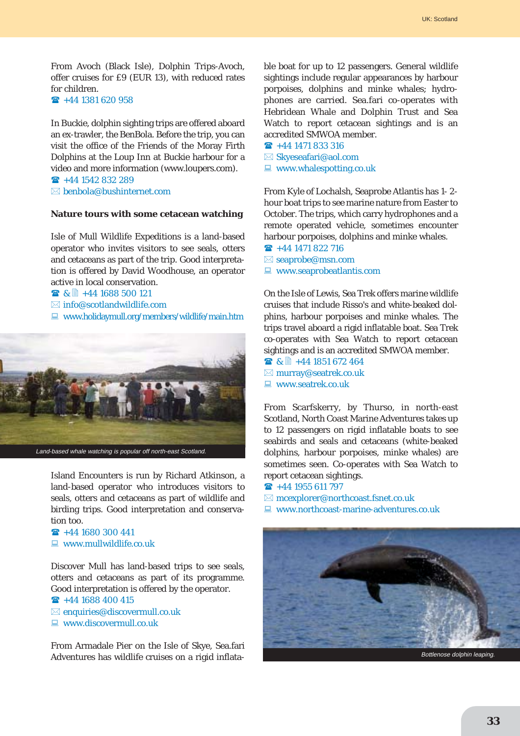From Avoch (Black Isle), Dolphin Trips-Avoch, offer cruises for £9 (EUR 13), with reduced rates for children.
☎ +44 1381 620 958

In Buckie, dolphin sighting trips are offered aboard an ex-trawler, the BenBola. Before the trip, you can visit the office of the Friends of the Moray Firth Dolphins at the Loup Inn at Buckie harbour for a video and more information (www.loupers.com).
☎ +44 1542 832 289
✉ benbola@bushinternet.com

**Nature tours with some cetacean watching**

Isle of Mull Wildlife Expeditions is a land-based operator who invites visitors to see seals, otters and cetaceans as part of the trip. Good interpretation is offered by David Woodhouse, an operator active in local conservation.
☎ & 📄 +44 1688 500 121
✉ info@scotlandwildlife.com
💻 www.holidaymull.org/members/wildlife/main.htm

*Land-based whale watching is popular off north-east Scotland.*

Island Encounters is run by Richard Atkinson, a land-based operator who introduces visitors to seals, otters and cetaceans as part of wildlife and birding trips. Good interpretation and conservation too.
☎ +44 1680 300 441
💻 www.mullwildlife.co.uk

Discover Mull has land-based trips to see seals, otters and cetaceans as part of its programme. Good interpretation is offered by the operator.
☎ +44 1688 400 415
✉ enquiries@discovermull.co.uk
💻 www.discovermull.co.uk

From Armadale Pier on the Isle of Skye, Sea.fari Adventures has wildlife cruises on a rigid inflatable boat for up to 12 passengers. General wildlife sightings include regular appearances by harbour porpoises, dolphins and minke whales; hydrophones are carried. Sea.fari co-operates with Hebridean Whale and Dolphin Trust and Sea Watch to report cetacean sightings and is an accredited SMWOA member.
☎ +44 1471 833 316
✉ Skyeseafari@aol.com
💻 www.whalespotting.co.uk

From Kyle of Lochalsh, Seaprobe Atlantis has 1- 2-hour boat trips to see marine nature from Easter to October. The trips, which carry hydrophones and a remote operated vehicle, sometimes encounter harbour porpoises, dolphins and minke whales.
☎ +44 1471 822 716
✉ seaprobe@msn.com
💻 www.seaprobeatlantis.com

On the Isle of Lewis, Sea Trek offers marine wildlife cruises that include Risso's and white-beaked dolphins, harbour porpoises and minke whales. The trips travel aboard a rigid inflatable boat. Sea Trek co-operates with Sea Watch to report cetacean sightings and is an accredited SMWOA member.
☎ & 📄 +44 1851 672 464
✉ murray@seatrek.co.uk
💻 www.seatrek.co.uk

From Scarfskerry, by Thurso, in north-east Scotland, North Coast Marine Adventures takes up to 12 passengers on rigid inflatable boats to see seabirds and seals and cetaceans (white-beaked dolphins, harbour porpoises, minke whales) are sometimes seen. Co-operates with Sea Watch to report cetacean sightings.
☎ +44 1955 611 797
✉ mcexplorer@northcoast.fsnet.co.uk
💻 www.northcoast-marine-adventures.co.uk

*Bottlenose dolphin leaping.*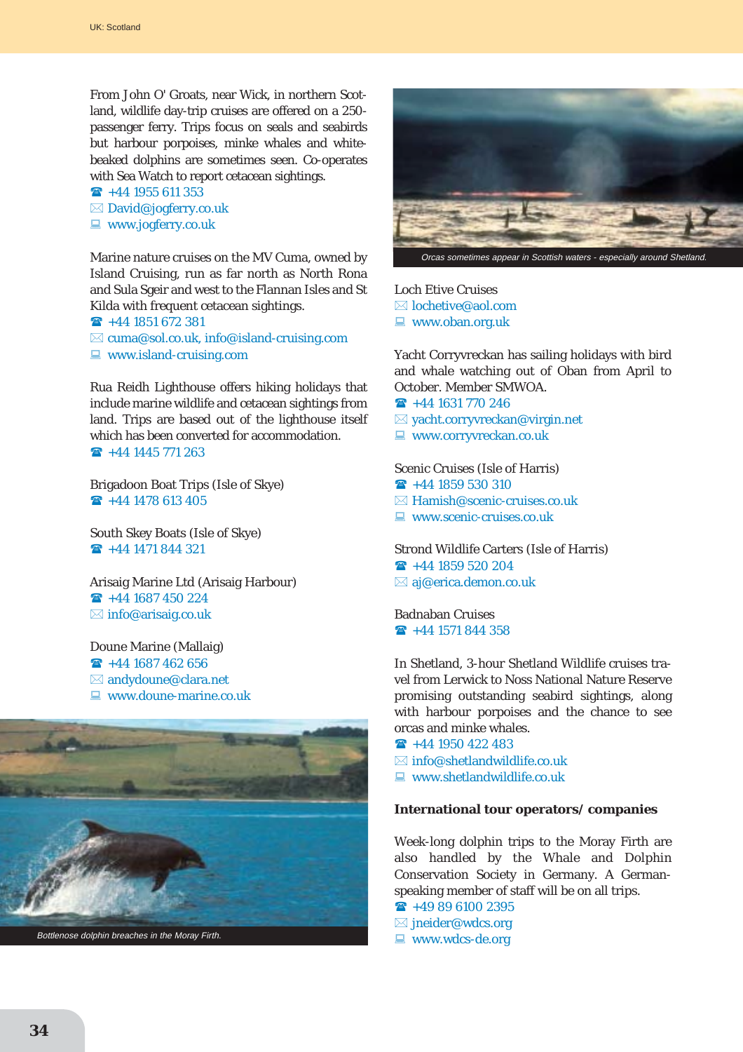From John O' Groats, near Wick, in northern Scotland, wildlife day-trip cruises are offered on a 250-passenger ferry. Trips focus on seals and seabirds but harbour porpoises, minke whales and white-beaked dolphins are sometimes seen. Co-operates with Sea Watch to report cetacean sightings.
☎ +44 1955 611 353
✉ David@jogferry.co.uk
🖳 www.jogferry.co.uk

Marine nature cruises on the MV Cuma, owned by Island Cruising, run as far north as North Rona and Sula Sgeir and west to the Flannan Isles and St Kilda with frequent cetacean sightings.
☎ +44 1851 672 381
✉ cuma@sol.co.uk, info@island-cruising.com
🖳 www.island-cruising.com

Rua Reidh Lighthouse offers hiking holidays that include marine wildlife and cetacean sightings from land. Trips are based out of the lighthouse itself which has been converted for accommodation.
☎ +44 1445 771 263

Brigadoon Boat Trips (Isle of Skye)
☎ +44 1478 613 405

South Skey Boats (Isle of Skye)
☎ +44 1471 844 321

Arisaig Marine Ltd (Arisaig Harbour)
☎ +44 1687 450 224
✉ info@arisaig.co.uk

Doune Marine (Mallaig)
☎ +44 1687 462 656
✉ andydoune@clara.net
🖳 www.doune-marine.co.uk

*Bottlenose dolphin breaches in the Moray Firth.*

*Orcas sometimes appear in Scottish waters - especially around Shetland.*

Loch Etive Cruises
✉ lochetive@aol.com
🖳 www.oban.org.uk

Yacht Corryvreckan has sailing holidays with bird and whale watching out of Oban from April to October. Member SMWOA.
☎ +44 1631 770 246
✉ yacht.corryvreckan@virgin.net
🖳 www.corryvreckan.co.uk

Scenic Cruises (Isle of Harris)
☎ +44 1859 530 310
✉ Hamish@scenic-cruises.co.uk
🖳 www.scenic-cruises.co.uk

Strond Wildlife Carters (Isle of Harris)
☎ +44 1859 520 204
✉ aj@erica.demon.co.uk

Badnaban Cruises
☎ +44 1571 844 358

In Shetland, 3-hour Shetland Wildlife cruises travel from Lerwick to Noss National Nature Reserve promising outstanding seabird sightings, along with harbour porpoises and the chance to see orcas and minke whales.
☎ +44 1950 422 483
✉ info@shetlandwildlife.co.uk
🖳 www.shetlandwildlife.co.uk

**International tour operators/ companies**

Week-long dolphin trips to the Moray Firth are also handled by the Whale and Dolphin Conservation Society in Germany. A German-speaking member of staff will be on all trips.
☎ +49 89 6100 2395
✉ jneider@wdcs.org
🖳 www.wdcs-de.org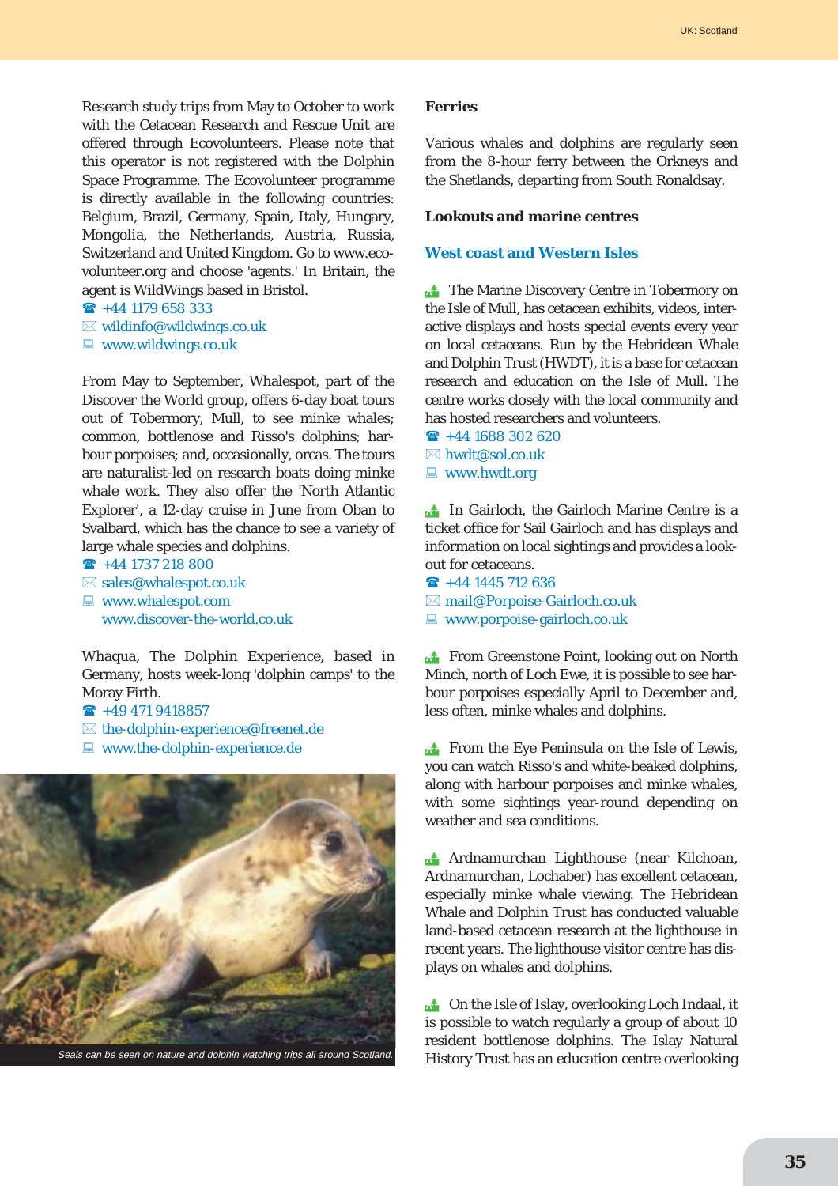Research study trips from May to October to work with the Cetacean Research and Rescue Unit are offered through Ecovolunteers. Please note that this operator is not registered with the Dolphin Space Programme. The Ecovolunteer programme is directly available in the following countries: Belgium, Brazil, Germany, Spain, Italy, Hungary, Mongolia, the Netherlands, Austria, Russia, Switzerland and United Kingdom. Go to www.eco-volunteer.org and choose 'agents.' In Britain, the agent is WildWings based in Bristol.

☎ +44 1179 658 333
✉ wildinfo@wildwings.co.uk
www.wildwings.co.uk

From May to September, Whalespot, part of the Discover the World group, offers 6-day boat tours out of Tobermory, Mull, to see minke whales; common, bottlenose and Risso's dolphins; harbour porpoises; and, occasionally, orcas. The tours are naturalist-led on research boats doing minke whale work. They also offer the 'North Atlantic Explorer', a 12-day cruise in June from Oban to Svalbard, which has the chance to see a variety of large whale species and dolphins.

☎ +44 1737 218 800
✉ sales@whalespot.co.uk
www.whalespot.com
www.discover-the-world.co.uk

Whaqua, The Dolphin Experience, based in Germany, hosts week-long 'dolphin camps' to the Moray Firth.

☎ +49 471 9418857
✉ the-dolphin-experience@freenet.de
www.the-dolphin-experience.de

*Seals can be seen on nature and dolphin watching trips all around Scotland.*

**Ferries**

Various whales and dolphins are regularly seen from the 8-hour ferry between the Orkneys and the Shetlands, departing from South Ronaldsay.

**Lookouts and marine centres**

### West coast and Western Isles

The Marine Discovery Centre in Tobermory on the Isle of Mull, has cetacean exhibits, videos, interactive displays and hosts special events every year on local cetaceans. Run by the Hebridean Whale and Dolphin Trust (HWDT), it is a base for cetacean research and education on the Isle of Mull. The centre works closely with the local community and has hosted researchers and volunteers.

☎ +44 1688 302 620
✉ hwdt@sol.co.uk
www.hwdt.org

In Gairloch, the Gairloch Marine Centre is a ticket office for Sail Gairloch and has displays and information on local sightings and provides a lookout for cetaceans.

☎ +44 1445 712 636
✉ mail@Porpoise-Gairloch.co.uk
www.porpoise-gairloch.co.uk

From Greenstone Point, looking out on North Minch, north of Loch Ewe, it is possible to see harbour porpoises especially April to December and, less often, minke whales and dolphins.

From the Eye Peninsula on the Isle of Lewis, you can watch Risso's and white-beaked dolphins, along with harbour porpoises and minke whales, with some sightings year-round depending on weather and sea conditions.

Ardnamurchan Lighthouse (near Kilchoan, Ardnamurchan, Lochaber) has excellent cetacean, especially minke whale viewing. The Hebridean Whale and Dolphin Trust has conducted valuable land-based cetacean research at the lighthouse in recent years. The lighthouse visitor centre has displays on whales and dolphins.

On the Isle of Islay, overlooking Loch Indaal, it is possible to watch regularly a group of about 10 resident bottlenose dolphins. The Islay Natural History Trust has an education centre overlooking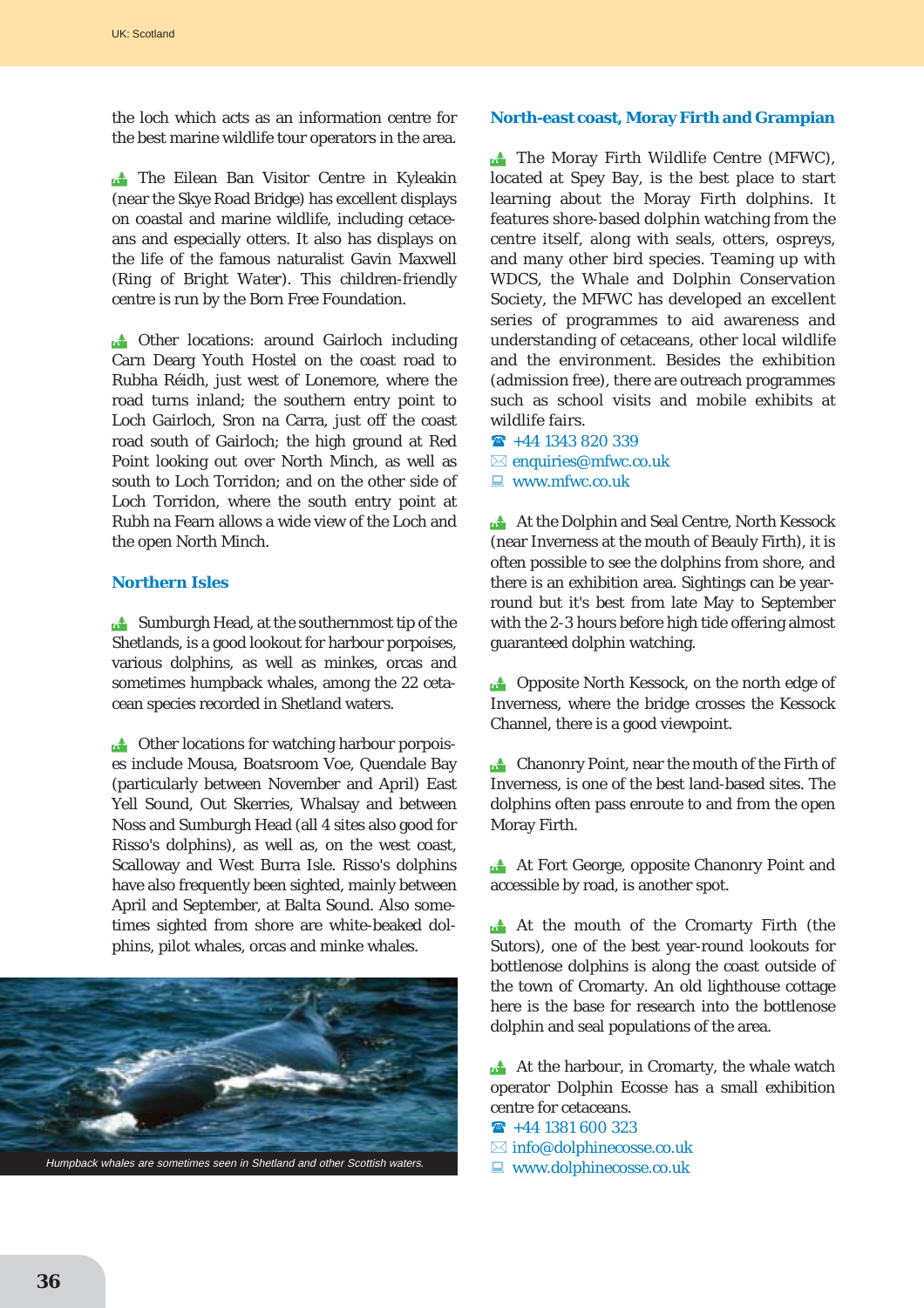the loch which acts as an information centre for the best marine wildlife tour operators in the area.

The Eilean Ban Visitor Centre in Kyleakin (near the Skye Road Bridge) has excellent displays on coastal and marine wildlife, including cetaceans and especially otters. It also has displays on the life of the famous naturalist Gavin Maxwell (*Ring of Bright Water*). This children-friendly centre is run by the Born Free Foundation.

Other locations: around Gairloch including Carn Dearg Youth Hostel on the coast road to Rubha Réidh, just west of Lonemore, where the road turns inland; the southern entry point to Loch Gairloch, Sron na Carra, just off the coast road south of Gairloch; the high ground at Red Point looking out over North Minch, as well as south to Loch Torridon; and on the other side of Loch Torridon, where the south entry point at Rubh na Fearn allows a wide view of the Loch and the open North Minch.

## Northern Isles

Sumburgh Head, at the southernmost tip of the Shetlands, is a good lookout for harbour porpoises, various dolphins, as well as minkes, orcas and sometimes humpback whales, among the 22 cetacean species recorded in Shetland waters.

Other locations for watching harbour porpoises include Mousa, Boatsroom Voe, Quendale Bay (particularly between November and April) East Yell Sound, Out Skerries, Whalsay and between Noss and Sumburgh Head (all 4 sites also good for Risso's dolphins), as well as, on the west coast, Scalloway and West Burra Isle. Risso's dolphins have also frequently been sighted, mainly between April and September, at Balta Sound. Also sometimes sighted from shore are white-beaked dolphins, pilot whales, orcas and minke whales.

*Humpback whales are sometimes seen in Shetland and other Scottish waters.*

## North-east coast, Moray Firth and Grampian

The Moray Firth Wildlife Centre (MFWC), located at Spey Bay, is the best place to start learning about the Moray Firth dolphins. It features shore-based dolphin watching from the centre itself, along with seals, otters, ospreys, and many other bird species. Teaming up with WDCS, the Whale and Dolphin Conservation Society, the MFWC has developed an excellent series of programmes to aid awareness and understanding of cetaceans, other local wildlife and the environment. Besides the exhibition (admission free), there are outreach programmes such as school visits and mobile exhibits at wildlife fairs.

☎ +44 1343 820 339
✉ enquiries@mfwc.co.uk
💻 www.mfwc.co.uk

At the Dolphin and Seal Centre, North Kessock (near Inverness at the mouth of Beauly Firth), it is often possible to see the dolphins from shore, and there is an exhibition area. Sightings can be year-round but it's best from late May to September with the 2-3 hours before high tide offering almost guaranteed dolphin watching.

Opposite North Kessock, on the north edge of Inverness, where the bridge crosses the Kessock Channel, there is a good viewpoint.

Chanonry Point, near the mouth of the Firth of Inverness, is one of the best land-based sites. The dolphins often pass enroute to and from the open Moray Firth.

At Fort George, opposite Chanonry Point and accessible by road, is another spot.

At the mouth of the Cromarty Firth (the Sutors), one of the best year-round lookouts for bottlenose dolphins is along the coast outside of the town of Cromarty. An old lighthouse cottage here is the base for research into the bottlenose dolphin and seal populations of the area.

At the harbour, in Cromarty, the whale watch operator Dolphin Ecosse has a small exhibition centre for cetaceans.

☎ +44 1381 600 323
✉ info@dolphinecosse.co.uk
💻 www.dolphinecosse.co.uk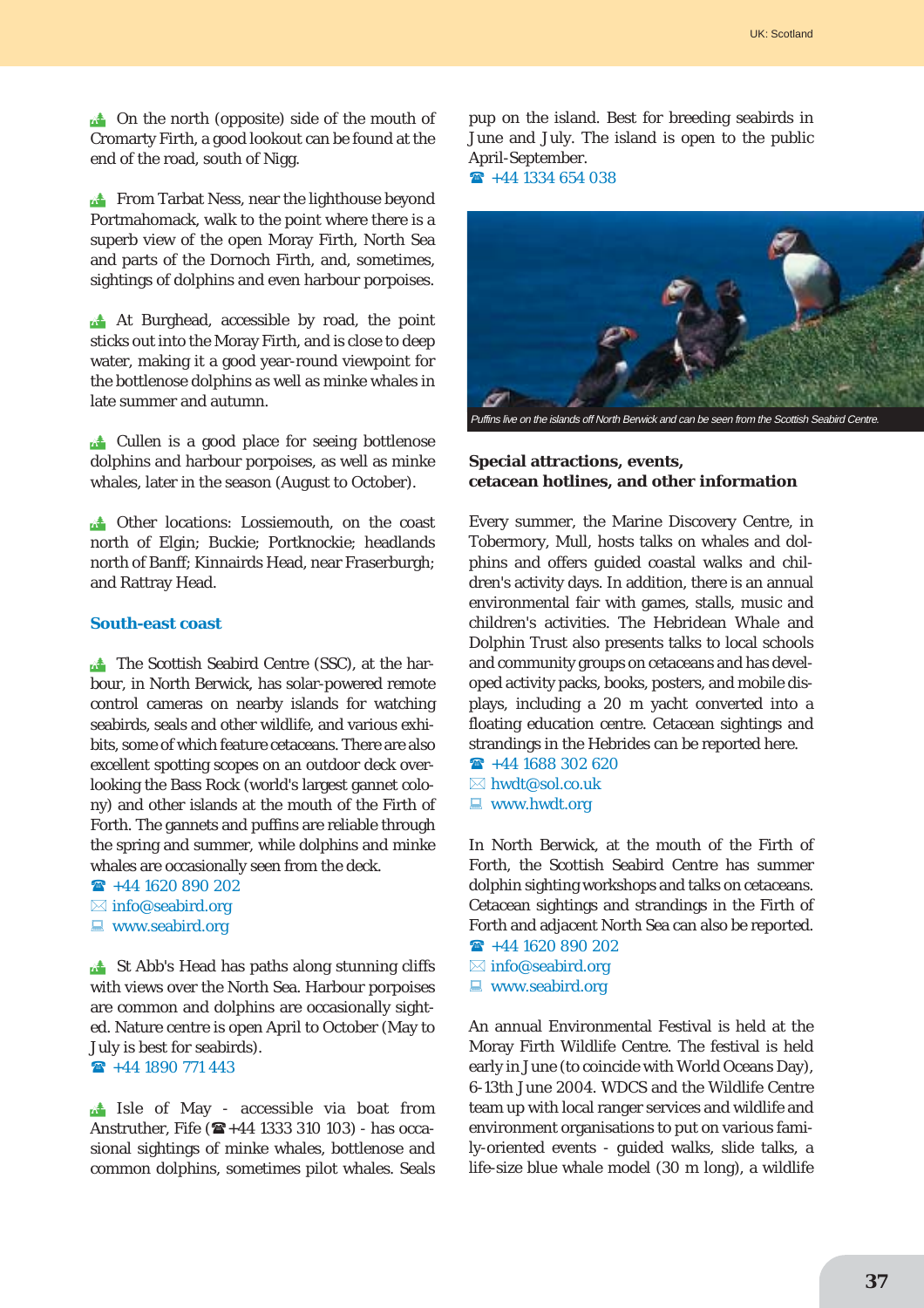On the north (opposite) side of the mouth of Cromarty Firth, a good lookout can be found at the end of the road, south of Nigg.

From Tarbat Ness, near the lighthouse beyond Portmahomack, walk to the point where there is a superb view of the open Moray Firth, North Sea and parts of the Dornoch Firth, and, sometimes, sightings of dolphins and even harbour porpoises.

At Burghead, accessible by road, the point sticks out into the Moray Firth, and is close to deep water, making it a good year-round viewpoint for the bottlenose dolphins as well as minke whales in late summer and autumn.

Cullen is a good place for seeing bottlenose dolphins and harbour porpoises, as well as minke whales, later in the season (August to October).

Other locations: Lossiemouth, on the coast north of Elgin; Buckie; Portknockie; headlands north of Banff; Kinnairds Head, near Fraserburgh; and Rattray Head.

### South-east coast

The Scottish Seabird Centre (SSC), at the harbour, in North Berwick, has solar-powered remote control cameras on nearby islands for watching seabirds, seals and other wildlife, and various exhibits, some of which feature cetaceans. There are also excellent spotting scopes on an outdoor deck overlooking the Bass Rock (world's largest gannet colony) and other islands at the mouth of the Firth of Forth. The gannets and puffins are reliable through the spring and summer, while dolphins and minke whales are occasionally seen from the deck.

☎ +44 1620 890 202
✉ info@seabird.org
🖳 www.seabird.org

St Abb's Head has paths along stunning cliffs with views over the North Sea. Harbour porpoises are common and dolphins are occasionally sighted. Nature centre is open April to October (May to July is best for seabirds).

☎ +44 1890 771 443

Isle of May - accessible via boat from Anstruther, Fife (☎ +44 1333 310 103) - has occasional sightings of minke whales, bottlenose and common dolphins, sometimes pilot whales. Seals pup on the island. Best for breeding seabirds in June and July. The island is open to the public April-September.

☎ +44 1334 654 038

*Puffins live on the islands off North Berwick and can be seen from the Scottish Seabird Centre.*

### Special attractions, events, cetacean hotlines, and other information

Every summer, the Marine Discovery Centre, in Tobermory, Mull, hosts talks on whales and dolphins and offers guided coastal walks and children's activity days. In addition, there is an annual environmental fair with games, stalls, music and children's activities. The Hebridean Whale and Dolphin Trust also presents talks to local schools and community groups on cetaceans and has developed activity packs, books, posters, and mobile displays, including a 20 m yacht converted into a floating education centre. Cetacean sightings and strandings in the Hebrides can be reported here.

☎ +44 1688 302 620
✉ hwdt@sol.co.uk
🖳 www.hwdt.org

In North Berwick, at the mouth of the Firth of Forth, the Scottish Seabird Centre has summer dolphin sighting workshops and talks on cetaceans. Cetacean sightings and strandings in the Firth of Forth and adjacent North Sea can also be reported.

☎ +44 1620 890 202
✉ info@seabird.org
🖳 www.seabird.org

An annual Environmental Festival is held at the Moray Firth Wildlife Centre. The festival is held early in June (to coincide with World Oceans Day), 6-13th June 2004. WDCS and the Wildlife Centre team up with local ranger services and wildlife and environment organisations to put on various family-oriented events - guided walks, slide talks, a life-size blue whale model (30 m long), a wildlife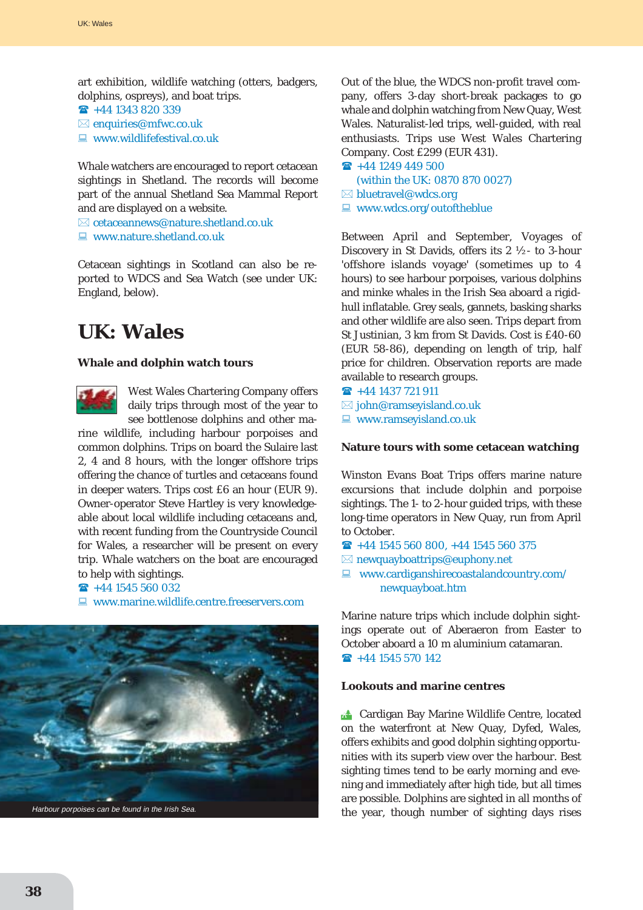art exhibition, wildlife watching (otters, badgers, dolphins, ospreys), and boat trips.

☎ +44 1343 820 339
✉ enquiries@mfwc.co.uk
💻 www.wildlifefestival.co.uk

Whale watchers are encouraged to report cetacean sightings in Shetland. The records will become part of the annual Shetland Sea Mammal Report and are displayed on a website.

✉ cetaceannews@nature.shetland.co.uk
💻 www.nature.shetland.co.uk

Cetacean sightings in Scotland can also be reported to WDCS and Sea Watch (see under UK: England, below).

# UK: Wales

### Whale and dolphin watch tours

West Wales Chartering Company offers daily trips through most of the year to see bottlenose dolphins and other marine wildlife, including harbour porpoises and common dolphins. Trips on board the Sulaire last 2, 4 and 8 hours, with the longer offshore trips offering the chance of turtles and cetaceans found in deeper waters. Trips cost £6 an hour (EUR 9). Owner-operator Steve Hartley is very knowledgeable about local wildlife including cetaceans and, with recent funding from the Countryside Council for Wales, a researcher will be present on every trip. Whale watchers on the boat are encouraged to help with sightings.

☎ +44 1545 560 032
💻 www.marine.wildlife.centre.freeservers.com

*Harbour porpoises can be found in the Irish Sea.*

Out of the blue, the WDCS non-profit travel company, offers 3-day short-break packages to go whale and dolphin watching from New Quay, West Wales. Naturalist-led trips, well-guided, with real enthusiasts. Trips use West Wales Chartering Company. Cost £299 (EUR 431).

☎ +44 1249 449 500
(within the UK: 0870 870 0027)
✉ bluetravel@wdcs.org
💻 www.wdcs.org/outoftheblue

Between April and September, Voyages of Discovery in St Davids, offers its 2 ½- to 3-hour 'offshore islands voyage' (sometimes up to 4 hours) to see harbour porpoises, various dolphins and minke whales in the Irish Sea aboard a rigid-hull inflatable. Grey seals, gannets, basking sharks and other wildlife are also seen. Trips depart from St Justinian, 3 km from St Davids. Cost is £40-60 (EUR 58-86), depending on length of trip, half price for children. Observation reports are made available to research groups.

☎ +44 1437 721 911
✉ john@ramseyisland.co.uk
💻 www.ramseyisland.co.uk

### Nature tours with some cetacean watching

Winston Evans Boat Trips offers marine nature excursions that include dolphin and porpoise sightings. The 1- to 2-hour guided trips, with these long-time operators in New Quay, run from April to October.

☎ +44 1545 560 800, +44 1545 560 375
✉ newquayboattrips@euphony.net
💻 www.cardiganshirecoastalandcountry.com/newquayboat.htm

Marine nature trips which include dolphin sightings operate out of Aberaeron from Easter to October aboard a 10 m aluminium catamaran.

☎ +44 1545 570 142

### Lookouts and marine centres

Cardigan Bay Marine Wildlife Centre, located on the waterfront at New Quay, Dyfed, Wales, offers exhibits and good dolphin sighting opportunities with its superb view over the harbour. Best sighting times tend to be early morning and evening and immediately after high tide, but all times are possible. Dolphins are sighted in all months of the year, though number of sighting days rises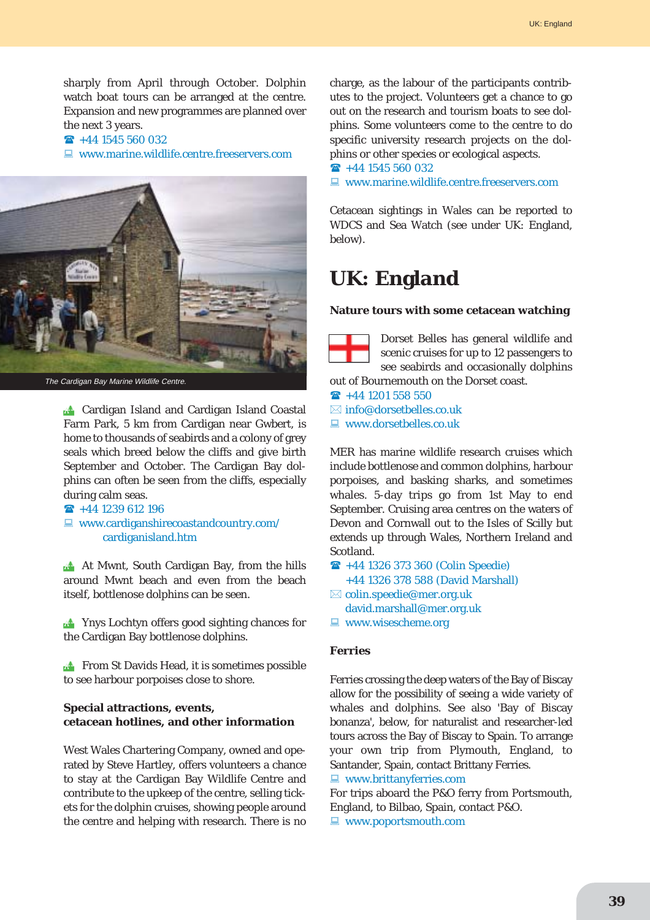sharply from April through October. Dolphin watch boat tours can be arranged at the centre. Expansion and new programmes are planned over the next 3 years.

☎ +44 1545 560 032

www.marine.wildlife.centre.freeservers.com

*The Cardigan Bay Marine Wildlife Centre.*

Cardigan Island and Cardigan Island Coastal Farm Park, 5 km from Cardigan near Gwbert, is home to thousands of seabirds and a colony of grey seals which breed below the cliffs and give birth September and October. The Cardigan Bay dolphins can often be seen from the cliffs, especially during calm seas.

☎ +44 1239 612 196

www.cardiganshirecoastandcountry.com/cardiganisland.htm

At Mwnt, South Cardigan Bay, from the hills around Mwnt beach and even from the beach itself, bottlenose dolphins can be seen.

Ynys Lochtyn offers good sighting chances for the Cardigan Bay bottlenose dolphins.

From St Davids Head, it is sometimes possible to see harbour porpoises close to shore.

**Special attractions, events, cetacean hotlines, and other information**

West Wales Chartering Company, owned and operated by Steve Hartley, offers volunteers a chance to stay at the Cardigan Bay Wildlife Centre and contribute to the upkeep of the centre, selling tickets for the dolphin cruises, showing people around the centre and helping with research. There is no charge, as the labour of the participants contributes to the project. Volunteers get a chance to go out on the research and tourism boats to see dolphins. Some volunteers come to the centre to do specific university research projects on the dolphins or other species or ecological aspects.

☎ +44 1545 560 032

www.marine.wildlife.centre.freeservers.com

Cetacean sightings in Wales can be reported to WDCS and Sea Watch (see under UK: England, below).

# UK: England

**Nature tours with some cetacean watching**

Dorset Belles has general wildlife and scenic cruises for up to 12 passengers to see seabirds and occasionally dolphins out of Bournemouth on the Dorset coast.

☎ +44 1201 558 550

✉ info@dorsetbelles.co.uk

www.dorsetbelles.co.uk

MER has marine wildlife research cruises which include bottlenose and common dolphins, harbour porpoises, and basking sharks, and sometimes whales. 5-day trips go from 1st May to end September. Cruising area centres on the waters of Devon and Cornwall out to the Isles of Scilly but extends up through Wales, Northern Ireland and Scotland.

☎ +44 1326 373 360 (Colin Speedie)
+44 1326 378 588 (David Marshall)

✉ colin.speedie@mer.org.uk
david.marshall@mer.org.uk

www.wisescheme.org

**Ferries**

Ferries crossing the deep waters of the Bay of Biscay allow for the possibility of seeing a wide variety of whales and dolphins. See also 'Bay of Biscay bonanza', below, for naturalist and researcher-led tours across the Bay of Biscay to Spain. To arrange your own trip from Plymouth, England, to Santander, Spain, contact Brittany Ferries.

www.brittanyferries.com

For trips aboard the P&O ferry from Portsmouth, England, to Bilbao, Spain, contact P&O.

www.poportsmouth.com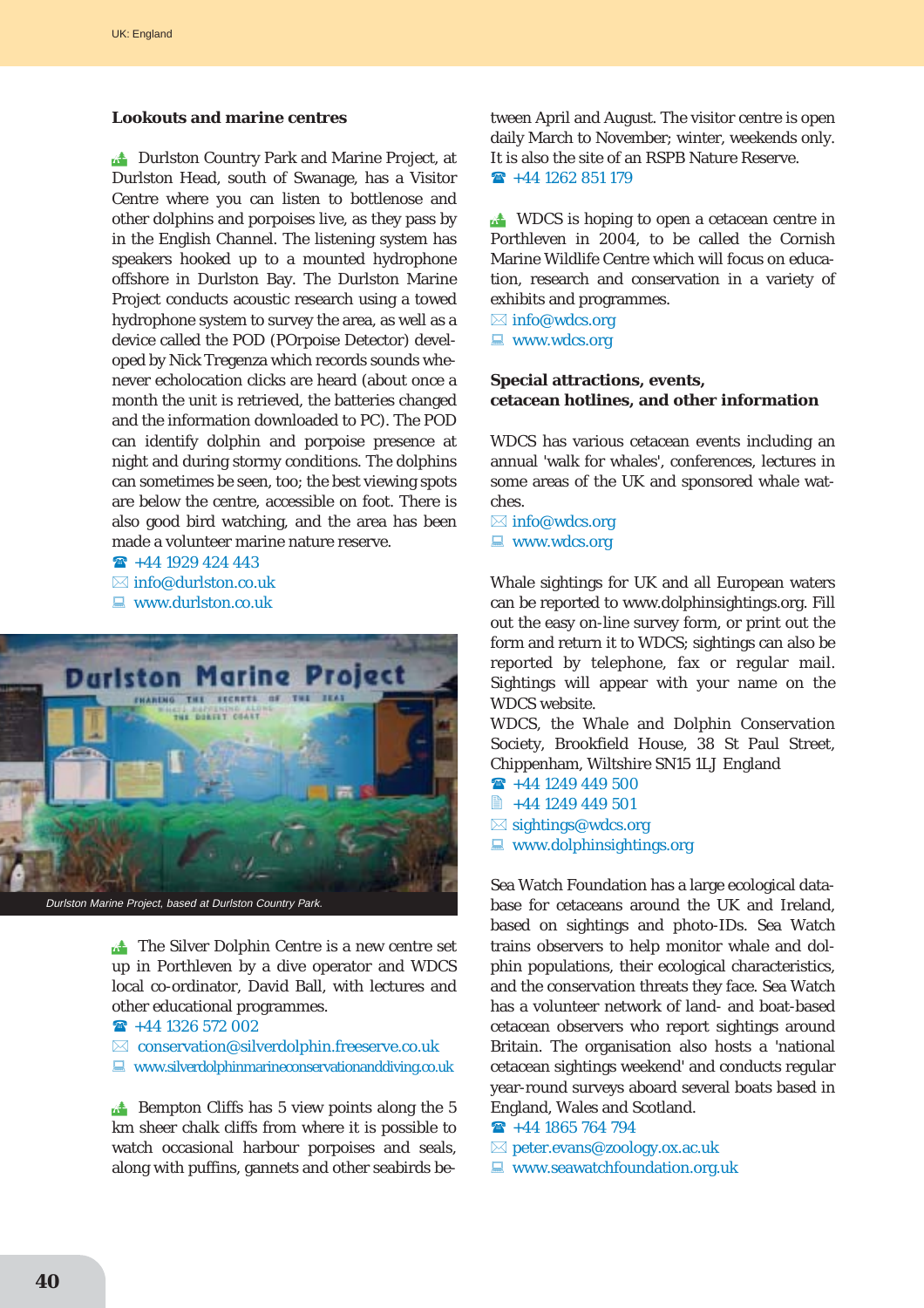### Lookouts and marine centres

Durlston Country Park and Marine Project, at Durlston Head, south of Swanage, has a Visitor Centre where you can listen to bottlenose and other dolphins and porpoises live, as they pass by in the English Channel. The listening system has speakers hooked up to a mounted hydrophone offshore in Durlston Bay. The Durlston Marine Project conducts acoustic research using a towed hydrophone system to survey the area, as well as a device called the POD (POrpoise Detector) developed by Nick Tregenza which records sounds whenever echolocation clicks are heard (about once a month the unit is retrieved, the batteries changed and the information downloaded to PC). The POD can identify dolphin and porpoise presence at night and during stormy conditions. The dolphins can sometimes be seen, too; the best viewing spots are below the centre, accessible on foot. There is also good bird watching, and the area has been made a volunteer marine nature reserve.

☎ +44 1929 424 443
✉ info@durlston.co.uk
💻 www.durlston.co.uk

*Durlston Marine Project, based at Durlston Country Park.*

The Silver Dolphin Centre is a new centre set up in Porthleven by a dive operator and WDCS local co-ordinator, David Ball, with lectures and other educational programmes.

☎ +44 1326 572 002
✉ conservation@silverdolphin.freeserve.co.uk
💻 www.silverdolphinmarineconservationanddiving.co.uk

Bempton Cliffs has 5 view points along the 5 km sheer chalk cliffs from where it is possible to watch occasional harbour porpoises and seals, along with puffins, gannets and other seabirds between April and August. The visitor centre is open daily March to November; winter, weekends only. It is also the site of an RSPB Nature Reserve.

☎ +44 1262 851 179

WDCS is hoping to open a cetacean centre in Porthleven in 2004, to be called the Cornish Marine Wildlife Centre which will focus on education, research and conservation in a variety of exhibits and programmes.

✉ info@wdcs.org
💻 www.wdcs.org

### Special attractions, events, cetacean hotlines, and other information

WDCS has various cetacean events including an annual 'walk for whales', conferences, lectures in some areas of the UK and sponsored whale watches.

✉ info@wdcs.org
💻 www.wdcs.org

Whale sightings for UK and all European waters can be reported to www.dolphinsightings.org. Fill out the easy on-line survey form, or print out the form and return it to WDCS; sightings can also be reported by telephone, fax or regular mail. Sightings will appear with your name on the WDCS website.

WDCS, the Whale and Dolphin Conservation Society, Brookfield House, 38 St Paul Street, Chippenham, Wiltshire SN15 1LJ England

☎ +44 1249 449 500
📠 +44 1249 449 501
✉ sightings@wdcs.org
💻 www.dolphinsightings.org

Sea Watch Foundation has a large ecological database for cetaceans around the UK and Ireland, based on sightings and photo-IDs. Sea Watch trains observers to help monitor whale and dolphin populations, their ecological characteristics, and the conservation threats they face. Sea Watch has a volunteer network of land- and boat-based cetacean observers who report sightings around Britain. The organisation also hosts a 'national cetacean sightings weekend' and conducts regular year-round surveys aboard several boats based in England, Wales and Scotland.

☎ +44 1865 764 794
✉ peter.evans@zoology.ox.ac.uk
💻 www.seawatchfoundation.org.uk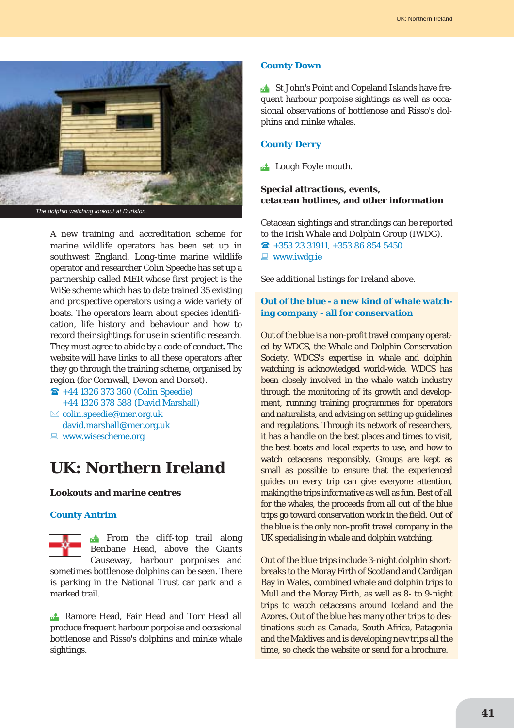*The dolphin watching lookout at Durlston.*

A new training and accreditation scheme for marine wildlife operators has been set up in southwest England. Long-time marine wildlife operator and researcher Colin Speedie has set up a partnership called MER whose first project is the WiSe scheme which has to date trained 35 existing and prospective operators using a wide variety of boats. The operators learn about species identification, life history and behaviour and how to record their sightings for use in scientific research. They must agree to abide by a code of conduct. The website will have links to all these operators after they go through the training scheme, organised by region (for Cornwall, Devon and Dorset).

☎ +44 1326 373 360 (Colin Speedie)
+44 1326 378 588 (David Marshall)
✉ colin.speedie@mer.org.uk
david.marshall@mer.org.uk
💻 www.wisescheme.org

# UK: Northern Ireland

### Lookouts and marine centres

#### County Antrim

From the cliff-top trail along Benbane Head, above the Giants Causeway, harbour porpoises and sometimes bottlenose dolphins can be seen. There is parking in the National Trust car park and a marked trail.

Ramore Head, Fair Head and Torr Head all produce frequent harbour porpoise and occasional bottlenose and Risso's dolphins and minke whale sightings.

#### County Down

St John's Point and Copeland Islands have frequent harbour porpoise sightings as well as occasional observations of bottlenose and Risso's dolphins and minke whales.

#### County Derry

Lough Foyle mouth.

### Special attractions, events, cetacean hotlines, and other information

Cetacean sightings and strandings can be reported to the Irish Whale and Dolphin Group (IWDG).
☎ +353 23 31911, +353 86 854 5450
💻 www.iwdg.ie

See additional listings for Ireland above.

#### Out of the blue - a new kind of whale watching company - all for conservation

Out of the blue is a non-profit travel company operated by WDCS, the Whale and Dolphin Conservation Society. WDCS's expertise in whale and dolphin watching is acknowledged world-wide. WDCS has been closely involved in the whale watch industry through the monitoring of its growth and development, running training programmes for operators and naturalists, and advising on setting up guidelines and regulations. Through its network of researchers, it has a handle on the best places and times to visit, the best boats and local experts to use, and how to watch cetaceans responsibly. Groups are kept as small as possible to ensure that the experienced guides on every trip can give everyone attention, making the trips informative as well as fun. Best of all for the whales, the proceeds from all out of the blue trips go toward conservation work in the field. Out of the blue is the only non-profit travel company in the UK specialising in whale and dolphin watching.

Out of the blue trips include 3-night dolphin short-breaks to the Moray Firth of Scotland and Cardigan Bay in Wales, combined whale and dolphin trips to Mull and the Moray Firth, as well as 8- to 9-night trips to watch cetaceans around Iceland and the Azores. Out of the blue has many other trips to destinations such as Canada, South Africa, Patagonia and the Maldives and is developing new trips all the time, so check the website or send for a brochure.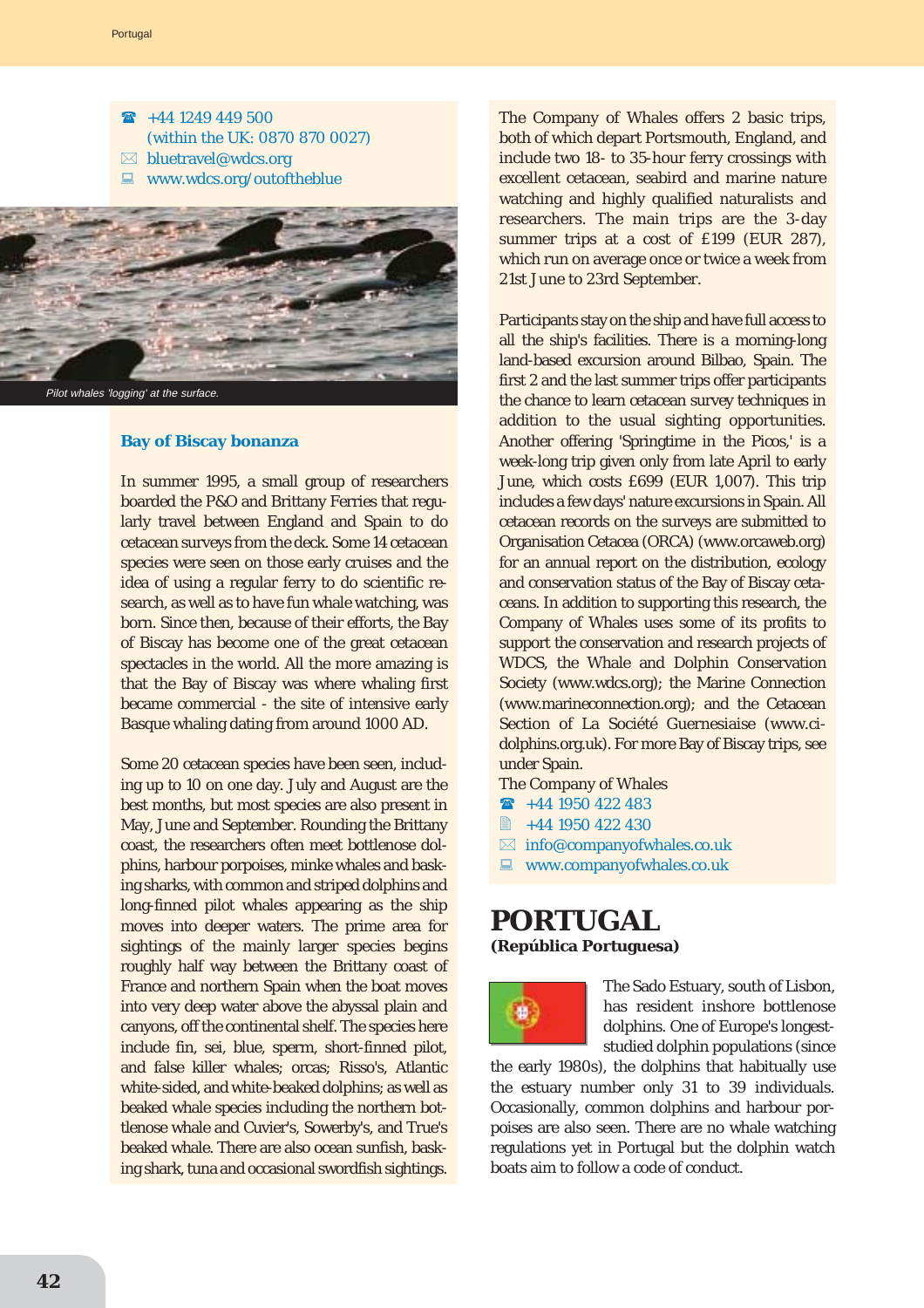☎ +44 1249 449 500
(within the UK: 0870 870 0027)
✉ bluetravel@wdcs.org
💻 www.wdcs.org/outoftheblue

*Pilot whales 'logging' at the surface.*

### Bay of Biscay bonanza

In summer 1995, a small group of researchers boarded the P&O and Brittany Ferries that regularly travel between England and Spain to do cetacean surveys from the deck. Some 14 cetacean species were seen on those early cruises and the idea of using a regular ferry to do scientific research, as well as to have fun whale watching, was born. Since then, because of their efforts, the Bay of Biscay has become one of the great cetacean spectacles in the world. All the more amazing is that the Bay of Biscay was where whaling first became commercial - the site of intensive early Basque whaling dating from around 1000 AD.

Some 20 cetacean species have been seen, including up to 10 on one day. July and August are the best months, but most species are also present in May, June and September. Rounding the Brittany coast, the researchers often meet bottlenose dolphins, harbour porpoises, minke whales and basking sharks, with common and striped dolphins and long-finned pilot whales appearing as the ship moves into deeper waters. The prime area for sightings of the mainly larger species begins roughly half way between the Brittany coast of France and northern Spain when the boat moves into very deep water above the abyssal plain and canyons, off the continental shelf. The species here include fin, sei, blue, sperm, short-finned pilot, and false killer whales; orcas; Risso's, Atlantic white-sided, and white-beaked dolphins; as well as beaked whale species including the northern bottlenose whale and Cuvier's, Sowerby's, and True's beaked whale. There are also ocean sunfish, basking shark, tuna and occasional swordfish sightings.

The Company of Whales offers 2 basic trips, both of which depart Portsmouth, England, and include two 18- to 35-hour ferry crossings with excellent cetacean, seabird and marine nature watching and highly qualified naturalists and researchers. The main trips are the 3-day summer trips at a cost of £199 (EUR 287), which run on average once or twice a week from 21st June to 23rd September.

Participants stay on the ship and have full access to all the ship's facilities. There is a morning-long land-based excursion around Bilbao, Spain. The first 2 and the last summer trips offer participants the chance to learn cetacean survey techniques in addition to the usual sighting opportunities. Another offering 'Springtime in the Picos,' is a week-long trip given only from late April to early June, which costs £699 (EUR 1,007). This trip includes a few days' nature excursions in Spain. All cetacean records on the surveys are submitted to Organisation Cetacea (ORCA) (www.orcaweb.org) for an annual report on the distribution, ecology and conservation status of the Bay of Biscay cetaceans. In addition to supporting this research, the Company of Whales uses some of its profits to support the conservation and research projects of WDCS, the Whale and Dolphin Conservation Society (www.wdcs.org); the Marine Connection (www.marineconnection.org); and the Cetacean Section of La Société Guernesiaise (www.ci-dolphins.org.uk). For more Bay of Biscay trips, see under Spain.

The Company of Whales
☎ +44 1950 422 483
📠 +44 1950 422 430
✉ info@companyofwhales.co.uk
💻 www.companyofwhales.co.uk

# PORTUGAL

**(República Portuguesa)**

The Sado Estuary, south of Lisbon, has resident inshore bottlenose dolphins. One of Europe's longest-studied dolphin populations (since the early 1980s), the dolphins that habitually use the estuary number only 31 to 39 individuals. Occasionally, common dolphins and harbour porpoises are also seen. There are no whale watching regulations yet in Portugal but the dolphin watch boats aim to follow a code of conduct.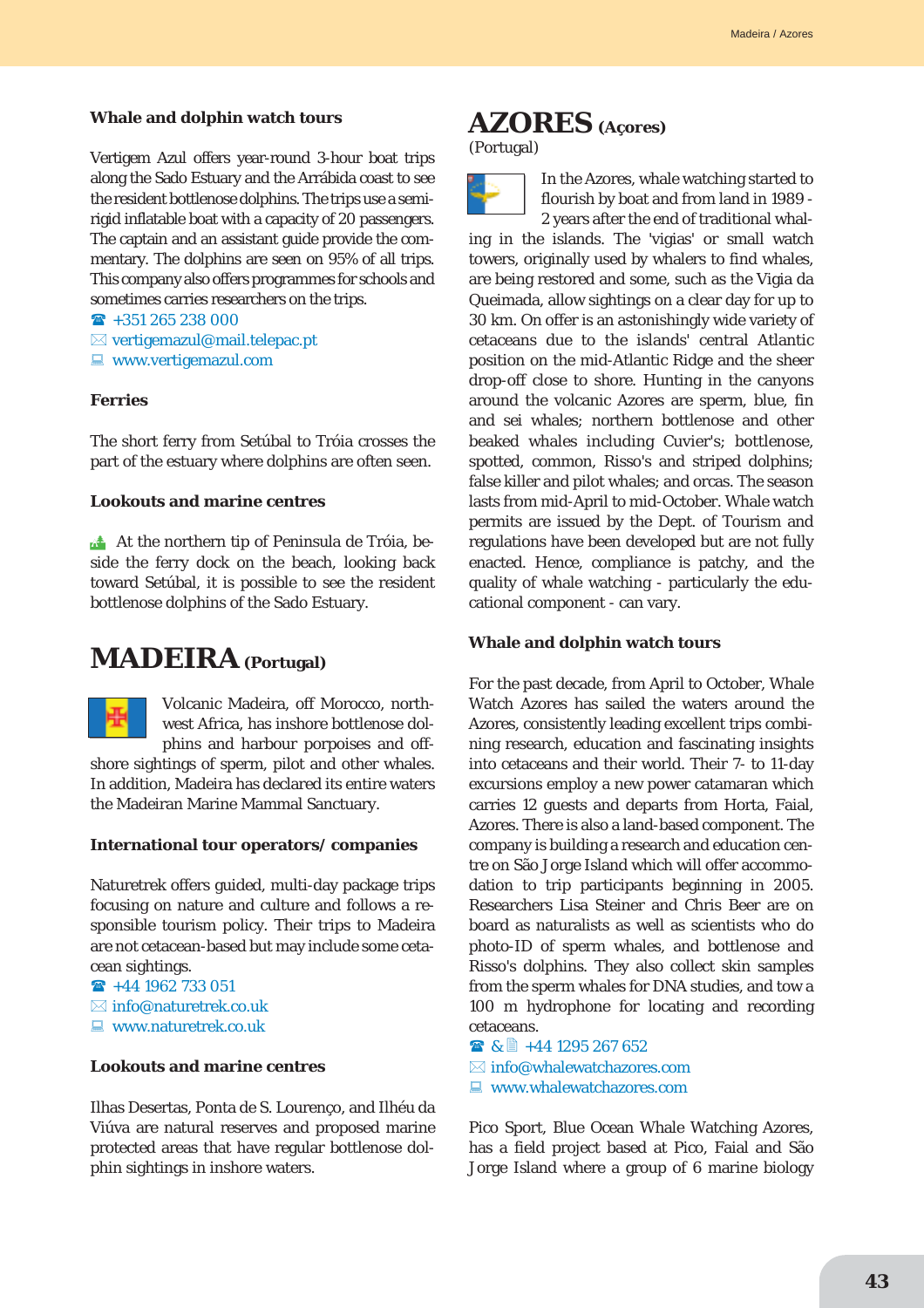### Whale and dolphin watch tours

Vertigem Azul offers year-round 3-hour boat trips along the Sado Estuary and the Arrábida coast to see the resident bottlenose dolphins. The trips use a semi-rigid inflatable boat with a capacity of 20 passengers. The captain and an assistant guide provide the commentary. The dolphins are seen on 95% of all trips. This company also offers programmes for schools and sometimes carries researchers on the trips.

☎ +351 265 238 000
✉ vertigemazul@mail.telepac.pt
💻 www.vertigemazul.com

### Ferries

The short ferry from Setúbal to Tróia crosses the part of the estuary where dolphins are often seen.

### Lookouts and marine centres

At the northern tip of Peninsula de Tróia, beside the ferry dock on the beach, looking back toward Setúbal, it is possible to see the resident bottlenose dolphins of the Sado Estuary.

## MADEIRA (Portugal)

Volcanic Madeira, off Morocco, northwest Africa, has inshore bottlenose dolphins and harbour porpoises and offshore sightings of sperm, pilot and other whales. In addition, Madeira has declared its entire waters the Madeiran Marine Mammal Sanctuary.

### International tour operators/ companies

Naturetrek offers guided, multi-day package trips focusing on nature and culture and follows a responsible tourism policy. Their trips to Madeira are not cetacean-based but may include some cetacean sightings.

☎ +44 1962 733 051
✉ info@naturetrek.co.uk
💻 www.naturetrek.co.uk

### Lookouts and marine centres

Ilhas Desertas, Ponta de S. Lourenço, and Ilhéu da Viúva are natural reserves and proposed marine protected areas that have regular bottlenose dolphin sightings in inshore waters.

## AZORES (Açores)

(Portugal)

In the Azores, whale watching started to flourish by boat and from land in 1989 - 2 years after the end of traditional whaling in the islands. The 'vigias' or small watch towers, originally used by whalers to find whales, are being restored and some, such as the Vigia da Queimada, allow sightings on a clear day for up to 30 km. On offer is an astonishingly wide variety of cetaceans due to the islands' central Atlantic position on the mid-Atlantic Ridge and the sheer drop-off close to shore. Hunting in the canyons around the volcanic Azores are sperm, blue, fin and sei whales; northern bottlenose and other beaked whales including Cuvier's; bottlenose, spotted, common, Risso's and striped dolphins; false killer and pilot whales; and orcas. The season lasts from mid-April to mid-October. Whale watch permits are issued by the Dept. of Tourism and regulations have been developed but are not fully enacted. Hence, compliance is patchy, and the quality of whale watching - particularly the educational component - can vary.

### Whale and dolphin watch tours

For the past decade, from April to October, Whale Watch Azores has sailed the waters around the Azores, consistently leading excellent trips combining research, education and fascinating insights into cetaceans and their world. Their 7- to 11-day excursions employ a new power catamaran which carries 12 guests and departs from Horta, Faial, Azores. There is also a land-based component. The company is building a research and education centre on São Jorge Island which will offer accommodation to trip participants beginning in 2005. Researchers Lisa Steiner and Chris Beer are on board as naturalists as well as scientists who do photo-ID of sperm whales, and bottlenose and Risso's dolphins. They also collect skin samples from the sperm whales for DNA studies, and tow a 100 m hydrophone for locating and recording cetaceans.

☎ & 📠 +44 1295 267 652
✉ info@whalewatchazores.com
💻 www.whalewatchazores.com

Pico Sport, Blue Ocean Whale Watching Azores, has a field project based at Pico, Faial and São Jorge Island where a group of 6 marine biology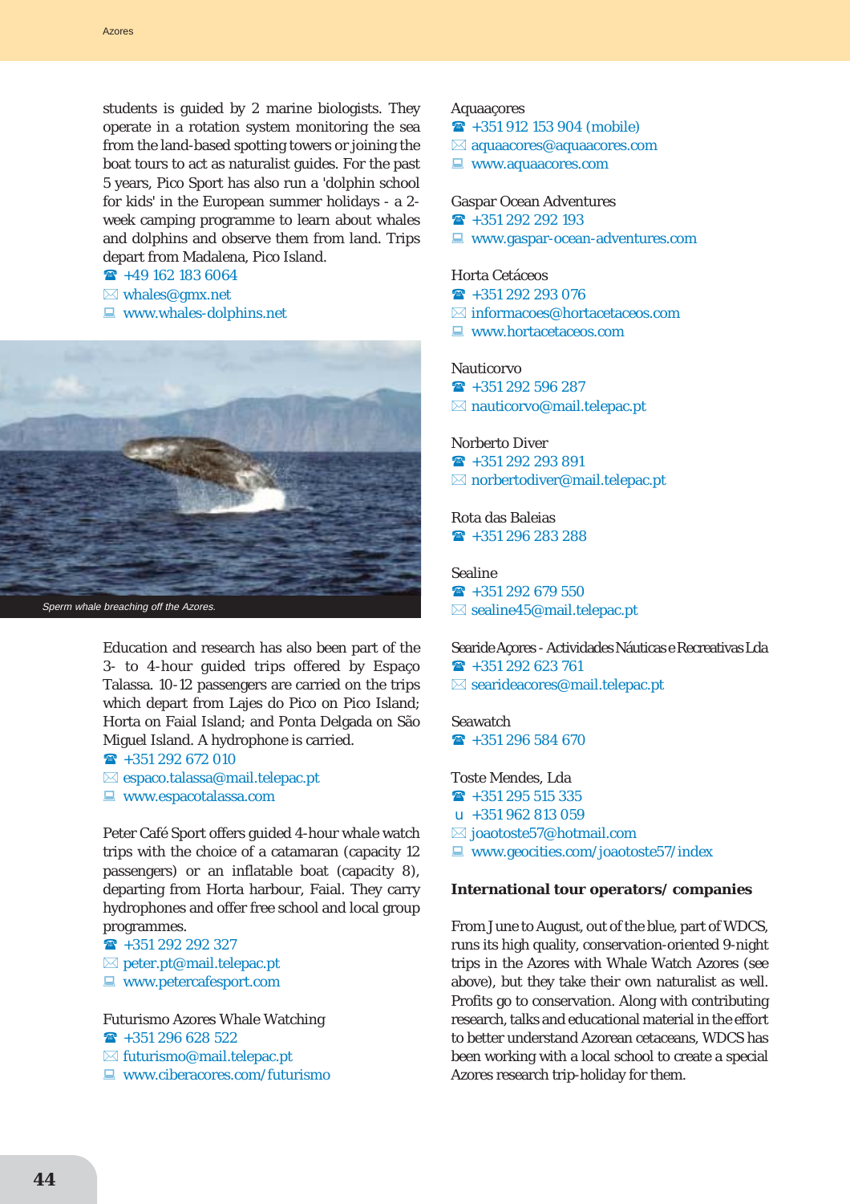students is guided by 2 marine biologists. They operate in a rotation system monitoring the sea from the land-based spotting towers or joining the boat tours to act as naturalist guides. For the past 5 years, Pico Sport has also run a 'dolphin school for kids' in the European summer holidays - a 2-week camping programme to learn about whales and dolphins and observe them from land. Trips depart from Madalena, Pico Island.

☎ +49 162 183 6064
✉ whales@gmx.net
💻 www.whales-dolphins.net

*Sperm whale breaching off the Azores.*

Education and research has also been part of the 3- to 4-hour guided trips offered by Espaço Talassa. 10-12 passengers are carried on the trips which depart from Lajes do Pico on Pico Island; Horta on Faial Island; and Ponta Delgada on São Miguel Island. A hydrophone is carried.

☎ +351 292 672 010
✉ espaco.talassa@mail.telepac.pt
💻 www.espacotalassa.com

Peter Café Sport offers guided 4-hour whale watch trips with the choice of a catamaran (capacity 12 passengers) or an inflatable boat (capacity 8), departing from Horta harbour, Faial. They carry hydrophones and offer free school and local group programmes.

☎ +351 292 292 327
✉ peter.pt@mail.telepac.pt
💻 www.petercafesport.com

Futurismo Azores Whale Watching
☎ +351 296 628 522
✉ futurismo@mail.telepac.pt
💻 www.ciberacores.com/futurismo

Aquaaçores
☎ +351 912 153 904 (mobile)
✉ aquaacores@aquaacores.com
💻 www.aquaacores.com

Gaspar Ocean Adventures
☎ +351 292 292 193
💻 www.gaspar-ocean-adventures.com

Horta Cetáceos
☎ +351 292 293 076
✉ informacoes@hortacetaceos.com
💻 www.hortacetaceos.com

Nauticorvo
☎ +351 292 596 287
✉ nauticorvo@mail.telepac.pt

Norberto Diver
☎ +351 292 293 891
✉ norbertodiver@mail.telepac.pt

Rota das Baleias
☎ +351 296 283 288

Sealine
☎ +351 292 679 550
✉ sealine45@mail.telepac.pt

SearideAçores - Actividades Náuticas e Recreativas Lda
☎ +351 292 623 761
✉ searideacores@mail.telepac.pt

Seawatch
☎ +351 296 584 670

Toste Mendes, Lda
☎ +351 295 515 335
u +351 962 813 059
✉ joaotoste57@hotmail.com
💻 www.geocities.com/joaotoste57/index

**International tour operators/ companies**

From June to August, out of the blue, part of WDCS, runs its high quality, conservation-oriented 9-night trips in the Azores with Whale Watch Azores (see above), but they take their own naturalist as well. Profits go to conservation. Along with contributing research, talks and educational material in the effort to better understand Azorean cetaceans, WDCS has been working with a local school to create a special Azores research trip-holiday for them.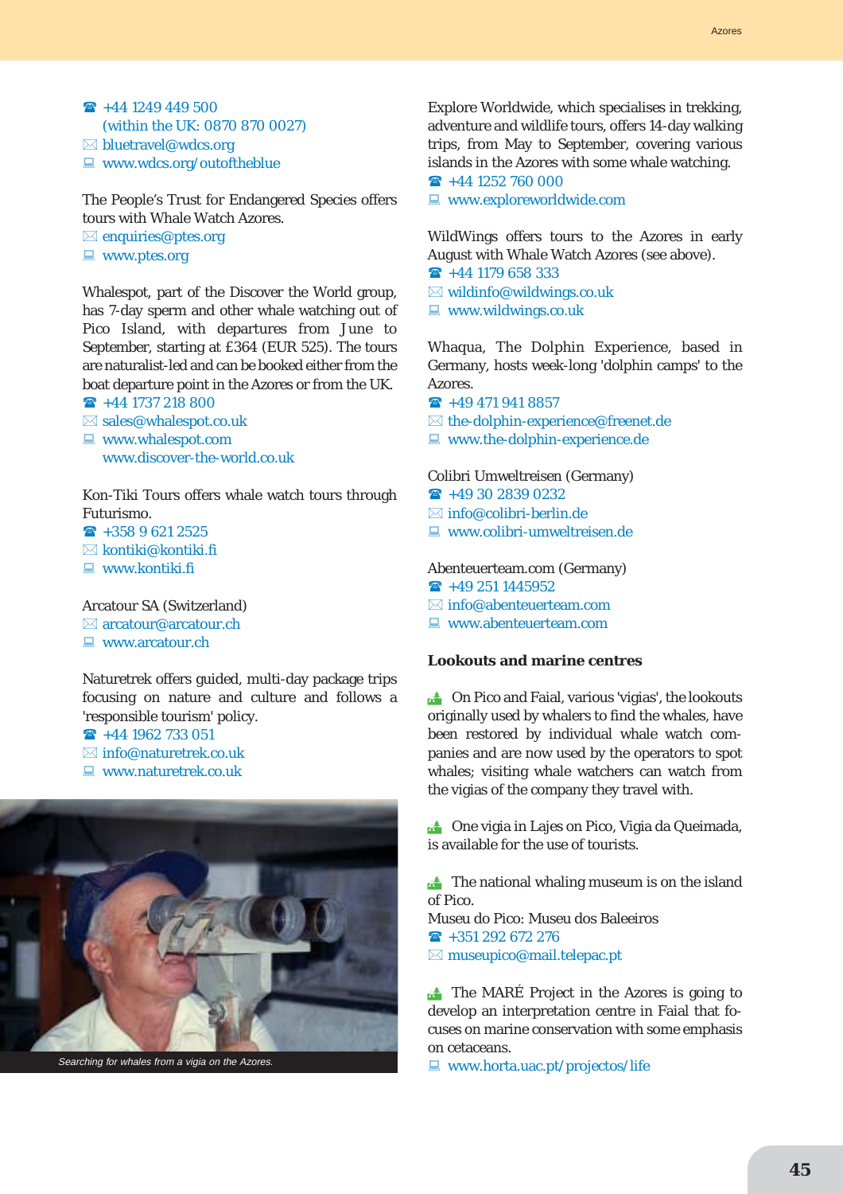☎ +44 1249 449 500
(within the UK: 0870 870 0027)
✉ bluetravel@wdcs.org
🖳 www.wdcs.org/outoftheblue

The People's Trust for Endangered Species offers tours with Whale Watch Azores.
✉ enquiries@ptes.org
🖳 www.ptes.org

Whalespot, part of the Discover the World group, has 7-day sperm and other whale watching out of Pico Island, with departures from June to September, starting at £364 (EUR 525). The tours are naturalist-led and can be booked either from the boat departure point in the Azores or from the UK.
☎ +44 1737 218 800
✉ sales@whalespot.co.uk
🖳 www.whalespot.com
www.discover-the-world.co.uk

Kon-Tiki Tours offers whale watch tours through Futurismo.
☎ +358 9 621 2525
✉ kontiki@kontiki.fi
🖳 www.kontiki.fi

Arcatour SA (Switzerland)
✉ arcatour@arcatour.ch
🖳 www.arcatour.ch

Naturetrek offers guided, multi-day package trips focusing on nature and culture and follows a 'responsible tourism' policy.
☎ +44 1962 733 051
✉ info@naturetrek.co.uk
🖳 www.naturetrek.co.uk

Searching for whales from a vigia on the Azores.

Explore Worldwide, which specialises in trekking, adventure and wildlife tours, offers 14-day walking trips, from May to September, covering various islands in the Azores with some whale watching.
☎ +44 1252 760 000
🖳 www.exploreworldwide.com

WildWings offers tours to the Azores in early August with Whale Watch Azores (see above).
☎ +44 1179 658 333
✉ wildinfo@wildwings.co.uk
🖳 www.wildwings.co.uk

Whaqua, The Dolphin Experience, based in Germany, hosts week-long 'dolphin camps' to the Azores.
☎ +49 471 941 8857
✉ the-dolphin-experience@freenet.de
🖳 www.the-dolphin-experience.de

Colibri Umweltreisen (Germany)
☎ +49 30 2839 0232
✉ info@colibri-berlin.de
🖳 www.colibri-umweltreisen.de

Abenteuerteam.com (Germany)
☎ +49 251 1445952
✉ info@abenteuerteam.com
🖳 www.abenteuerteam.com

### Lookouts and marine centres

On Pico and Faial, various 'vigias', the lookouts originally used by whalers to find the whales, have been restored by individual whale watch companies and are now used by the operators to spot whales; visiting whale watchers can watch from the vigias of the company they travel with.

One vigia in Lajes on Pico, Vigia da Queimada, is available for the use of tourists.

The national whaling museum is on the island of Pico.
Museu do Pico: Museu dos Baleeiros
☎ +351 292 672 276
✉ museupico@mail.telepac.pt

The MARÉ Project in the Azores is going to develop an interpretation centre in Faial that focuses on marine conservation with some emphasis on cetaceans.
🖳 www.horta.uac.pt/projectos/life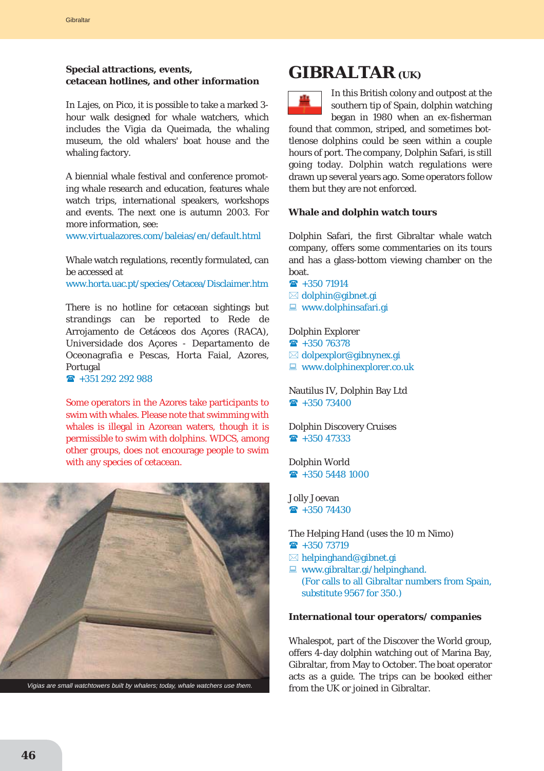### Special attractions, events, cetacean hotlines, and other information

In Lajes, on Pico, it is possible to take a marked 3-hour walk designed for whale watchers, which includes the Vigia da Queimada, the whaling museum, the old whalers' boat house and the whaling factory.

A biennial whale festival and conference promoting whale research and education, features whale watch trips, international speakers, workshops and events. The next one is autumn 2003. For more information, see:
www.virtualazores.com/baleias/en/default.html

Whale watch regulations, recently formulated, can be accessed at
www.horta.uac.pt/species/Cetacea/Disclaimer.htm

There is no hotline for cetacean sightings but strandings can be reported to Rede de Arrojamento de Cetáceos dos Açores (RACA), Universidade dos Açores - Departamento de Oceanografia e Pescas, Horta Faial, Azores, Portugal
☎ +351 292 292 988

Some operators in the Azores take participants to swim with whales. Please note that swimming with whales is illegal in Azorean waters, though it is permissible to swim with dolphins. WDCS, among other groups, does not encourage people to swim with any species of cetacean.

*Vigias are small watchtowers built by whalers; today, whale watchers use them.*

# GIBRALTAR (UK)

In this British colony and outpost at the southern tip of Spain, dolphin watching began in 1980 when an ex-fisherman found that common, striped, and sometimes bottlenose dolphins could be seen within a couple hours of port. The company, Dolphin Safari, is still going today. Dolphin watch regulations were drawn up several years ago. Some operators follow them but they are not enforced.

### Whale and dolphin watch tours

Dolphin Safari, the first Gibraltar whale watch company, offers some commentaries on its tours and has a glass-bottom viewing chamber on the boat.
☎ +350 71914
✉ dolphin@gibnet.gi
💻 www.dolphinsafari.gi

Dolphin Explorer
☎ +350 76378
✉ dolpexplor@gibnynex.gi
💻 www.dolphinexplorer.co.uk

Nautilus IV, Dolphin Bay Ltd
☎ +350 73400

Dolphin Discovery Cruises
☎ +350 47333

Dolphin World
☎ +350 5448 1000

Jolly Joevan
☎ +350 74430

The Helping Hand (uses the 10 m Nimo)
☎ +350 73719
✉ helpinghand@gibnet.gi
💻 www.gibraltar.gi/helpinghand.
(For calls to all Gibraltar numbers from Spain, substitute 9567 for 350.)

### International tour operators/ companies

Whalespot, part of the Discover the World group, offers 4-day dolphin watching out of Marina Bay, Gibraltar, from May to October. The boat operator acts as a guide. The trips can be booked either from the UK or joined in Gibraltar.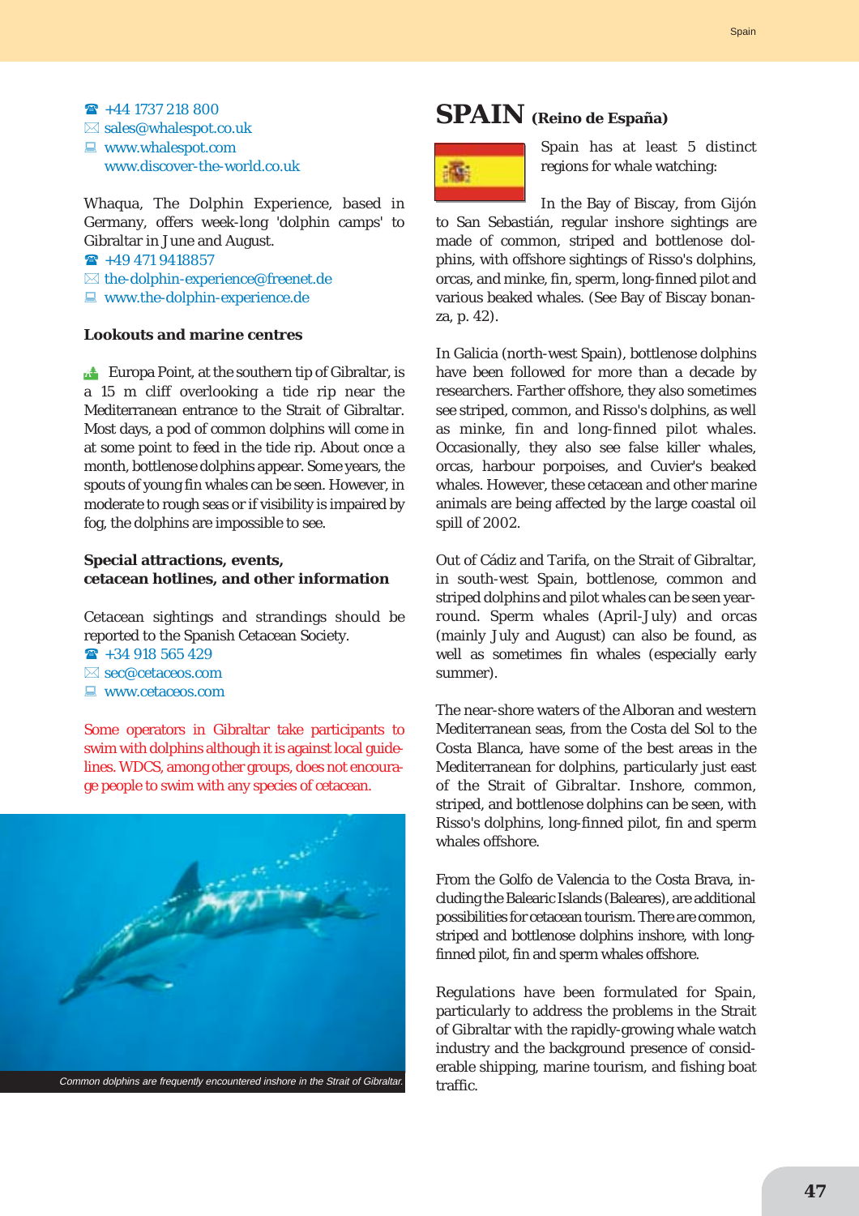☎ +44 1737 218 800
✉ sales@whalespot.co.uk
🖳 www.whalespot.com
www.discover-the-world.co.uk

Whaqua, The Dolphin Experience, based in Germany, offers week-long 'dolphin camps' to Gibraltar in June and August.
☎ +49 471 9418857
✉ the-dolphin-experience@freenet.de
🖳 www.the-dolphin-experience.de

**Lookouts and marine centres**

Europa Point, at the southern tip of Gibraltar, is a 15 m cliff overlooking a tide rip near the Mediterranean entrance to the Strait of Gibraltar. Most days, a pod of common dolphins will come in at some point to feed in the tide rip. About once a month, bottlenose dolphins appear. Some years, the spouts of young fin whales can be seen. However, in moderate to rough seas or if visibility is impaired by fog, the dolphins are impossible to see.

**Special attractions, events, cetacean hotlines, and other information**

Cetacean sightings and strandings should be reported to the Spanish Cetacean Society.
☎ +34 918 565 429
✉ sec@cetaceos.com
🖳 www.cetaceos.com

Some operators in Gibraltar take participants to swim with dolphins although it is against local guidelines. WDCS, among other groups, does not encourage people to swim with any species of cetacean.

*Common dolphins are frequently encountered inshore in the Strait of Gibraltar.*

# SPAIN (Reino de España)

Spain has at least 5 distinct regions for whale watching:

In the Bay of Biscay, from Gijón to San Sebastián, regular inshore sightings are made of common, striped and bottlenose dolphins, with offshore sightings of Risso's dolphins, orcas, and minke, fin, sperm, long-finned pilot and various beaked whales. (See Bay of Biscay bonanza, p. 42).

In Galicia (north-west Spain), bottlenose dolphins have been followed for more than a decade by researchers. Farther offshore, they also sometimes see striped, common, and Risso's dolphins, as well as minke, fin and long-finned pilot whales. Occasionally, they also see false killer whales, orcas, harbour porpoises, and Cuvier's beaked whales. However, these cetacean and other marine animals are being affected by the large coastal oil spill of 2002.

Out of Cádiz and Tarifa, on the Strait of Gibraltar, in south-west Spain, bottlenose, common and striped dolphins and pilot whales can be seen year-round. Sperm whales (April-July) and orcas (mainly July and August) can also be found, as well as sometimes fin whales (especially early summer).

The near-shore waters of the Alboran and western Mediterranean seas, from the Costa del Sol to the Costa Blanca, have some of the best areas in the Mediterranean for dolphins, particularly just east of the Strait of Gibraltar. Inshore, common, striped, and bottlenose dolphins can be seen, with Risso's dolphins, long-finned pilot, fin and sperm whales offshore.

From the Golfo de Valencia to the Costa Brava, including the Balearic Islands (Baleares), are additional possibilities for cetacean tourism. There are common, striped and bottlenose dolphins inshore, with long-finned pilot, fin and sperm whales offshore.

Regulations have been formulated for Spain, particularly to address the problems in the Strait of Gibraltar with the rapidly-growing whale watch industry and the background presence of considerable shipping, marine tourism, and fishing boat traffic.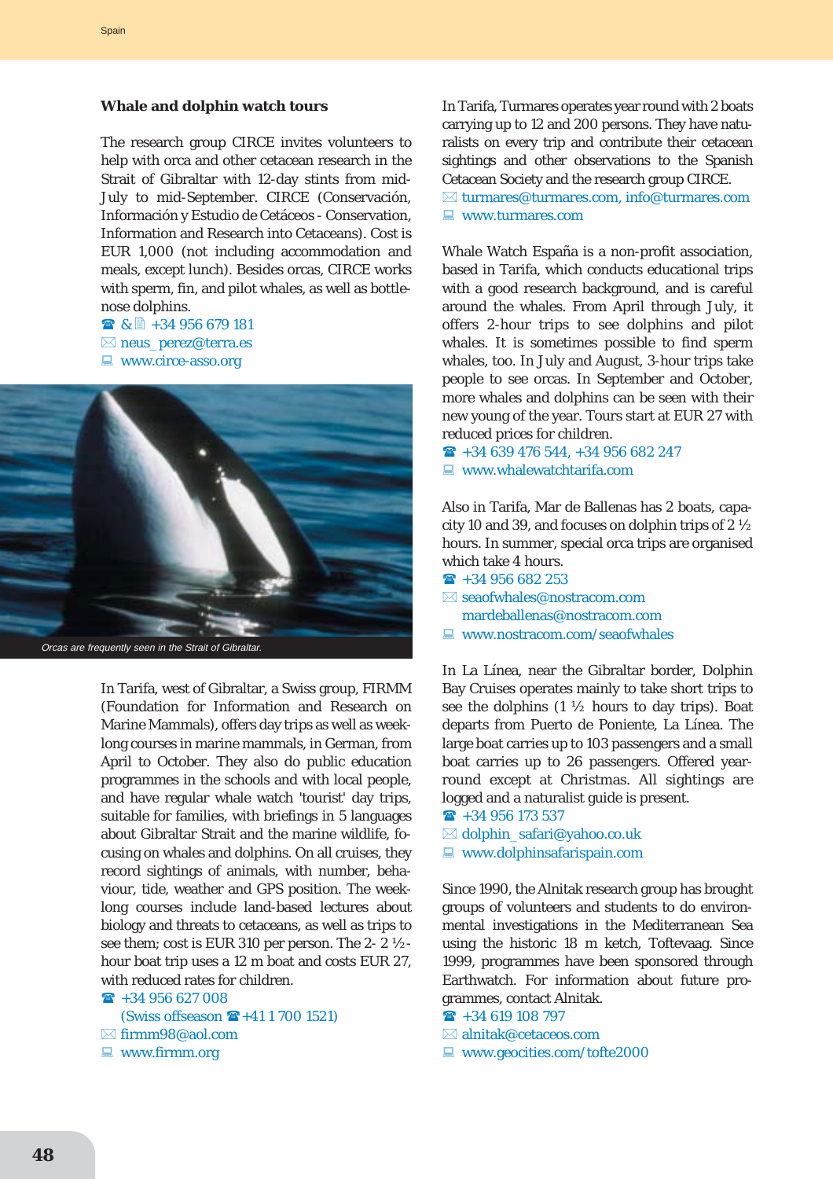### Whale and dolphin watch tours

The research group CIRCE invites volunteers to help with orca and other cetacean research in the Strait of Gibraltar with 12-day stints from mid-July to mid-September. CIRCE (Conservación, Información y Estudio de Cetáceos - Conservation, Information and Research into Cetaceans). Cost is EUR 1,000 (not including accommodation and meals, except lunch). Besides orcas, CIRCE works with sperm, fin, and pilot whales, as well as bottlenose dolphins.

☎ & 📠 +34 956 679 181
✉ neus_perez@terra.es
💻 www.circe-asso.org

Orcas are frequently seen in the Strait of Gibraltar.

In Tarifa, west of Gibraltar, a Swiss group, FIRMM (Foundation for Information and Research on Marine Mammals), offers day trips as well as week-long courses in marine mammals, in German, from April to October. They also do public education programmes in the schools and with local people, and have regular whale watch 'tourist' day trips, suitable for families, with briefings in 5 languages about Gibraltar Strait and the marine wildlife, focusing on whales and dolphins. On all cruises, they record sightings of animals, with number, behaviour, tide, weather and GPS position. The week-long courses include land-based lectures about biology and threats to cetaceans, as well as trips to see them; cost is EUR 310 per person. The 2- 2 ½-hour boat trip uses a 12 m boat and costs EUR 27, with reduced rates for children.

☎ +34 956 627 008
(Swiss offseason ☎ +41 1 700 1521)
✉ firmm98@aol.com
💻 www.firmm.org

In Tarifa, Turmares operates year round with 2 boats carrying up to 12 and 200 persons. They have naturalists on every trip and contribute their cetacean sightings and other observations to the Spanish Cetacean Society and the research group CIRCE.

✉ turmares@turmares.com, info@turmares.com
💻 www.turmares.com

Whale Watch España is a non-profit association, based in Tarifa, which conducts educational trips with a good research background, and is careful around the whales. From April through July, it offers 2-hour trips to see dolphins and pilot whales. It is sometimes possible to find sperm whales, too. In July and August, 3-hour trips take people to see orcas. In September and October, more whales and dolphins can be seen with their new young of the year. Tours start at EUR 27 with reduced prices for children.

☎ +34 639 476 544, +34 956 682 247
💻 www.whalewatchtarifa.com

Also in Tarifa, Mar de Ballenas has 2 boats, capacity 10 and 39, and focuses on dolphin trips of 2 ½ hours. In summer, special orca trips are organised which take 4 hours.

☎ +34 956 682 253
✉ seaofwhales@nostracom.com
mardeballenas@nostracom.com
💻 www.nostracom.com/seaofwhales

In La Línea, near the Gibraltar border, Dolphin Bay Cruises operates mainly to take short trips to see the dolphins (1 ½ hours to day trips). Boat departs from Puerto de Poniente, La Línea. The large boat carries up to 103 passengers and a small boat carries up to 26 passengers. Offered year-round except at Christmas. All sightings are logged and a naturalist guide is present.

☎ +34 956 173 537
✉ dolphin_safari@yahoo.co.uk
💻 www.dolphinsafarispain.com

Since 1990, the Alnitak research group has brought groups of volunteers and students to do environmental investigations in the Mediterranean Sea using the historic 18 m ketch, Toftevaag. Since 1999, programmes have been sponsored through Earthwatch. For information about future programmes, contact Alnitak.

☎ +34 619 108 797
✉ alnitak@cetaceos.com
💻 www.geocities.com/tofte2000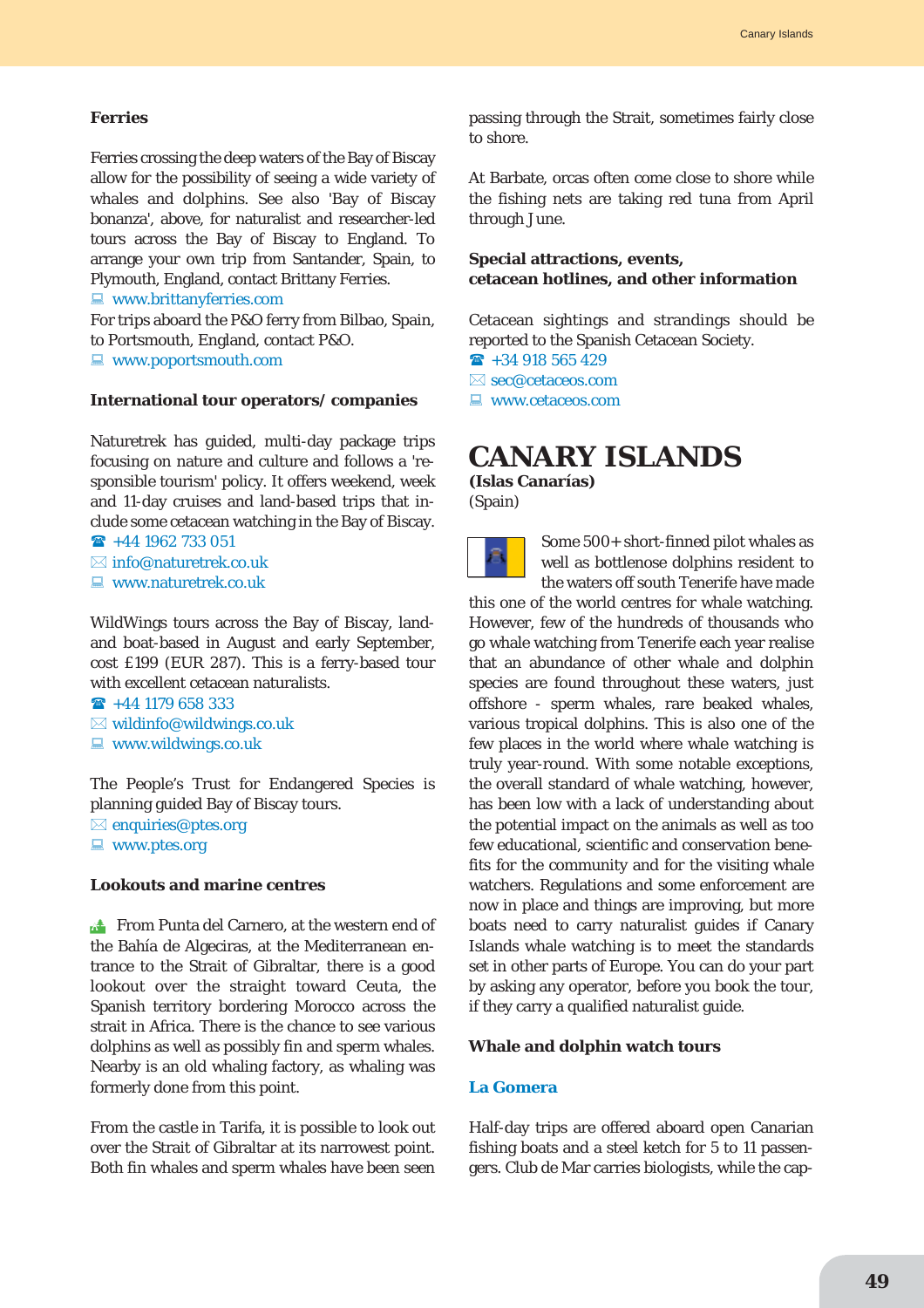**Ferries**

Ferries crossing the deep waters of the Bay of Biscay allow for the possibility of seeing a wide variety of whales and dolphins. See also 'Bay of Biscay bonanza', above, for naturalist and researcher-led tours across the Bay of Biscay to England. To arrange your own trip from Santander, Spain, to Plymouth, England, contact Brittany Ferries.
www.brittanyferries.com

For trips aboard the P&O ferry from Bilbao, Spain, to Portsmouth, England, contact P&O.
www.poportsmouth.com

**International tour operators/ companies**

Naturetrek has guided, multi-day package trips focusing on nature and culture and follows a 'responsible tourism' policy. It offers weekend, week and 11-day cruises and land-based trips that include some cetacean watching in the Bay of Biscay.
☎ +44 1962 733 051
info@naturetrek.co.uk
www.naturetrek.co.uk

WildWings tours across the Bay of Biscay, land- and boat-based in August and early September, cost £199 (EUR 287). This is a ferry-based tour with excellent cetacean naturalists.
☎ +44 1179 658 333
wildinfo@wildwings.co.uk
www.wildwings.co.uk

The People's Trust for Endangered Species is planning guided Bay of Biscay tours.
enquiries@ptes.org
www.ptes.org

**Lookouts and marine centres**

From Punta del Carnero, at the western end of the Bahía de Algeciras, at the Mediterranean entrance to the Strait of Gibraltar, there is a good lookout over the straight toward Ceuta, the Spanish territory bordering Morocco across the strait in Africa. There is the chance to see various dolphins as well as possibly fin and sperm whales. Nearby is an old whaling factory, as whaling was formerly done from this point.

From the castle in Tarifa, it is possible to look out over the Strait of Gibraltar at its narrowest point. Both fin whales and sperm whales have been seen passing through the Strait, sometimes fairly close to shore.

At Barbate, orcas often come close to shore while the fishing nets are taking red tuna from April through June.

**Special attractions, events, cetacean hotlines, and other information**

Cetacean sightings and strandings should be reported to the Spanish Cetacean Society.
☎ +34 918 565 429
sec@cetaceos.com
www.cetaceos.com

# CANARY ISLANDS

**(Islas Canarías)**
(Spain)

Some 500+ short-finned pilot whales as well as bottlenose dolphins resident to the waters off south Tenerife have made this one of the world centres for whale watching. However, few of the hundreds of thousands who go whale watching from Tenerife each year realise that an abundance of other whale and dolphin species are found throughout these waters, just offshore - sperm whales, rare beaked whales, various tropical dolphins. This is also one of the few places in the world where whale watching is truly year-round. With some notable exceptions, the overall standard of whale watching, however, has been low with a lack of understanding about the potential impact on the animals as well as too few educational, scientific and conservation benefits for the community and for the visiting whale watchers. Regulations and some enforcement are now in place and things are improving, but more boats need to carry naturalist guides if Canary Islands whale watching is to meet the standards set in other parts of Europe. You can do your part by asking any operator, before you book the tour, if they carry a qualified naturalist guide.

**Whale and dolphin watch tours**

**La Gomera**

Half-day trips are offered aboard open Canarian fishing boats and a steel ketch for 5 to 11 passengers. Club de Mar carries biologists, while the cap-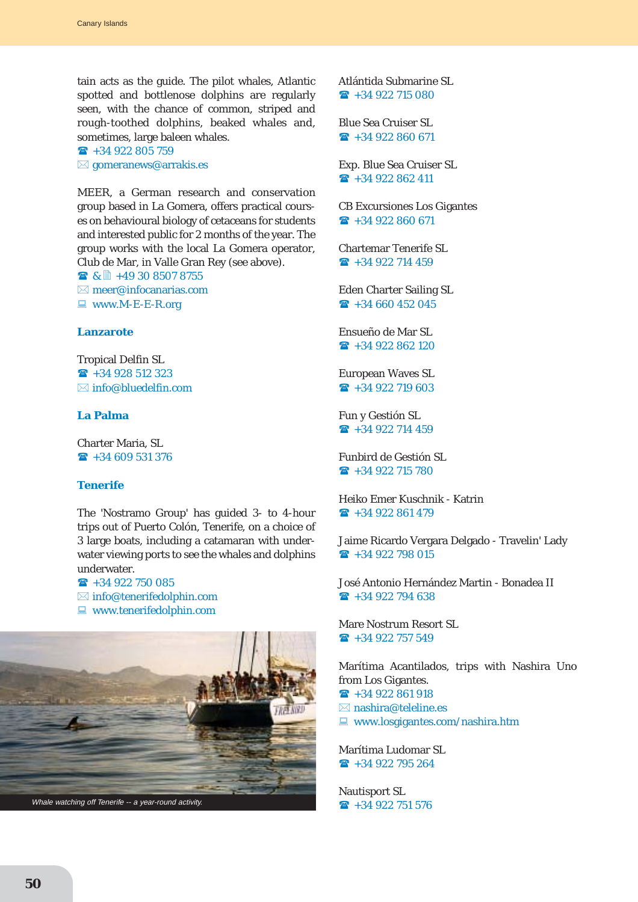tain acts as the guide. The pilot whales, Atlantic spotted and bottlenose dolphins are regularly seen, with the chance of common, striped and rough-toothed dolphins, beaked whales and, sometimes, large baleen whales.
☎ +34 922 805 759
✉ gomeranews@arrakis.es

MEER, a German research and conservation group based in La Gomera, offers practical courses on behavioural biology of cetaceans for students and interested public for 2 months of the year. The group works with the local La Gomera operator, Club de Mar, in Valle Gran Rey (see above).
☎ & 🖷 +49 30 8507 8755
✉ meer@infocanarias.com
💻 www.M-E-E-R.org

### Lanzarote

Tropical Delfin SL
☎ +34 928 512 323
✉ info@bluedelfin.com

### La Palma

Charter Maria, SL
☎ +34 609 531 376

### Tenerife

The 'Nostramo Group' has guided 3- to 4-hour trips out of Puerto Colón, Tenerife, on a choice of 3 large boats, including a catamaran with underwater viewing ports to see the whales and dolphins underwater.
☎ +34 922 750 085
✉ info@tenerifedolphin.com
💻 www.tenerifedolphin.com

*Whale watching off Tenerife -- a year-round activity.*

Atlántida Submarine SL
☎ +34 922 715 080

Blue Sea Cruiser SL
☎ +34 922 860 671

Exp. Blue Sea Cruiser SL
☎ +34 922 862 411

CB Excursiones Los Gigantes
☎ +34 922 860 671

Chartemar Tenerife SL
☎ +34 922 714 459

Eden Charter Sailing SL
☎ +34 660 452 045

Ensueño de Mar SL
☎ +34 922 862 120

European Waves SL
☎ +34 922 719 603

Fun y Gestión SL
☎ +34 922 714 459

Funbird de Gestión SL
☎ +34 922 715 780

Heiko Emer Kuschnik - Katrin
☎ +34 922 861 479

Jaime Ricardo Vergara Delgado - Travelin' Lady
☎ +34 922 798 015

José Antonio Hernández Martin - Bonadea II
☎ +34 922 794 638

Mare Nostrum Resort SL
☎ +34 922 757 549

Marítima Acantilados, trips with Nashira Uno from Los Gigantes.
☎ +34 922 861 918
✉ nashira@teleline.es
💻 www.losgigantes.com/nashira.htm

Marítima Ludomar SL
☎ +34 922 795 264

Nautisport SL
☎ +34 922 751 576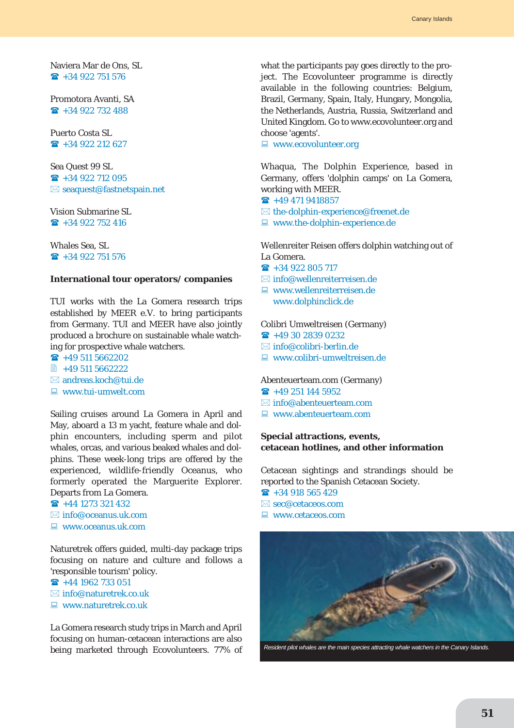Naviera Mar de Ons, SL
☎ +34 922 751 576

Promotora Avanti, SA
☎ +34 922 732 488

Puerto Costa SL
☎ +34 922 212 627

Sea Quest 99 SL
☎ +34 922 712 095
✉ seaquest@fastnetspain.net

Vision Submarine SL
☎ +34 922 752 416

Whales Sea, SL
☎ +34 922 751 576

**International tour operators/ companies**

TUI works with the La Gomera research trips established by MEER e.V. to bring participants from Germany. TUI and MEER have also jointly produced a brochure on sustainable whale watching for prospective whale watchers.
☎ +49 511 5662202
📄 +49 511 5662222
✉ andreas.koch@tui.de
💻 www.tui-umwelt.com

Sailing cruises around La Gomera in April and May, aboard a 13 m yacht, feature whale and dolphin encounters, including sperm and pilot whales, orcas, and various beaked whales and dolphins. These week-long trips are offered by the experienced, wildlife-friendly Oceanus, who formerly operated the Marguerite Explorer. Departs from La Gomera.
☎ +44 1273 321 432
✉ info@oceanus.uk.com
💻 www.oceanus.uk.com

Naturetrek offers guided, multi-day package trips focusing on nature and culture and follows a 'responsible tourism' policy.
☎ +44 1962 733 051
✉ info@naturetrek.co.uk
💻 www.naturetrek.co.uk

La Gomera research study trips in March and April focusing on human-cetacean interactions are also being marketed through Ecovolunteers. 77% of what the participants pay goes directly to the project. The Ecovolunteer programme is directly available in the following countries: Belgium, Brazil, Germany, Spain, Italy, Hungary, Mongolia, the Netherlands, Austria, Russia, Switzerland and United Kingdom. Go to www.ecovolunteer.org and choose 'agents'.
💻 www.ecovolunteer.org

Whaqua, The Dolphin Experience, based in Germany, offers 'dolphin camps' on La Gomera, working with MEER.
☎ +49 471 9418857
✉ the-dolphin-experience@freenet.de
💻 www.the-dolphin-experience.de

Wellenreiter Reisen offers dolphin watching out of La Gomera.
☎ +34 922 805 717
✉ info@wellenreiterreisen.de
💻 www.wellenreiterreisen.de
www.dolphinclick.de

Colibri Umweltreisen (Germany)
☎ +49 30 2839 0232
✉ info@colibri-berlin.de
💻 www.colibri-umweltreisen.de

Abenteuerteam.com (Germany)
☎ +49 251 144 5952
✉ info@abenteuerteam.com
💻 www.abenteuerteam.com

**Special attractions, events, cetacean hotlines, and other information**

Cetacean sightings and strandings should be reported to the Spanish Cetacean Society.
☎ +34 918 565 429
✉ sec@cetaceos.com
💻 www.cetaceos.com

*Resident pilot whales are the main species attracting whale watchers in the Canary Islands.*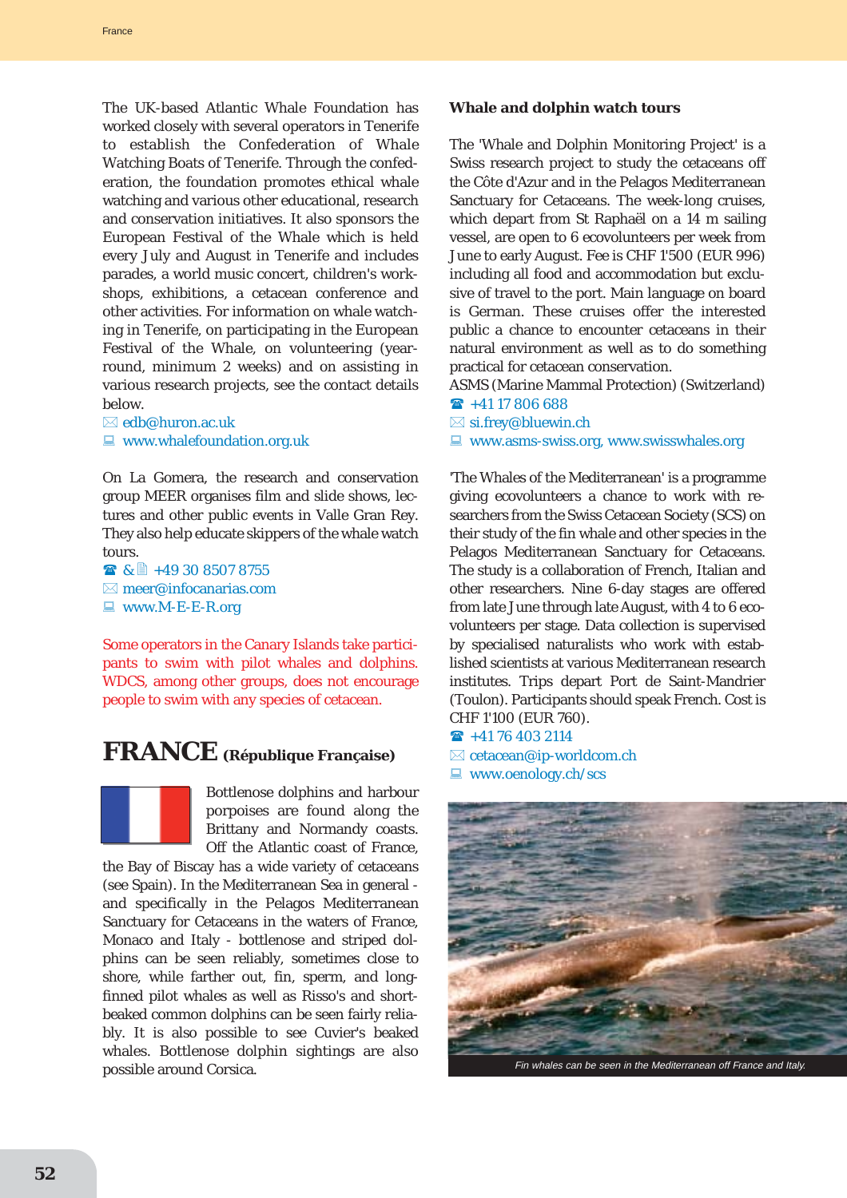The UK-based Atlantic Whale Foundation has worked closely with several operators in Tenerife to establish the Confederation of Whale Watching Boats of Tenerife. Through the confederation, the foundation promotes ethical whale watching and various other educational, research and conservation initiatives. It also sponsors the European Festival of the Whale which is held every July and August in Tenerife and includes parades, a world music concert, children's workshops, exhibitions, a cetacean conference and other activities. For information on whale watching in Tenerife, on participating in the European Festival of the Whale, on volunteering (year-round, minimum 2 weeks) and on assisting in various research projects, see the contact details below.

✉ edb@huron.ac.uk
💻 www.whalefoundation.org.uk

On La Gomera, the research and conservation group MEER organises film and slide shows, lectures and other public events in Valle Gran Rey. They also help educate skippers of the whale watch tours.

☎ & 📠 +49 30 8507 8755
✉ meer@infocanarias.com
💻 www.M-E-E-R.org

Some operators in the Canary Islands take participants to swim with pilot whales and dolphins. WDCS, among other groups, does not encourage people to swim with any species of cetacean.

# FRANCE (République Française)

Bottlenose dolphins and harbour porpoises are found along the Brittany and Normandy coasts. Off the Atlantic coast of France, the Bay of Biscay has a wide variety of cetaceans (see Spain). In the Mediterranean Sea in general - and specifically in the Pelagos Mediterranean Sanctuary for Cetaceans in the waters of France, Monaco and Italy - bottlenose and striped dolphins can be seen reliably, sometimes close to shore, while farther out, fin, sperm, and long-finned pilot whales as well as Risso's and short-beaked common dolphins can be seen fairly reliably. It is also possible to see Cuvier's beaked whales. Bottlenose dolphin sightings are also possible around Corsica.

### Whale and dolphin watch tours

The 'Whale and Dolphin Monitoring Project' is a Swiss research project to study the cetaceans off the Côte d'Azur and in the Pelagos Mediterranean Sanctuary for Cetaceans. The week-long cruises, which depart from St Raphaël on a 14 m sailing vessel, are open to 6 ecovolunteers per week from June to early August. Fee is CHF 1'500 (EUR 996) including all food and accommodation but exclusive of travel to the port. Main language on board is German. These cruises offer the interested public a chance to encounter cetaceans in their natural environment as well as to do something practical for cetacean conservation.

ASMS (Marine Mammal Protection) (Switzerland)

☎ +41 17 806 688
✉ si.frey@bluewin.ch
💻 www.asms-swiss.org, www.swisswhales.org

'The Whales of the Mediterranean' is a programme giving ecovolunteers a chance to work with researchers from the Swiss Cetacean Society (SCS) on their study of the fin whale and other species in the Pelagos Mediterranean Sanctuary for Cetaceans. The study is a collaboration of French, Italian and other researchers. Nine 6-day stages are offered from late June through late August, with 4 to 6 ecovolunteers per stage. Data collection is supervised by specialised naturalists who work with established scientists at various Mediterranean research institutes. Trips depart Port de Saint-Mandrier (Toulon). Participants should speak French. Cost is CHF 1'100 (EUR 760).

☎ +41 76 403 2114
✉ cetacean@ip-worldcom.ch
💻 www.oenology.ch/scs

*Fin whales can be seen in the Mediterranean off France and Italy.*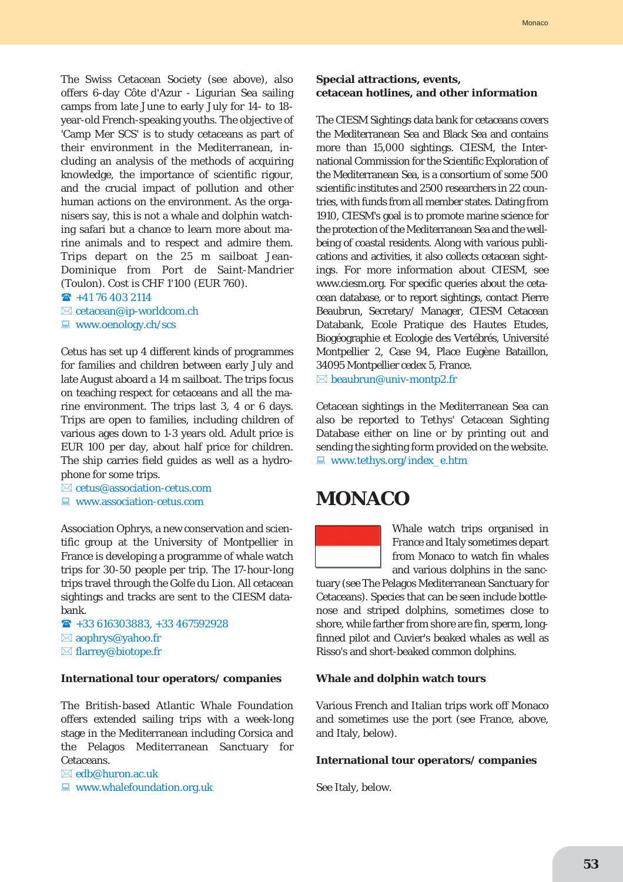The Swiss Cetacean Society (see above), also offers 6-day Côte d'Azur - Ligurian Sea sailing camps from late June to early July for 14- to 18-year-old French-speaking youths. The objective of 'Camp Mer SCS' is to study cetaceans as part of their environment in the Mediterranean, including an analysis of the methods of acquiring knowledge, the importance of scientific rigour, and the crucial impact of pollution and other human actions on the environment. As the organisers say, this is not a whale and dolphin watching safari but a chance to learn more about marine animals and to respect and admire them. Trips depart on the 25 m sailboat Jean-Dominique from Port de Saint-Mandrier (Toulon). Cost is CHF 1'100 (EUR 760).

☎ +41 76 403 2114
✉ cetacean@ip-worldcom.ch
💻 www.oenology.ch/scs

Cetus has set up 4 different kinds of programmes for families and children between early July and late August aboard a 14 m sailboat. The trips focus on teaching respect for cetaceans and all the marine environment. The trips last 3, 4 or 6 days. Trips are open to families, including children of various ages down to 1-3 years old. Adult price is EUR 100 per day, about half price for children. The ship carries field guides as well as a hydrophone for some trips.

✉ cetus@association-cetus.com
💻 www.association-cetus.com

Association Ophrys, a new conservation and scientific group at the University of Montpellier in France is developing a programme of whale watch trips for 30-50 people per trip. The 17-hour-long trips travel through the Golfe du Lion. All cetacean sightings and tracks are sent to the CIESM databank.

☎ +33 616303883, +33 467592928
✉ aophrys@yahoo.fr
✉ flarrey@biotope.fr

**International tour operators/ companies**

The British-based Atlantic Whale Foundation offers extended sailing trips with a week-long stage in the Mediterranean including Corsica and the Pelagos Mediterranean Sanctuary for Cetaceans.

✉ edb@huron.ac.uk
💻 www.whalefoundation.org.uk

**Special attractions, events, cetacean hotlines, and other information**

The CIESM Sightings data bank for cetaceans covers the Mediterranean Sea and Black Sea and contains more than 15,000 sightings. CIESM, the International Commission for the Scientific Exploration of the Mediterranean Sea, is a consortium of some 500 scientific institutes and 2500 researchers in 22 countries, with funds from all member states. Dating from 1910, CIESM's goal is to promote marine science for the protection of the Mediterranean Sea and the well-being of coastal residents. Along with various publications and activities, it also collects cetacean sightings. For more information about CIESM, see www.ciesm.org. For specific queries about the cetacean database, or to report sightings, contact Pierre Beaubrun, Secretary/ Manager, CIESM Cetacean Databank, Ecole Pratique des Hautes Etudes, Biogéographie et Ecologie des Vertébrés, Université Montpellier 2, Case 94, Place Eugène Bataillon, 34095 Montpellier cedex 5, France.

✉ beaubrun@univ-montp2.fr

Cetacean sightings in the Mediterranean Sea can also be reported to Tethys' Cetacean Sighting Database either on line or by printing out and sending the sighting form provided on the website.

💻 www.tethys.org/index_e.htm

# MONACO

Whale watch trips organised in France and Italy sometimes depart from Monaco to watch fin whales and various dolphins in the sanctuary (see The Pelagos Mediterranean Sanctuary for Cetaceans). Species that can be seen include bottlenose and striped dolphins, sometimes close to shore, while farther from shore are fin, sperm, long-finned pilot and Cuvier's beaked whales as well as Risso's and short-beaked common dolphins.

**Whale and dolphin watch tours**

Various French and Italian trips work off Monaco and sometimes use the port (see France, above, and Italy, below).

**International tour operators/ companies**

See Italy, below.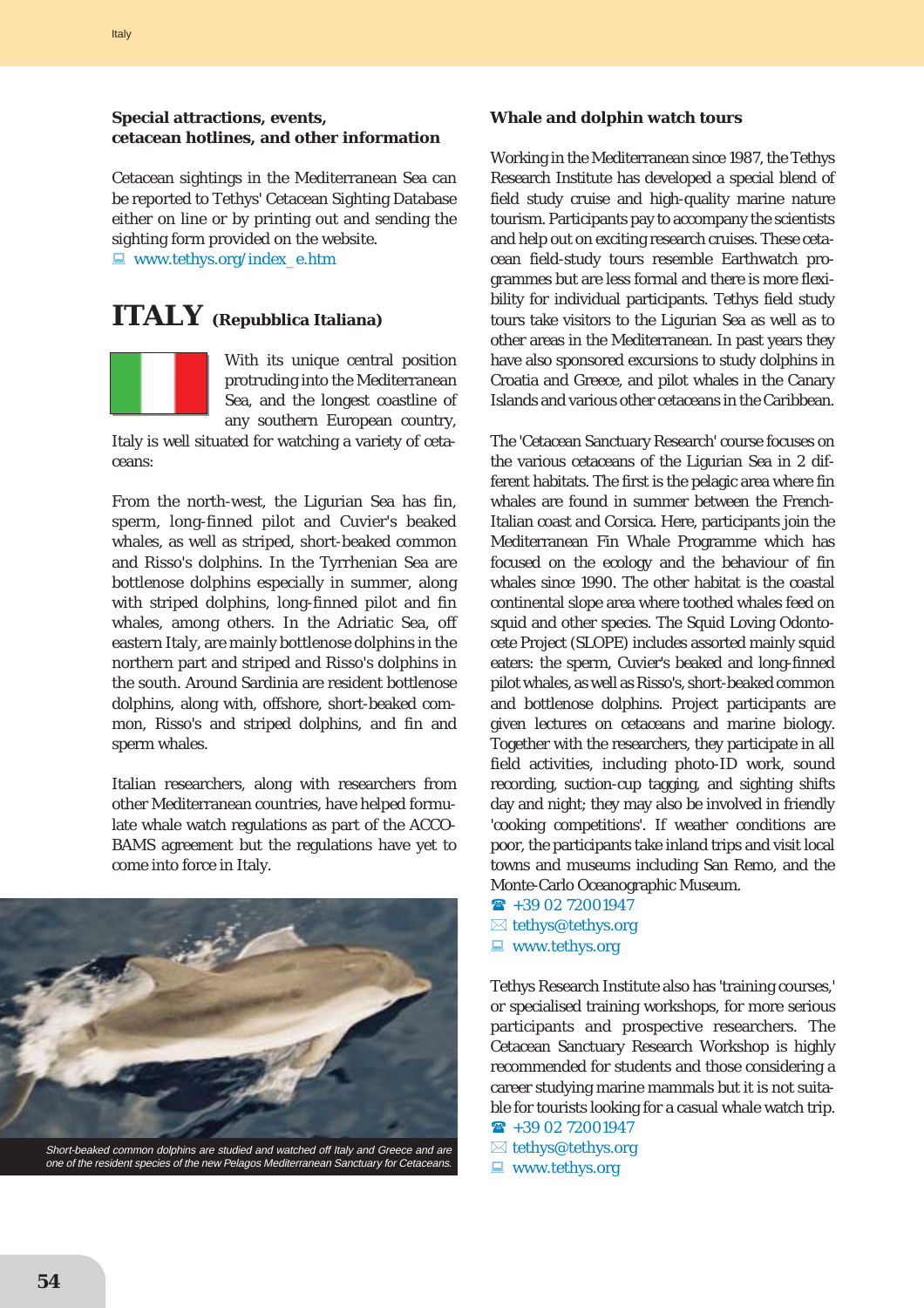### Special attractions, events, cetacean hotlines, and other information

Cetacean sightings in the Mediterranean Sea can be reported to Tethys' Cetacean Sighting Database either on line or by printing out and sending the sighting form provided on the website.
www.tethys.org/index_e.htm

## ITALY (Repubblica Italiana)

With its unique central position protruding into the Mediterranean Sea, and the longest coastline of any southern European country, Italy is well situated for watching a variety of cetaceans:

From the north-west, the Ligurian Sea has fin, sperm, long-finned pilot and Cuvier's beaked whales, as well as striped, short-beaked common and Risso's dolphins. In the Tyrrhenian Sea are bottlenose dolphins especially in summer, along with striped dolphins, long-finned pilot and fin whales, among others. In the Adriatic Sea, off eastern Italy, are mainly bottlenose dolphins in the northern part and striped and Risso's dolphins in the south. Around Sardinia are resident bottlenose dolphins, along with, offshore, short-beaked common, Risso's and striped dolphins, and fin and sperm whales.

Italian researchers, along with researchers from other Mediterranean countries, have helped formulate whale watch regulations as part of the ACCOBAMS agreement but the regulations have yet to come into force in Italy.

*Short-beaked common dolphins are studied and watched off Italy and Greece and are one of the resident species of the new Pelagos Mediterranean Sanctuary for Cetaceans.*

### Whale and dolphin watch tours

Working in the Mediterranean since 1987, the Tethys Research Institute has developed a special blend of field study cruise and high-quality marine nature tourism. Participants pay to accompany the scientists and help out on exciting research cruises. These cetacean field-study tours resemble Earthwatch programmes but are less formal and there is more flexibility for individual participants. Tethys field study tours take visitors to the Ligurian Sea as well as to other areas in the Mediterranean. In past years they have also sponsored excursions to study dolphins in Croatia and Greece, and pilot whales in the Canary Islands and various other cetaceans in the Caribbean.

The 'Cetacean Sanctuary Research' course focuses on the various cetaceans of the Ligurian Sea in 2 different habitats. The first is the pelagic area where fin whales are found in summer between the French-Italian coast and Corsica. Here, participants join the Mediterranean Fin Whale Programme which has focused on the ecology and the behaviour of fin whales since 1990. The other habitat is the coastal continental slope area where toothed whales feed on squid and other species. The Squid Loving Odontocete Project (SLOPE) includes assorted mainly squid eaters: the sperm, Cuvier's beaked and long-finned pilot whales, as well as Risso's, short-beaked common and bottlenose dolphins. Project participants are given lectures on cetaceans and marine biology. Together with the researchers, they participate in all field activities, including photo-ID work, sound recording, suction-cup tagging, and sighting shifts day and night; they may also be involved in friendly 'cooking competitions'. If weather conditions are poor, the participants take inland trips and visit local towns and museums including San Remo, and the Monte-Carlo Oceanographic Museum.
☎ +39 02 72001947
✉ tethys@tethys.org
www.tethys.org

Tethys Research Institute also has 'training courses,' or specialised training workshops, for more serious participants and prospective researchers. The Cetacean Sanctuary Research Workshop is highly recommended for students and those considering a career studying marine mammals but it is not suitable for tourists looking for a casual whale watch trip.
☎ +39 02 72001947
✉ tethys@tethys.org
www.tethys.org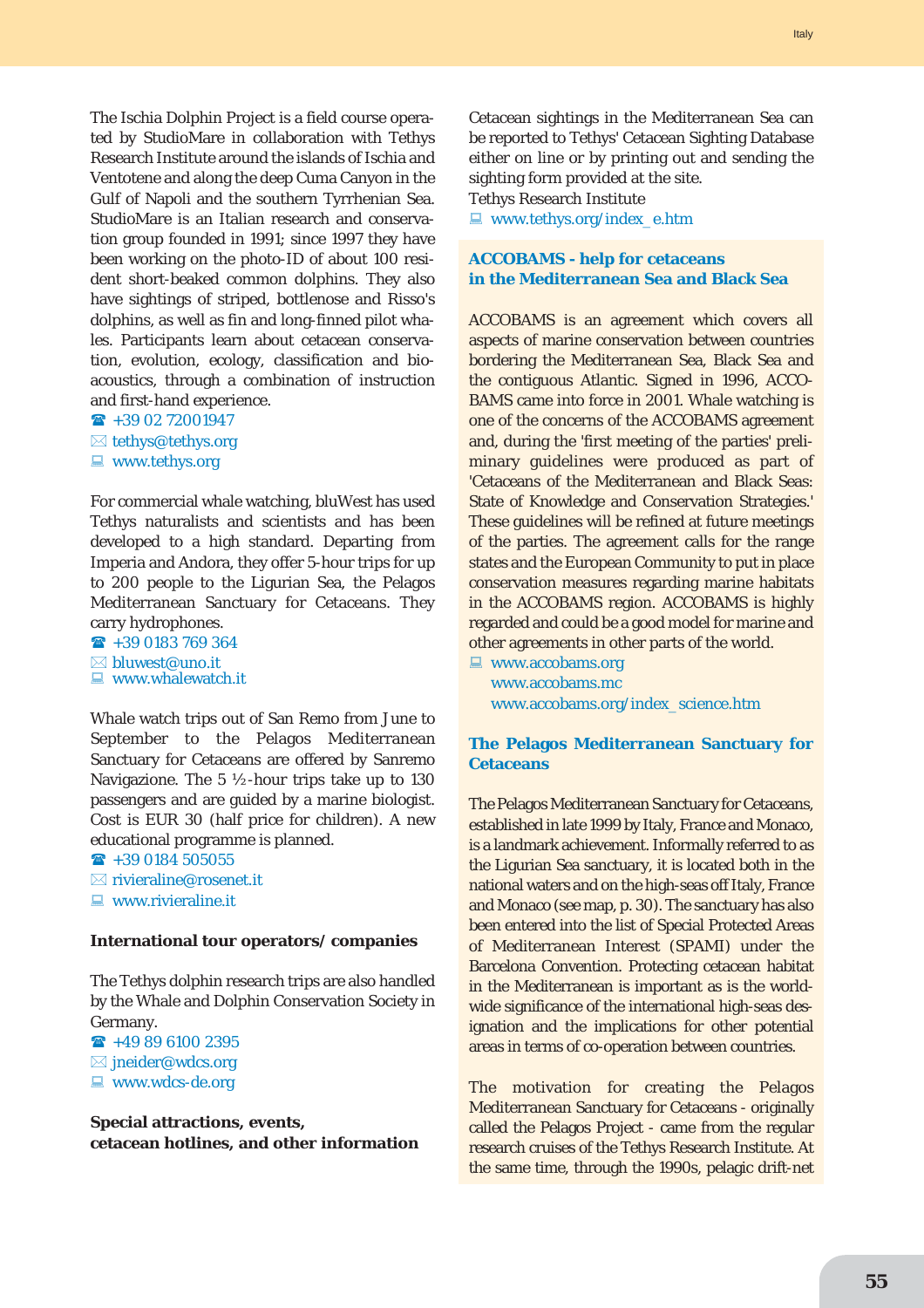The Ischia Dolphin Project is a field course operated by StudioMare in collaboration with Tethys Research Institute around the islands of Ischia and Ventotene and along the deep Cuma Canyon in the Gulf of Napoli and the southern Tyrrhenian Sea. StudioMare is an Italian research and conservation group founded in 1991; since 1997 they have been working on the photo-ID of about 100 resident short-beaked common dolphins. They also have sightings of striped, bottlenose and Risso's dolphins, as well as fin and long-finned pilot whales. Participants learn about cetacean conservation, evolution, ecology, classification and bioacoustics, through a combination of instruction and first-hand experience.

☎ +39 02 72001947
✉ tethys@tethys.org
💻 www.tethys.org

For commercial whale watching, bluWest has used Tethys naturalists and scientists and has been developed to a high standard. Departing from Imperia and Andora, they offer 5-hour trips for up to 200 people to the Ligurian Sea, the Pelagos Mediterranean Sanctuary for Cetaceans. They carry hydrophones.

☎ +39 0183 769 364
✉ bluwest@uno.it
💻 www.whalewatch.it

Whale watch trips out of San Remo from June to September to the Pelagos Mediterranean Sanctuary for Cetaceans are offered by Sanremo Navigazione. The 5 ½-hour trips take up to 130 passengers and are guided by a marine biologist. Cost is EUR 30 (half price for children). A new educational programme is planned.

☎ +39 0184 505055
✉ rivieraline@rosenet.it
💻 www.rivieraline.it

**International tour operators/ companies**

The Tethys dolphin research trips are also handled by the Whale and Dolphin Conservation Society in Germany.

☎ +49 89 6100 2395
✉ jneider@wdcs.org
💻 www.wdcs-de.org

**Special attractions, events, cetacean hotlines, and other information**

Cetacean sightings in the Mediterranean Sea can be reported to Tethys' Cetacean Sighting Database either on line or by printing out and sending the sighting form provided at the site.

Tethys Research Institute
💻 www.tethys.org/index_e.htm

### ACCOBAMS - help for cetaceans in the Mediterranean Sea and Black Sea

ACCOBAMS is an agreement which covers all aspects of marine conservation between countries bordering the Mediterranean Sea, Black Sea and the contiguous Atlantic. Signed in 1996, ACCOBAMS came into force in 2001. Whale watching is one of the concerns of the ACCOBAMS agreement and, during the 'first meeting of the parties' preliminary guidelines were produced as part of 'Cetaceans of the Mediterranean and Black Seas: State of Knowledge and Conservation Strategies.' These guidelines will be refined at future meetings of the parties. The agreement calls for the range states and the European Community to put in place conservation measures regarding marine habitats in the ACCOBAMS region. ACCOBAMS is highly regarded and could be a good model for marine and other agreements in other parts of the world.

💻 www.accobams.org
www.accobams.mc
www.accobams.org/index_science.htm

### The Pelagos Mediterranean Sanctuary for Cetaceans

The Pelagos Mediterranean Sanctuary for Cetaceans, established in late 1999 by Italy, France and Monaco, is a landmark achievement. Informally referred to as the Ligurian Sea sanctuary, it is located both in the national waters and on the high-seas off Italy, France and Monaco (see map, p. 30). The sanctuary has also been entered into the list of Special Protected Areas of Mediterranean Interest (SPAMI) under the Barcelona Convention. Protecting cetacean habitat in the Mediterranean is important as is the worldwide significance of the international high-seas designation and the implications for other potential areas in terms of co-operation between countries.

The motivation for creating the Pelagos Mediterranean Sanctuary for Cetaceans - originally called the Pelagos Project - came from the regular research cruises of the Tethys Research Institute. At the same time, through the 1990s, pelagic drift-net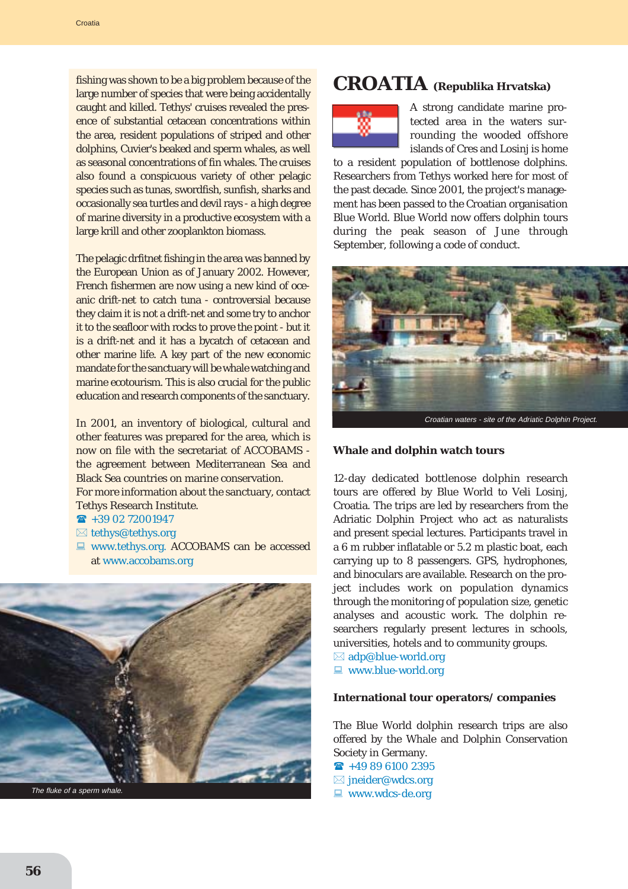fishing was shown to be a big problem because of the large number of species that were being accidentally caught and killed. Tethys' cruises revealed the presence of substantial cetacean concentrations within the area, resident populations of striped and other dolphins, Cuvier's beaked and sperm whales, as well as seasonal concentrations of fin whales. The cruises also found a conspicuous variety of other pelagic species such as tunas, swordfish, sunfish, sharks and occasionally sea turtles and devil rays - a high degree of marine diversity in a productive ecosystem with a large krill and other zooplankton biomass.

The pelagic drfitnet fishing in the area was banned by the European Union as of January 2002. However, French fishermen are now using a new kind of oceanic drift-net to catch tuna - controversial because they claim it is not a drift-net and some try to anchor it to the seafloor with rocks to prove the point - but it is a drift-net and it has a bycatch of cetacean and other marine life. A key part of the new economic mandate for the sanctuary will be whale watching and marine ecotourism. This is also crucial for the public education and research components of the sanctuary.

In 2001, an inventory of biological, cultural and other features was prepared for the area, which is now on file with the secretariat of ACCOBAMS - the agreement between Mediterranean Sea and Black Sea countries on marine conservation.
For more information about the sanctuary, contact Tethys Research Institute.

☎ +39 02 72001947
✉ tethys@tethys.org
💻 www.tethys.org. ACCOBAMS can be accessed at www.accobams.org

The fluke of a sperm whale.

# CROATIA (Republika Hrvatska)

A strong candidate marine protected area in the waters surrounding the wooded offshore islands of Cres and Losinj is home to a resident population of bottlenose dolphins. Researchers from Tethys worked here for most of the past decade. Since 2001, the project's management has been passed to the Croatian organisation Blue World. Blue World now offers dolphin tours during the peak season of June through September, following a code of conduct.

Croatian waters - site of the Adriatic Dolphin Project.

### Whale and dolphin watch tours

12-day dedicated bottlenose dolphin research tours are offered by Blue World to Veli Losinj, Croatia. The trips are led by researchers from the Adriatic Dolphin Project who act as naturalists and present special lectures. Participants travel in a 6 m rubber inflatable or 5.2 m plastic boat, each carrying up to 8 passengers. GPS, hydrophones, and binoculars are available. Research on the project includes work on population dynamics through the monitoring of population size, genetic analyses and acoustic work. The dolphin researchers regularly present lectures in schools, universities, hotels and to community groups.

✉ adp@blue-world.org
💻 www.blue-world.org

### International tour operators/ companies

The Blue World dolphin research trips are also offered by the Whale and Dolphin Conservation Society in Germany.

☎ +49 89 6100 2395
✉ jneider@wdcs.org
💻 www.wdcs-de.org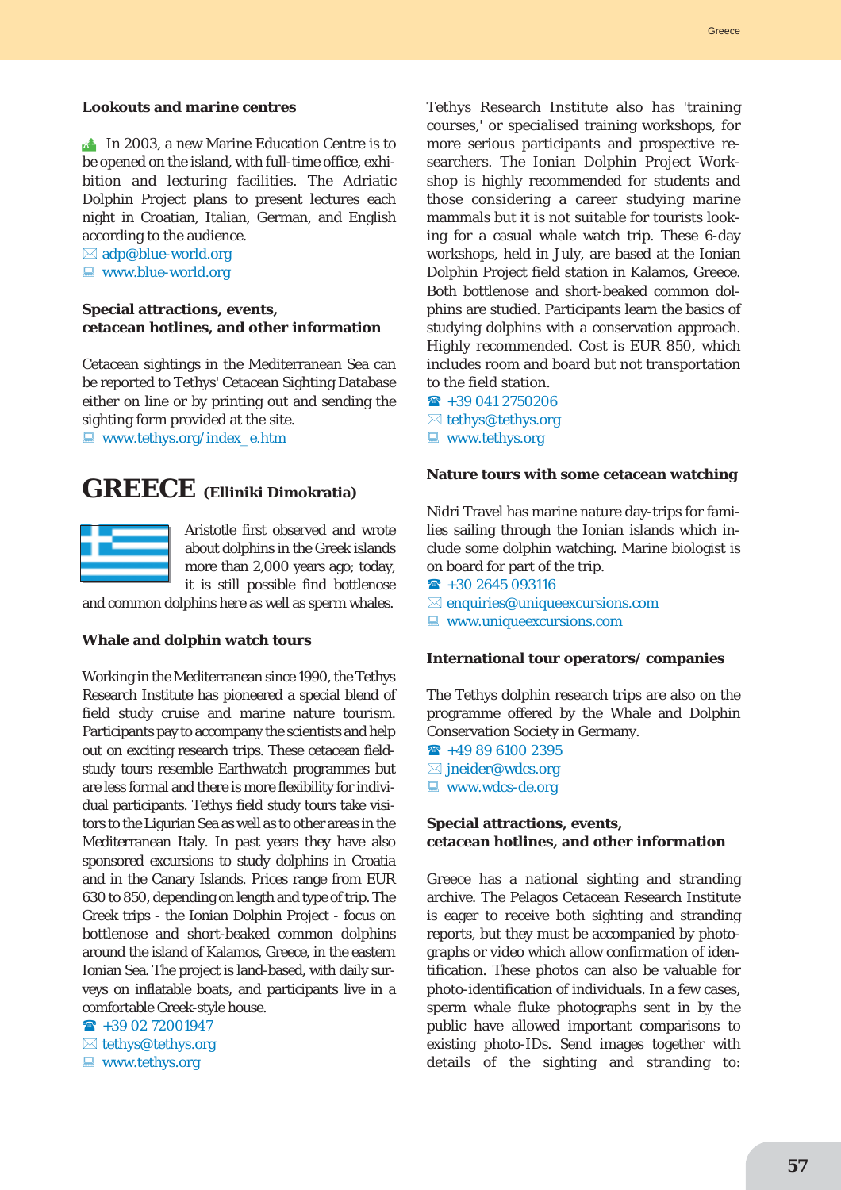### Lookouts and marine centres

In 2003, a new Marine Education Centre is to be opened on the island, with full-time office, exhibition and lecturing facilities. The Adriatic Dolphin Project plans to present lectures each night in Croatian, Italian, German, and English according to the audience.

✉ adp@blue-world.org
🖳 www.blue-world.org

### Special attractions, events, cetacean hotlines, and other information

Cetacean sightings in the Mediterranean Sea can be reported to Tethys' Cetacean Sighting Database either on line or by printing out and sending the sighting form provided at the site.

🖳 www.tethys.org/index_e.htm

# GREECE (Elliniki Dimokratia)

Aristotle first observed and wrote about dolphins in the Greek islands more than 2,000 years ago; today, it is still possible find bottlenose and common dolphins here as well as sperm whales.

### Whale and dolphin watch tours

Working in the Mediterranean since 1990, the Tethys Research Institute has pioneered a special blend of field study cruise and marine nature tourism. Participants pay to accompany the scientists and help out on exciting research trips. These cetacean field-study tours resemble Earthwatch programmes but are less formal and there is more flexibility for individual participants. Tethys field study tours take visitors to the Ligurian Sea as well as to other areas in the Mediterranean Italy. In past years they have also sponsored excursions to study dolphins in Croatia and in the Canary Islands. Prices range from EUR 630 to 850, depending on length and type of trip. The Greek trips - the Ionian Dolphin Project - focus on bottlenose and short-beaked common dolphins around the island of Kalamos, Greece, in the eastern Ionian Sea. The project is land-based, with daily surveys on inflatable boats, and participants live in a comfortable Greek-style house.

☎ +39 02 72001947
✉ tethys@tethys.org
🖳 www.tethys.org

Tethys Research Institute also has 'training courses,' or specialised training workshops, for more serious participants and prospective researchers. The Ionian Dolphin Project Workshop is highly recommended for students and those considering a career studying marine mammals but it is not suitable for tourists looking for a casual whale watch trip. These 6-day workshops, held in July, are based at the Ionian Dolphin Project field station in Kalamos, Greece. Both bottlenose and short-beaked common dolphins are studied. Participants learn the basics of studying dolphins with a conservation approach. Highly recommended. Cost is EUR 850, which includes room and board but not transportation to the field station.

☎ +39 041 2750206
✉ tethys@tethys.org
🖳 www.tethys.org

### Nature tours with some cetacean watching

Nidri Travel has marine nature day-trips for families sailing through the Ionian islands which include some dolphin watching. Marine biologist is on board for part of the trip.

☎ +30 2645 093116
✉ enquiries@uniqueexcursions.com
🖳 www.uniqueexcursions.com

### International tour operators/ companies

The Tethys dolphin research trips are also on the programme offered by the Whale and Dolphin Conservation Society in Germany.

☎ +49 89 6100 2395
✉ jneider@wdcs.org
🖳 www.wdcs-de.org

### Special attractions, events, cetacean hotlines, and other information

Greece has a national sighting and stranding archive. The Pelagos Cetacean Research Institute is eager to receive both sighting and stranding reports, but they must be accompanied by photographs or video which allow confirmation of identification. These photos can also be valuable for photo-identification of individuals. In a few cases, sperm whale fluke photographs sent in by the public have allowed important comparisons to existing photo-IDs. Send images together with details of the sighting and stranding to: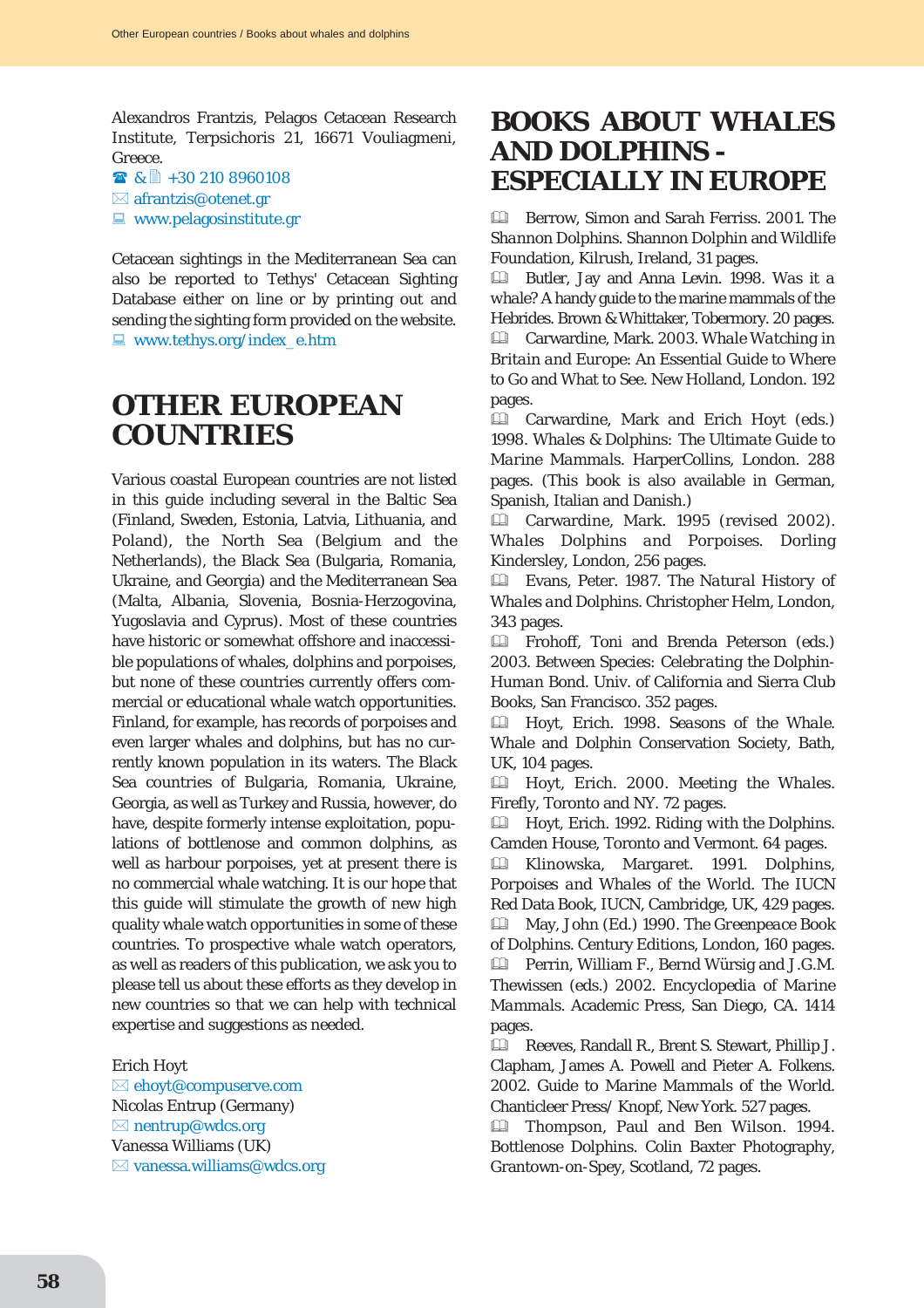Alexandros Frantzis, Pelagos Cetacean Research Institute, Terpsichoris 21, 16671 Vouliagmeni, Greece.

☎ & 📄 +30 210 8960108

✉ afrantzis@otenet.gr

💻 www.pelagosinstitute.gr

Cetacean sightings in the Mediterranean Sea can also be reported to Tethys' Cetacean Sighting Database either on line or by printing out and sending the sighting form provided on the website.

💻 www.tethys.org/index_e.htm

# OTHER EUROPEAN COUNTRIES

Various coastal European countries are not listed in this guide including several in the Baltic Sea (Finland, Sweden, Estonia, Latvia, Lithuania, and Poland), the North Sea (Belgium and the Netherlands), the Black Sea (Bulgaria, Romania, Ukraine, and Georgia) and the Mediterranean Sea (Malta, Albania, Slovenia, Bosnia-Herzogovina, Yugoslavia and Cyprus). Most of these countries have historic or somewhat offshore and inaccessible populations of whales, dolphins and porpoises, but none of these countries currently offers commercial or educational whale watch opportunities. Finland, for example, has records of porpoises and even larger whales and dolphins, but has no currently known population in its waters. The Black Sea countries of Bulgaria, Romania, Ukraine, Georgia, as well as Turkey and Russia, however, do have, despite formerly intense exploitation, populations of bottlenose and common dolphins, as well as harbour porpoises, yet at present there is no commercial whale watching. It is our hope that this guide will stimulate the growth of new high quality whale watch opportunities in some of these countries. To prospective whale watch operators, as well as readers of this publication, we ask you to please tell us about these efforts as they develop in new countries so that we can help with technical expertise and suggestions as needed.

Erich Hoyt

✉ ehoyt@compuserve.com

Nicolas Entrup (Germany)

✉ nentrup@wdcs.org

Vanessa Williams (UK)

✉ vanessa.williams@wdcs.org

# BOOKS ABOUT WHALES AND DOLPHINS - ESPECIALLY IN EUROPE

📖 Berrow, Simon and Sarah Ferriss. 2001. The Shannon Dolphins. Shannon Dolphin and Wildlife Foundation, Kilrush, Ireland, 31 pages.

📖 Butler, Jay and Anna Levin. 1998. Was it a whale? A handy guide to the marine mammals of the Hebrides. Brown & Whittaker, Tobermory. 20 pages.

📖 Carwardine, Mark. 2003. Whale Watching in Britain and Europe: An Essential Guide to Where to Go and What to See. New Holland, London. 192 pages.

📖 Carwardine, Mark and Erich Hoyt (eds.) 1998. Whales & Dolphins: The Ultimate Guide to Marine Mammals. HarperCollins, London. 288 pages. (This book is also available in German, Spanish, Italian and Danish.)

📖 Carwardine, Mark. 1995 (revised 2002). Whales Dolphins and Porpoises. Dorling Kindersley, London, 256 pages.

📖 Evans, Peter. 1987. The Natural History of Whales and Dolphins. Christopher Helm, London, 343 pages.

📖 Frohoff, Toni and Brenda Peterson (eds.) 2003. Between Species: Celebrating the Dolphin-Human Bond. Univ. of California and Sierra Club Books, San Francisco. 352 pages.

📖 Hoyt, Erich. 1998. Seasons of the Whale. Whale and Dolphin Conservation Society, Bath, UK, 104 pages.

📖 Hoyt, Erich. 2000. Meeting the Whales. Firefly, Toronto and NY. 72 pages.

📖 Hoyt, Erich. 1992. Riding with the Dolphins. Camden House, Toronto and Vermont. 64 pages.

📖 Klinowska, Margaret. 1991. Dolphins, Porpoises and Whales of the World. The IUCN Red Data Book, IUCN, Cambridge, UK, 429 pages.

📖 May, John (Ed.) 1990. The Greenpeace Book of Dolphins. Century Editions, London, 160 pages.

📖 Perrin, William F., Bernd Würsig and J.G.M. Thewissen (eds.) 2002. Encyclopedia of Marine Mammals. Academic Press, San Diego, CA. 1414 pages.

📖 Reeves, Randall R., Brent S. Stewart, Phillip J. Clapham, James A. Powell and Pieter A. Folkens. 2002. Guide to Marine Mammals of the World. Chanticleer Press/ Knopf, New York. 527 pages.

📖 Thompson, Paul and Ben Wilson. 1994. Bottlenose Dolphins. Colin Baxter Photography, Grantown-on-Spey, Scotland, 72 pages.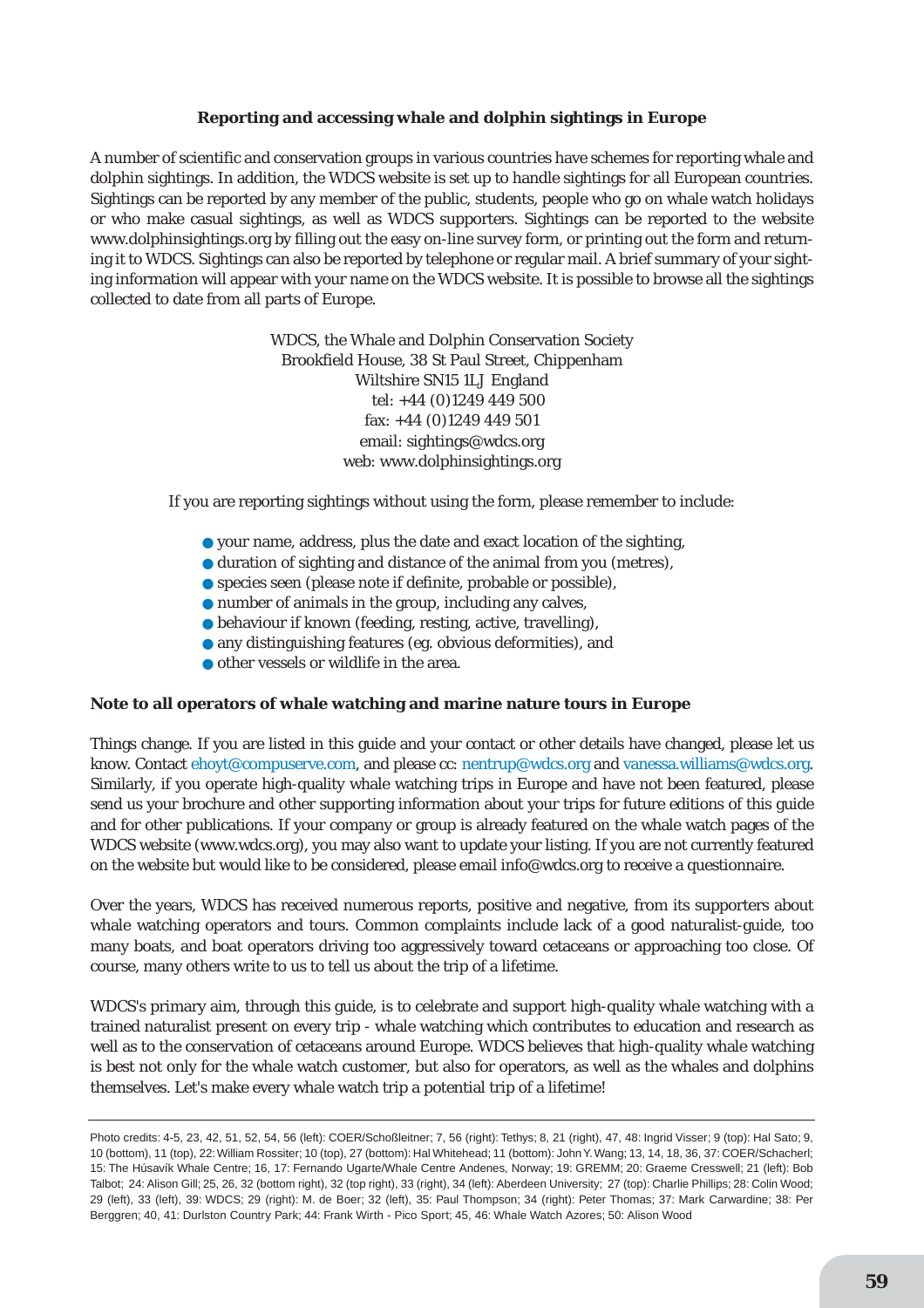### Reporting and accessing whale and dolphin sightings in Europe

A number of scientific and conservation groups in various countries have schemes for reporting whale and dolphin sightings. In addition, the WDCS website is set up to handle sightings for all European countries. Sightings can be reported by any member of the public, students, people who go on whale watch holidays or who make casual sightings, as well as WDCS supporters. Sightings can be reported to the website www.dolphinsightings.org by filling out the easy on-line survey form, or printing out the form and returning it to WDCS. Sightings can also be reported by telephone or regular mail. A brief summary of your sighting information will appear with your name on the WDCS website. It is possible to browse all the sightings collected to date from all parts of Europe.

WDCS, the Whale and Dolphin Conservation Society
Brookfield House, 38 St Paul Street, Chippenham
Wiltshire SN15 1LJ England
tel: +44 (0)1249 449 500
fax: +44 (0)1249 449 501
email: sightings@wdcs.org
web: www.dolphinsightings.org

If you are reporting sightings without using the form, please remember to include:

- your name, address, plus the date and exact location of the sighting,
- duration of sighting and distance of the animal from you (metres),
- species seen (please note if definite, probable or possible),
- number of animals in the group, including any calves,
- behaviour if known (feeding, resting, active, travelling),
- any distinguishing features (eg. obvious deformities), and
- other vessels or wildlife in the area.

### Note to all operators of whale watching and marine nature tours in Europe

Things change. If you are listed in this guide and your contact or other details have changed, please let us know. Contact ehoyt@compuserve.com, and please cc: nentrup@wdcs.org and vanessa.williams@wdcs.org. Similarly, if you operate high-quality whale watching trips in Europe and have not been featured, please send us your brochure and other supporting information about your trips for future editions of this guide and for other publications. If your company or group is already featured on the whale watch pages of the WDCS website (www.wdcs.org), you may also want to update your listing. If you are not currently featured on the website but would like to be considered, please email info@wdcs.org to receive a questionnaire.

Over the years, WDCS has received numerous reports, positive and negative, from its supporters about whale watching operators and tours. Common complaints include lack of a good naturalist-guide, too many boats, and boat operators driving too aggressively toward cetaceans or approaching too close. Of course, many others write to us to tell us about the trip of a lifetime.

WDCS's primary aim, through this guide, is to celebrate and support high-quality whale watching with a trained naturalist present on every trip - whale watching which contributes to education and research as well as to the conservation of cetaceans around Europe. WDCS believes that high-quality whale watching is best not only for the whale watch customer, but also for operators, as well as the whales and dolphins themselves. Let's make every whale watch trip a potential trip of a lifetime!

---

Photo credits: 4-5, 23, 42, 51, 52, 54, 56 (left): COER/Schoßleitner; 7, 56 (right): Tethys; 8, 21 (right), 47, 48: Ingrid Visser; 9 (top): Hal Sato; 9, 10 (bottom), 11 (top), 22: William Rossiter; 10 (top), 27 (bottom): Hal Whitehead; 11 (bottom): John Y. Wang; 13, 14, 18, 36, 37: COER/Schacherl; 15: The Húsavík Whale Centre; 16, 17: Fernando Ugarte/Whale Centre Andenes, Norway; 19: GREMM; 20: Graeme Cresswell; 21 (left): Bob Talbot; 24: Alison Gill; 25, 26, 32 (bottom right), 32 (top right), 33 (right), 34 (left): Aberdeen University; 27 (top): Charlie Phillips; 28: Colin Wood; 29 (left), 33 (left), 39: WDCS; 29 (right): M. de Boer; 32 (left), 35: Paul Thompson; 34 (right): Peter Thomas; 37: Mark Carwardine; 38: Per Berggren; 40, 41: Durlston Country Park; 44: Frank Wirth - Pico Sport; 45, 46: Whale Watch Azores; 50: Alison Wood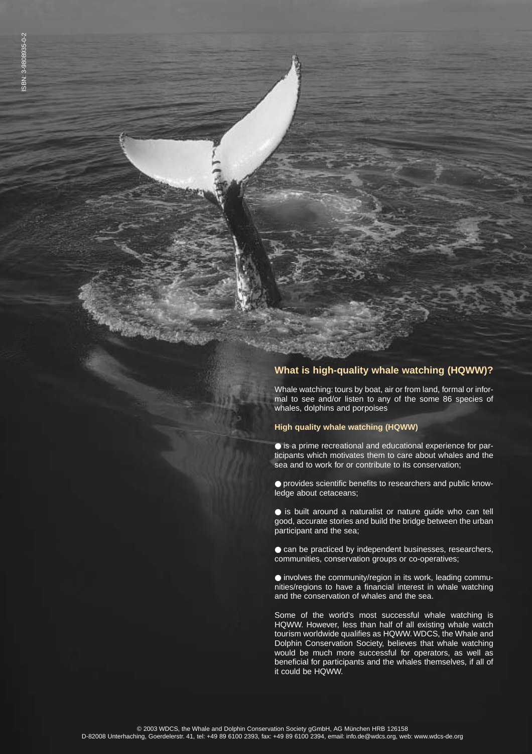ISBN: 3-9808935-0-2

## What is high-quality whale watching (HQWW)?

Whale watching: tours by boat, air or from land, formal or informal to see and/or listen to any of the some 86 species of whales, dolphins and porpoises

### High quality whale watching (HQWW)

- is a prime recreational and educational experience for participants which motivates them to care about whales and the sea and to work for or contribute to its conservation;
- provides scientific benefits to researchers and public knowledge about cetaceans;
- is built around a naturalist or nature guide who can tell good, accurate stories and build the bridge between the urban participant and the sea;
- can be practiced by independent businesses, researchers, communities, conservation groups or co-operatives;
- involves the community/region in its work, leading communities/regions to have a financial interest in whale watching and the conservation of whales and the sea.

Some of the world's most successful whale watching is HQWW. However, less than half of all existing whale watch tourism worldwide qualifies as HQWW. WDCS, the Whale and Dolphin Conservation Society, believes that whale watching would be much more successful for operators, as well as beneficial for participants and the whales themselves, if all of it could be HQWW.

© 2003 WDCS, the Whale and Dolphin Conservation Society gGmbH, AG München HRB 126158
D-82008 Unterhaching, Goerdelerstr. 41, tel: +49 89 6100 2393, fax: +49 89 6100 2394, email: info.de@wdcs.org, web: www.wdcs-de.org